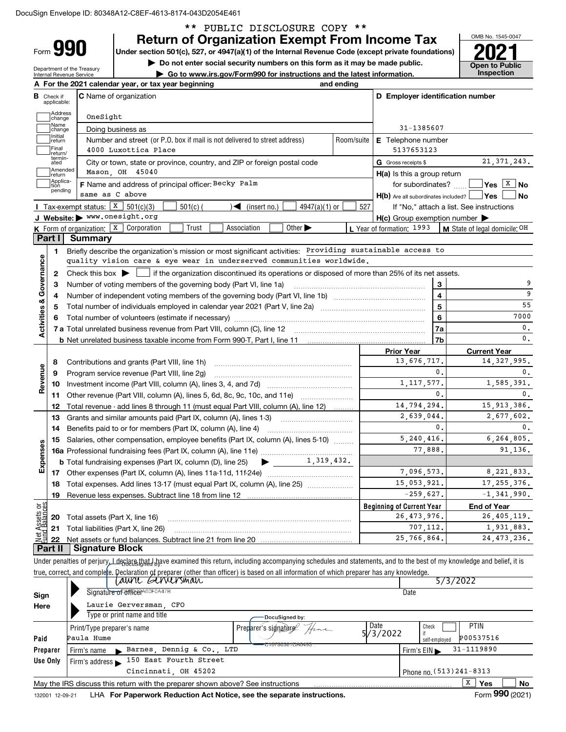DocuSign Envelope ID: 80348A12-C8EF-4613-8174-043D2054E461

** PUBLIC DISCLOSURE COPY **

# Form 990 — Return of Organization Exempt From Income Tax

Under section 501(c), 527, or 4947(a)(1) of the Internal Revenue Code (except private foundations)

▶ Do not enter social security numbers on this form as it may be made public.

▶ Go to www.irs.gov/Form990 for instructions and the latest information.

Department of the Treasury, Internal Revenue Service

OMB No. 1545-0047 — **2021** — Open to Public Inspection

**A** For the 2021 calendar year, or tax year beginning and ending

**B** Check if applicable: Address change, Name change, Initial return, Final return/terminated, Amended return, Application pending

**C** Name of organization: OneSight

Doing business as

Number and street (or P.O. box if mail is not delivered to street address): 4000 Luxottica Place — Room/suite

City or town, state or province, country, and ZIP or foreign postal code: Mason, OH 45040

**D** Employer identification number: 31-1385607

**E** Telephone number: 5137653123

**G** Gross receipts $ 21,371,243.

**F** Name and address of principal officer: Becky Palm, same as C above

**H(a)** Is this a group return for subordinates? Yes [ ] No [X]

**H(b)** Are all subordinates included? Yes [ ] No [ ] — If "No," attach a list. See instructions

**I** Tax-exempt status: [X] 501(c)(3) [ ] 501(c) ( ) ◀ (insert no.) [ ] 4947(a)(1) or [ ] 527

**J** Website: ▶ www.onesight.org

**H(c)** Group exemption number ▶

**K** Form of organization: [X] Corporation [ ] Trust [ ] Association [ ] Other ▶

**L** Year of formation: 1993

**M** State of legal domicile: OH

## Part I Summary

**Activities & Governance**

1. Briefly describe the organization's mission or most significant activities: Providing sustainable access to quality vision care & eye wear in underserved communities worldwide.
2. Check this box ▶ [ ] if the organization discontinued its operations or disposed of more than 25% of its net assets.

| Line | Description | | Value |
|---|---|---|---|
| 3 | Number of voting members of the governing body (Part VI, line 1a) | 3 | 9 |
| 4 | Number of independent voting members of the governing body (Part VI, line 1b) | 4 | 9 |
| 5 | Total number of individuals employed in calendar year 2021 (Part V, line 2a) | 5 | 55 |
| 6 | Total number of volunteers (estimate if necessary) | 6 | 7000 |
| 7a | Total unrelated business revenue from Part VIII, column (C), line 12 | 7a | 0. |
| 7b | Net unrelated business taxable income from Form 990-T, Part I, line 11 | 7b | 0. |

| Line | Description | Prior Year | Current Year |
|---|---|---|---|
| **Revenue** | | | |
| 8 | Contributions and grants (Part VIII, line 1h) | 13,676,717. | 14,327,995. |
| 9 | Program service revenue (Part VIII, line 2g) | 0. | 0. |
| 10 | Investment income (Part VIII, column (A), lines 3, 4, and 7d) | 1,117,577. | 1,585,391. |
| 11 | Other revenue (Part VIII, column (A), lines 5, 6d, 8c, 9c, 10c, and 11e) | 0. | 0. |
| 12 | Total revenue - add lines 8 through 11 (must equal Part VIII, column (A), line 12) | 14,794,294. | 15,913,386. |
| **Expenses** | | | |
| 13 | Grants and similar amounts paid (Part IX, column (A), lines 1-3) | 2,639,044. | 2,677,602. |
| 14 | Benefits paid to or for members (Part IX, column (A), line 4) | 0. | 0. |
| 15 | Salaries, other compensation, employee benefits (Part IX, column (A), lines 5-10) | 5,240,416. | 6,264,805. |
| 16a | Professional fundraising fees (Part IX, column (A), line 11e) | 77,888. | 91,136. |
| b | Total fundraising expenses (Part IX, column (D), line 25) ▶ 1,319,432. | | |
| 17 | Other expenses (Part IX, column (A), lines 11a-11d, 11f-24e) | 7,096,573. | 8,221,833. |
| 18 | Total expenses. Add lines 13-17 (must equal Part IX, column (A), line 25) | 15,053,921. | 17,255,376. |
| 19 | Revenue less expenses. Subtract line 18 from line 12 | -259,627. | -1,341,990. |

| Line | Net Assets or Fund Balances | Beginning of Current Year | End of Year |
|---|---|---|---|
| 20 | Total assets (Part X, line 16) | 26,473,976. | 26,405,119. |
| 21 | Total liabilities (Part X, line 26) | 707,112. | 1,931,883. |
| 22 | Net assets or fund balances. Subtract line 21 from line 20 | 25,766,864. | 24,473,236. |

## Part II Signature Block

Under penalties of perjury, I declare that I have examined this return, including accompanying schedules and statements, and to the best of my knowledge and belief, it is true, correct, and complete. Declaration of preparer (other than officer) is based on all information of which preparer has any knowledge.

**Sign Here**

Signature of officer: Laurie Gerversman — Date: 5/3/2022

Type or print name and title: Laurie Gerversman, CFO

**Paid Preparer Use Only**

Print/Type preparer's name: Paula Hume — Preparer's signature: (DocuSigned) — Date: 5/3/2022 — Check [ ] if self-employed — PTIN: P00537516

Firm's name ▶ Barnes, Dennig & Co., LTD — Firm's EIN ▶ 31-1119890

Firm's address ▶ 150 East Fourth Street, Cincinnati, OH 45202 — Phone no. (513)241-8313

May the IRS discuss this return with the preparer shown above? See instructions [X] Yes [ ] No

132001 12-09-21 LHA For Paperwork Reduction Act Notice, see the separate instructions. Form 990 (2021)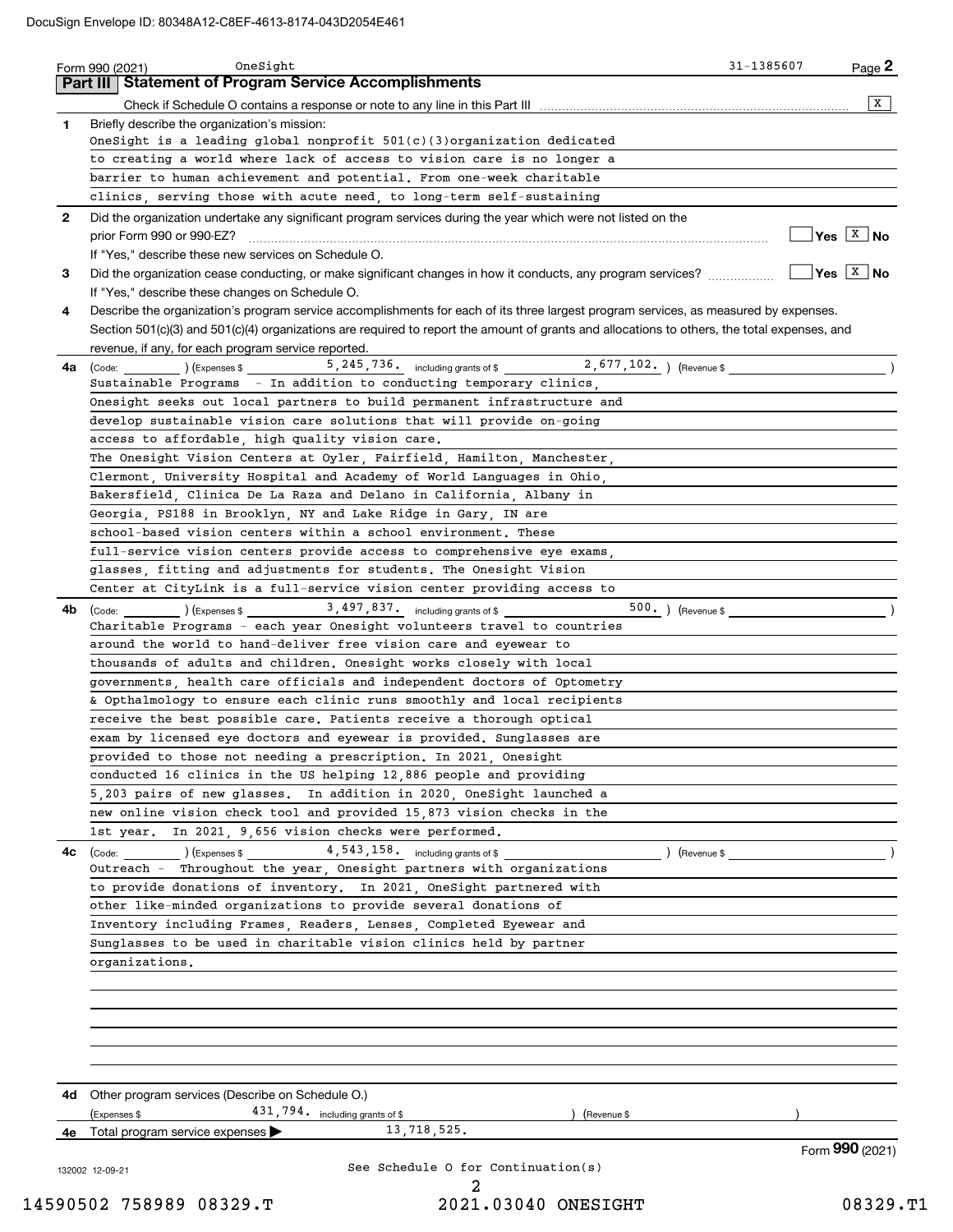Form 990 (2021) OneSight 31-1385607 Page **2**

## Part III Statement of Program Service Accomplishments

Check if Schedule O contains a response or note to any line in this Part III [X]

**1** Briefly describe the organization's mission:

OneSight is a leading global nonprofit 501(c)(3)organization dedicated to creating a world where lack of access to vision care is no longer a barrier to human achievement and potential. From one-week charitable clinics, serving those with acute need, to long-term self-sustaining

**2** Did the organization undertake any significant program services during the year which were not listed on the prior Form 990 or 990-EZ? [ ] Yes [X] No

If "Yes," describe these new services on Schedule O.

**3** Did the organization cease conducting, or make significant changes in how it conducts, any program services? [ ] Yes [X] No

If "Yes," describe these changes on Schedule O.

**4** Describe the organization's program service accomplishments for each of its three largest program services, as measured by expenses. Section 501(c)(3) and 501(c)(4) organizations are required to report the amount of grants and allocations to others, the total expenses, and revenue, if any, for each program service reported.

**4a** (Code: ) (Expenses $ 5,245,736. including grants of $ 2,677,102. ) (Revenue $ )

Sustainable Programs - In addition to conducting temporary clinics, Onesight seeks out local partners to build permanent infrastructure and develop sustainable vision care solutions that will provide on-going access to affordable, high quality vision care.

The Onesight Vision Centers at Oyler, Fairfield, Hamilton, Manchester, Clermont, University Hospital and Academy of World Languages in Ohio, Bakersfield, Clinica De La Raza and Delano in California, Albany in Georgia, PS188 in Brooklyn, NY and Lake Ridge in Gary, IN are school-based vision centers within a school environment. These full-service vision centers provide access to comprehensive eye exams, glasses, fitting and adjustments for students. The Onesight Vision Center at CityLink is a full-service vision center providing access to

**4b** (Code: ) (Expenses $ 3,497,837. including grants of $ 500. ) (Revenue $ )

Charitable Programs - each year Onesight volunteers travel to countries around the world to hand-deliver free vision care and eyewear to thousands of adults and children. Onesight works closely with local governments, health care officials and independent doctors of Optometry & Opthalmology to ensure each clinic runs smoothly and local recipients receive the best possible care. Patients receive a thorough optical exam by licensed eye doctors and eyewear is provided. Sunglasses are provided to those not needing a prescription. In 2021, Onesight conducted 16 clinics in the US helping 12,886 people and providing 5,203 pairs of new glasses. In addition in 2020, OneSight launched a new online vision check tool and provided 15,873 vision checks in the 1st year. In 2021, 9,656 vision checks were performed.

**4c** (Code: ) (Expenses $ 4,543,158. including grants of $ ) (Revenue $ )

Outreach - Throughout the year, Onesight partners with organizations to provide donations of inventory. In 2021, OneSight partnered with other like-minded organizations to provide several donations of Inventory including Frames, Readers, Lenses, Completed Eyewear and Sunglasses to be used in charitable vision clinics held by partner organizations.

**4d** Other program services (Describe on Schedule O.)

(Expenses $ 431,794. including grants of $ ) (Revenue $ )

**4e** Total program service expenses ▶ 13,718,525.

Form **990** (2021)

See Schedule O for Continuation(s)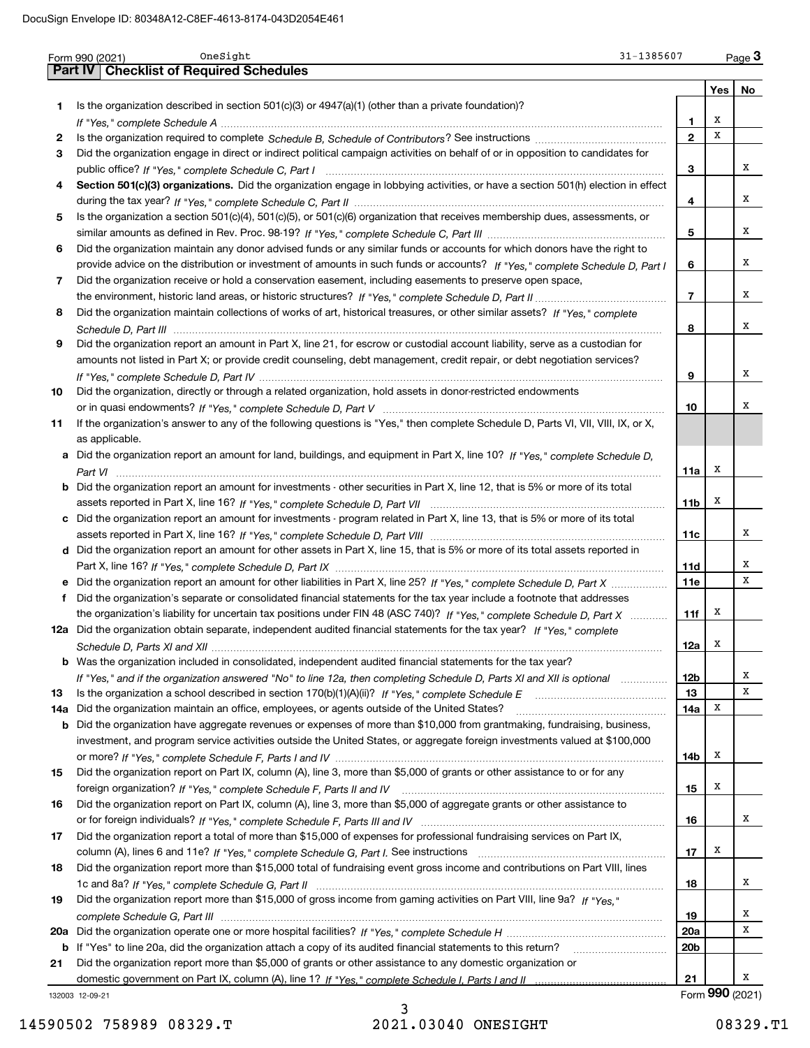Form 990 (2021) OneSight 31-1385607 Page 3

## Part IV | Checklist of Required Schedules

| | | | Yes | No |
|---|---|---|---|---|
| 1 | Is the organization described in section 501(c)(3) or 4947(a)(1) (other than a private foundation)? *If "Yes," complete Schedule A* | 1 | X | |
| 2 | Is the organization required to complete *Schedule B, Schedule of Contributors*? See instructions | 2 | X | |
| 3 | Did the organization engage in direct or indirect political campaign activities on behalf of or in opposition to candidates for public office? *If "Yes," complete Schedule C, Part I* | 3 | | X |
| 4 | **Section 501(c)(3) organizations.** Did the organization engage in lobbying activities, or have a section 501(h) election in effect during the tax year? *If "Yes," complete Schedule C, Part II* | 4 | | X |
| 5 | Is the organization a section 501(c)(4), 501(c)(5), or 501(c)(6) organization that receives membership dues, assessments, or similar amounts as defined in Rev. Proc. 98-19? *If "Yes," complete Schedule C, Part III* | 5 | | X |
| 6 | Did the organization maintain any donor advised funds or any similar funds or accounts for which donors have the right to provide advice on the distribution or investment of amounts in such funds or accounts? *If "Yes," complete Schedule D, Part I* | 6 | | X |
| 7 | Did the organization receive or hold a conservation easement, including easements to preserve open space, the environment, historic land areas, or historic structures? *If "Yes," complete Schedule D, Part II* | 7 | | X |
| 8 | Did the organization maintain collections of works of art, historical treasures, or other similar assets? *If "Yes," complete Schedule D, Part III* | 8 | | X |
| 9 | Did the organization report an amount in Part X, line 21, for escrow or custodial account liability, serve as a custodian for amounts not listed in Part X; or provide credit counseling, debt management, credit repair, or debt negotiation services? *If "Yes," complete Schedule D, Part IV* | 9 | | X |
| 10 | Did the organization, directly or through a related organization, hold assets in donor-restricted endowments or in quasi endowments? *If "Yes," complete Schedule D, Part V* | 10 | | X |
| 11 | If the organization's answer to any of the following questions is "Yes," then complete Schedule D, Parts VI, VII, VIII, IX, or X, as applicable. | | | |
| a | Did the organization report an amount for land, buildings, and equipment in Part X, line 10? *If "Yes," complete Schedule D, Part VI* | 11a | X | |
| b | Did the organization report an amount for investments - other securities in Part X, line 12, that is 5% or more of its total assets reported in Part X, line 16? *If "Yes," complete Schedule D, Part VII* | 11b | X | |
| c | Did the organization report an amount for investments - program related in Part X, line 13, that is 5% or more of its total assets reported in Part X, line 16? *If "Yes," complete Schedule D, Part VIII* | 11c | | X |
| d | Did the organization report an amount for other assets in Part X, line 15, that is 5% or more of its total assets reported in Part X, line 16? *If "Yes," complete Schedule D, Part IX* | 11d | | X |
| e | Did the organization report an amount for other liabilities in Part X, line 25? *If "Yes," complete Schedule D, Part X* | 11e | | X |
| f | Did the organization's separate or consolidated financial statements for the tax year include a footnote that addresses the organization's liability for uncertain tax positions under FIN 48 (ASC 740)? *If "Yes," complete Schedule D, Part X* | 11f | X | |
| 12a | Did the organization obtain separate, independent audited financial statements for the tax year? *If "Yes," complete Schedule D, Parts XI and XII* | 12a | X | |
| b | Was the organization included in consolidated, independent audited financial statements for the tax year? *If "Yes," and if the organization answered "No" to line 12a, then completing Schedule D, Parts XI and XII is optional* | 12b | | X |
| 13 | Is the organization a school described in section 170(b)(1)(A)(ii)? *If "Yes," complete Schedule E* | 13 | | X |
| 14a | Did the organization maintain an office, employees, or agents outside of the United States? | 14a | X | |
| b | Did the organization have aggregate revenues or expenses of more than $10,000 from grantmaking, fundraising, business, investment, and program service activities outside the United States, or aggregate foreign investments valued at $100,000 or more? *If "Yes," complete Schedule F, Parts I and IV* | 14b | X | |
| 15 | Did the organization report on Part IX, column (A), line 3, more than $5,000 of grants or other assistance to or for any foreign organization? *If "Yes," complete Schedule F, Parts II and IV* | 15 | X | |
| 16 | Did the organization report on Part IX, column (A), line 3, more than $5,000 of aggregate grants or other assistance to or for foreign individuals? *If "Yes," complete Schedule F, Parts III and IV* | 16 | | X |
| 17 | Did the organization report a total of more than $15,000 of expenses for professional fundraising services on Part IX, column (A), lines 6 and 11e? *If "Yes," complete Schedule G, Part I.* See instructions | 17 | X | |
| 18 | Did the organization report more than $15,000 total of fundraising event gross income and contributions on Part VIII, lines 1c and 8a? *If "Yes," complete Schedule G, Part II* | 18 | | X |
| 19 | Did the organization report more than $15,000 of gross income from gaming activities on Part VIII, line 9a? *If "Yes," complete Schedule G, Part III* | 19 | | X |
| 20a | Did the organization operate one or more hospital facilities? *If "Yes," complete Schedule H* | 20a | | X |
| b | If "Yes" to line 20a, did the organization attach a copy of its audited financial statements to this return? | 20b | | |
| 21 | Did the organization report more than $5,000 of grants or other assistance to any domestic organization or domestic government on Part IX, column (A), line 1? *If "Yes," complete Schedule I, Parts I and II* | 21 | | X |

132003 12-09-21 Form **990** (2021)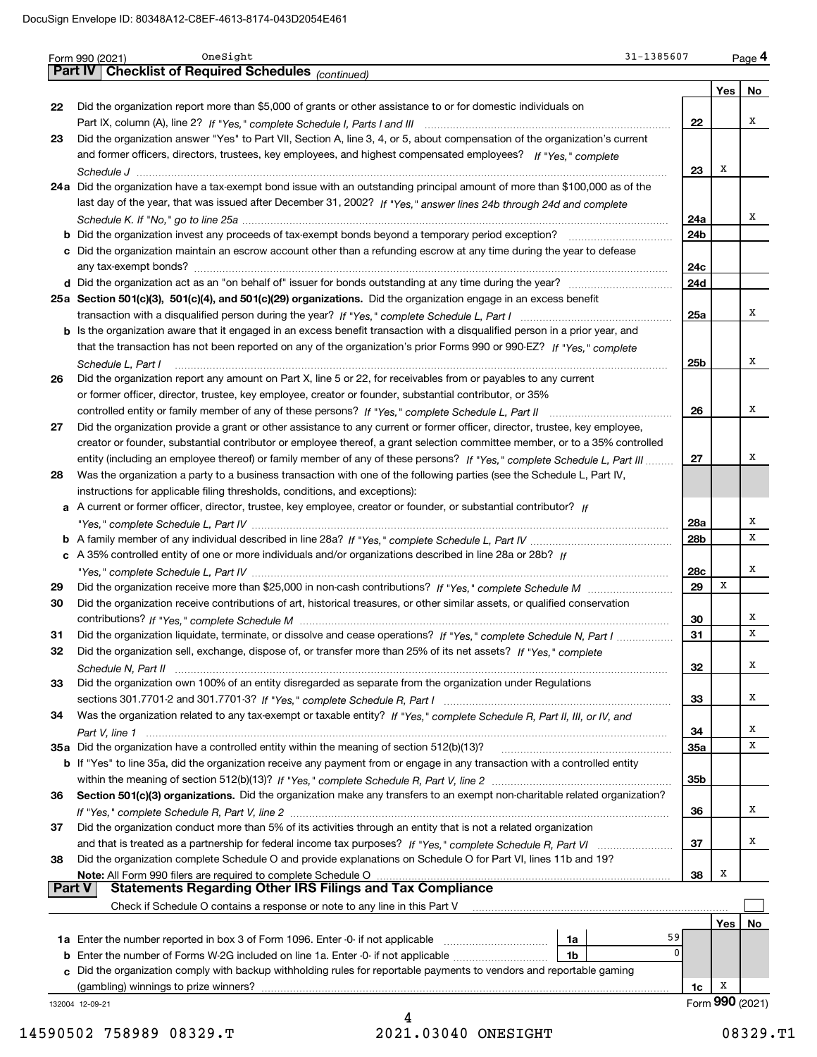Form 990 (2021) OneSight 31-1385607

## Part IV | Checklist of Required Schedules *(continued)*

| | | | Yes | No |
|---|---|---|---|---|
| 22 | Did the organization report more than $5,000 of grants or other assistance to or for domestic individuals on Part IX, column (A), line 2? *If "Yes," complete Schedule I, Parts I and III* | 22 | | X |
| 23 | Did the organization answer "Yes" to Part VII, Section A, line 3, 4, or 5, about compensation of the organization's current and former officers, directors, trustees, key employees, and highest compensated employees? *If "Yes," complete Schedule J* | 23 | X | |
| 24a | Did the organization have a tax-exempt bond issue with an outstanding principal amount of more than $100,000 as of the last day of the year, that was issued after December 31, 2002? *If "Yes," answer lines 24b through 24d and complete Schedule K. If "No," go to line 25a* | 24a | | X |
| b | Did the organization invest any proceeds of tax-exempt bonds beyond a temporary period exception? | 24b | | |
| c | Did the organization maintain an escrow account other than a refunding escrow at any time during the year to defease any tax-exempt bonds? | 24c | | |
| d | Did the organization act as an "on behalf of" issuer for bonds outstanding at any time during the year? | 24d | | |
| 25a | **Section 501(c)(3), 501(c)(4), and 501(c)(29) organizations.** Did the organization engage in an excess benefit transaction with a disqualified person during the year? *If "Yes," complete Schedule L, Part I* | 25a | | X |
| b | Is the organization aware that it engaged in an excess benefit transaction with a disqualified person in a prior year, and that the transaction has not been reported on any of the organization's prior Forms 990 or 990-EZ? *If "Yes," complete Schedule L, Part I* | 25b | | X |
| 26 | Did the organization report any amount on Part X, line 5 or 22, for receivables from or payables to any current or former officer, director, trustee, key employee, creator or founder, substantial contributor, or 35% controlled entity or family member of any of these persons? *If "Yes," complete Schedule L, Part II* | 26 | | X |
| 27 | Did the organization provide a grant or other assistance to any current or former officer, director, trustee, key employee, creator or founder, substantial contributor or employee thereof, a grant selection committee member, or to a 35% controlled entity (including an employee thereof) or family member of any of these persons? *If "Yes," complete Schedule L, Part III* | 27 | | X |
| 28 | Was the organization a party to a business transaction with one of the following parties (see the Schedule L, Part IV, instructions for applicable filing thresholds, conditions, and exceptions): | | | |
| a | A current or former officer, director, trustee, key employee, creator or founder, or substantial contributor? *If "Yes," complete Schedule L, Part IV* | 28a | | X |
| b | A family member of any individual described in line 28a? *If "Yes," complete Schedule L, Part IV* | 28b | | X |
| c | A 35% controlled entity of one or more individuals and/or organizations described in line 28a or 28b? *If "Yes," complete Schedule L, Part IV* | 28c | | X |
| 29 | Did the organization receive more than $25,000 in non-cash contributions? *If "Yes," complete Schedule M* | 29 | X | |
| 30 | Did the organization receive contributions of art, historical treasures, or other similar assets, or qualified conservation contributions? *If "Yes," complete Schedule M* | 30 | | X |
| 31 | Did the organization liquidate, terminate, or dissolve and cease operations? *If "Yes," complete Schedule N, Part I* | 31 | | X |
| 32 | Did the organization sell, exchange, dispose of, or transfer more than 25% of its net assets? *If "Yes," complete Schedule N, Part II* | 32 | | X |
| 33 | Did the organization own 100% of an entity disregarded as separate from the organization under Regulations sections 301.7701-2 and 301.7701-3? *If "Yes," complete Schedule R, Part I* | 33 | | X |
| 34 | Was the organization related to any tax-exempt or taxable entity? *If "Yes," complete Schedule R, Part II, III, or IV, and Part V, line 1* | 34 | | X |
| 35a | Did the organization have a controlled entity within the meaning of section 512(b)(13)? | 35a | | X |
| b | If "Yes" to line 35a, did the organization receive any payment from or engage in any transaction with a controlled entity within the meaning of section 512(b)(13)? *If "Yes," complete Schedule R, Part V, line 2* | 35b | | |
| 36 | **Section 501(c)(3) organizations.** Did the organization make any transfers to an exempt non-charitable related organization? *If "Yes," complete Schedule R, Part V, line 2* | 36 | | X |
| 37 | Did the organization conduct more than 5% of its activities through an entity that is not a related organization and that is treated as a partnership for federal income tax purposes? *If "Yes," complete Schedule R, Part VI* | 37 | | X |
| 38 | Did the organization complete Schedule O and provide explanations on Schedule O for Part VI, lines 11b and 19? **Note:** All Form 990 filers are required to complete Schedule O | 38 | X | |

## Part V | Statements Regarding Other IRS Filings and Tax Compliance

Check if Schedule O contains a response or note to any line in this Part V ☐

| | | | | | Yes | No |
|---|---|---|---|---|---|---|
| 1a | Enter the number reported in box 3 of Form 1096. Enter -0- if not applicable | 1a | 59 | | | |
| b | Enter the number of Forms W-2G included on line 1a. Enter -0- if not applicable | 1b | 0 | | | |
| c | Did the organization comply with backup withholding rules for reportable payments to vendors and reportable gaming (gambling) winnings to prize winners? | | | 1c | X | |

Form **990** (2021)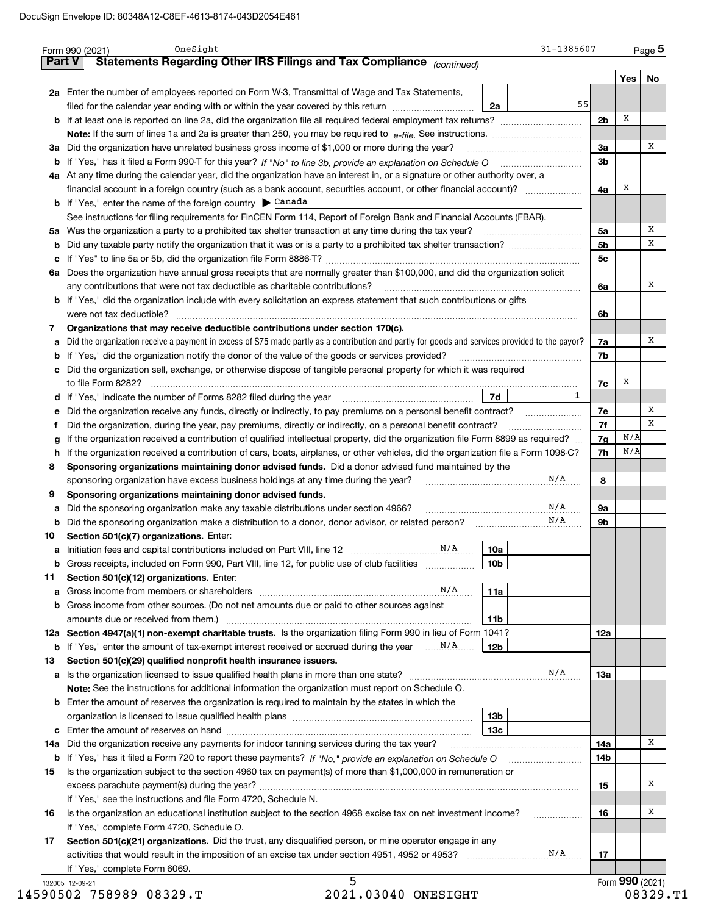Form 990 (2021) OneSight 31-1385607

## Part V Statements Regarding Other IRS Filings and Tax Compliance *(continued)*

| | | | | Yes | No |
|---|---|---|---|---|---|
| **2a** | Enter the number of employees reported on Form W-3, Transmittal of Wage and Tax Statements, filed for the calendar year ending with or within the year covered by this return | 2a 55 | | | |
| **b** | If at least one is reported on line 2a, did the organization file all required federal employment tax returns? | | 2b | X | |
| | **Note:** If the sum of lines 1a and 2a is greater than 250, you may be required to *e-file.* See instructions. | | | | |
| **3a** | Did the organization have unrelated business gross income of $1,000 or more during the year? | | 3a | | X |
| **b** | If "Yes," has it filed a Form 990-T for this year? *If "No" to line 3b, provide an explanation on Schedule O* | | 3b | | |
| **4a** | At any time during the calendar year, did the organization have an interest in, or a signature or other authority over, a financial account in a foreign country (such as a bank account, securities account, or other financial account)? | | 4a | X | |
| **b** | If "Yes," enter the name of the foreign country ▶ Canada | | | | |
| | See instructions for filing requirements for FinCEN Form 114, Report of Foreign Bank and Financial Accounts (FBAR). | | | | |
| **5a** | Was the organization a party to a prohibited tax shelter transaction at any time during the tax year? | | 5a | | X |
| **b** | Did any taxable party notify the organization that it was or is a party to a prohibited tax shelter transaction? | | 5b | | X |
| **c** | If "Yes" to line 5a or 5b, did the organization file Form 8886-T? | | 5c | | |
| **6a** | Does the organization have annual gross receipts that are normally greater than $100,000, and did the organization solicit any contributions that were not tax deductible as charitable contributions? | | 6a | | X |
| **b** | If "Yes," did the organization include with every solicitation an express statement that such contributions or gifts were not tax deductible? | | 6b | | |
| **7** | **Organizations that may receive deductible contributions under section 170(c).** | | | | |
| **a** | Did the organization receive a payment in excess of $75 made partly as a contribution and partly for goods and services provided to the payor? | | 7a | | X |
| **b** | If "Yes," did the organization notify the donor of the value of the goods or services provided? | | 7b | | |
| **c** | Did the organization sell, exchange, or otherwise dispose of tangible personal property for which it was required to file Form 8282? | | 7c | X | |
| **d** | If "Yes," indicate the number of Forms 8282 filed during the year | 7d 1 | | | |
| **e** | Did the organization receive any funds, directly or indirectly, to pay premiums on a personal benefit contract? | | 7e | | X |
| **f** | Did the organization, during the year, pay premiums, directly or indirectly, on a personal benefit contract? | | 7f | | X |
| **g** | If the organization received a contribution of qualified intellectual property, did the organization file Form 8899 as required? | | 7g | N/A | |
| **h** | If the organization received a contribution of cars, boats, airplanes, or other vehicles, did the organization file a Form 1098-C? | | 7h | N/A | |
| **8** | **Sponsoring organizations maintaining donor advised funds.** Did a donor advised fund maintained by the sponsoring organization have excess business holdings at any time during the year? N/A | | 8 | | |
| **9** | **Sponsoring organizations maintaining donor advised funds.** | | | | |
| **a** | Did the sponsoring organization make any taxable distributions under section 4966? N/A | | 9a | | |
| **b** | Did the sponsoring organization make a distribution to a donor, donor advisor, or related person? N/A | | 9b | | |
| **10** | **Section 501(c)(7) organizations.** Enter: | | | | |
| **a** | Initiation fees and capital contributions included on Part VIII, line 12 N/A | 10a | | | |
| **b** | Gross receipts, included on Form 990, Part VIII, line 12, for public use of club facilities | 10b | | | |
| **11** | **Section 501(c)(12) organizations.** Enter: | | | | |
| **a** | Gross income from members or shareholders N/A | 11a | | | |
| **b** | Gross income from other sources. (Do not net amounts due or paid to other sources against amounts due or received from them.) | 11b | | | |
| **12a** | **Section 4947(a)(1) non-exempt charitable trusts.** Is the organization filing Form 990 in lieu of Form 1041? | | 12a | | |
| **b** | If "Yes," enter the amount of tax-exempt interest received or accrued during the year N/A | 12b | | | |
| **13** | **Section 501(c)(29) qualified nonprofit health insurance issuers.** | | | | |
| **a** | Is the organization licensed to issue qualified health plans in more than one state? N/A | | 13a | | |
| | **Note:** See the instructions for additional information the organization must report on Schedule O. | | | | |
| **b** | Enter the amount of reserves the organization is required to maintain by the states in which the organization is licensed to issue qualified health plans | 13b | | | |
| **c** | Enter the amount of reserves on hand | 13c | | | |
| **14a** | Did the organization receive any payments for indoor tanning services during the tax year? | | 14a | | X |
| **b** | If "Yes," has it filed a Form 720 to report these payments? *If "No," provide an explanation on Schedule O* | | 14b | | |
| **15** | Is the organization subject to the section 4960 tax on payment(s) of more than $1,000,000 in remuneration or excess parachute payment(s) during the year? | | 15 | | X |
| | If "Yes," see the instructions and file Form 4720, Schedule N. | | | | |
| **16** | Is the organization an educational institution subject to the section 4968 excise tax on net investment income? | | 16 | | X |
| | If "Yes," complete Form 4720, Schedule O. | | | | |
| **17** | **Section 501(c)(21) organizations.** Did the trust, any disqualified person, or mine operator engage in any activities that would result in the imposition of an excise tax under section 4951, 4952 or 4953? N/A | | 17 | | |
| | If "Yes," complete Form 6069. | | | | |

Form **990** (2021)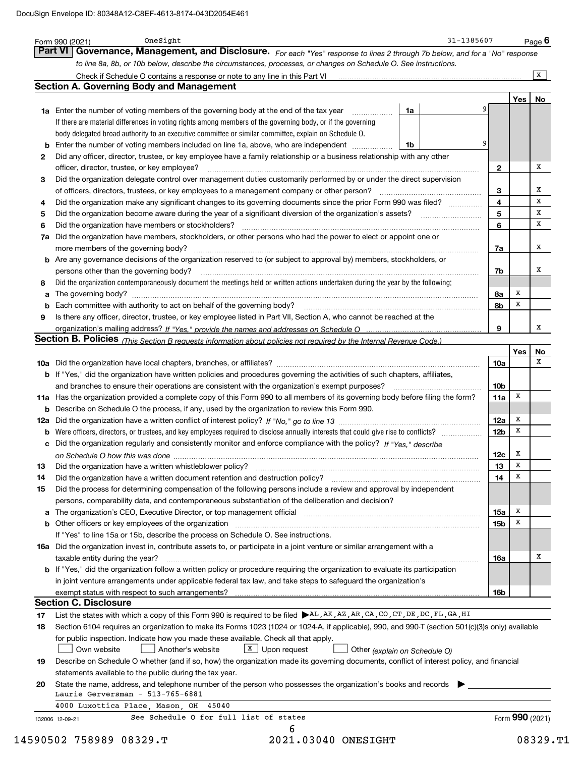Form 990 (2021) OneSight 31-1385607 Page 6

## Part VI Governance, Management, and Disclosure.

*For each "Yes" response to lines 2 through 7b below, and for a "No" response to line 8a, 8b, or 10b below, describe the circumstances, processes, or changes on Schedule O. See instructions.*

Check if Schedule O contains a response or note to any line in this Part VI [X]

### Section A. Governing Body and Management

| | | | | Yes | No |
|---|---|---|---|---|---|
| **1a** | Enter the number of voting members of the governing body at the end of the tax year — **1a** 9. If there are material differences in voting rights among members of the governing body, or if the governing body delegated broad authority to an executive committee or similar committee, explain on Schedule O. | | | | |
| **b** | Enter the number of voting members included on line 1a, above, who are independent — **1b** 9 | | | | |
| **2** | Did any officer, director, trustee, or key employee have a family relationship or a business relationship with any other officer, director, trustee, or key employee? | **2** | | | X |
| **3** | Did the organization delegate control over management duties customarily performed by or under the direct supervision of officers, directors, trustees, or key employees to a management company or other person? | **3** | | | X |
| **4** | Did the organization make any significant changes to its governing documents since the prior Form 990 was filed? | **4** | | | X |
| **5** | Did the organization become aware during the year of a significant diversion of the organization's assets? | **5** | | | X |
| **6** | Did the organization have members or stockholders? | **6** | | | X |
| **7a** | Did the organization have members, stockholders, or other persons who had the power to elect or appoint one or more members of the governing body? | **7a** | | | X |
| **b** | Are any governance decisions of the organization reserved to (or subject to approval by) members, stockholders, or persons other than the governing body? | **7b** | | | X |
| **8** | Did the organization contemporaneously document the meetings held or written actions undertaken during the year by the following: | | | | |
| **a** | The governing body? | **8a** | | X | |
| **b** | Each committee with authority to act on behalf of the governing body? | **8b** | | X | |
| **9** | Is there any officer, director, trustee, or key employee listed in Part VII, Section A, who cannot be reached at the organization's mailing address? *If "Yes," provide the names and addresses on Schedule O* | **9** | | | X |

### Section B. Policies *(This Section B requests information about policies not required by the Internal Revenue Code.)*

| | | | Yes | No |
|---|---|---|---|---|
| **10a** | Did the organization have local chapters, branches, or affiliates? | **10a** | | X |
| **b** | If "Yes," did the organization have written policies and procedures governing the activities of such chapters, affiliates, and branches to ensure their operations are consistent with the organization's exempt purposes? | **10b** | | |
| **11a** | Has the organization provided a complete copy of this Form 990 to all members of its governing body before filing the form? | **11a** | X | |
| **b** | Describe on Schedule O the process, if any, used by the organization to review this Form 990. | | | |
| **12a** | Did the organization have a written conflict of interest policy? *If "No," go to line 13* | **12a** | X | |
| **b** | Were officers, directors, or trustees, and key employees required to disclose annually interests that could give rise to conflicts? | **12b** | X | |
| **c** | Did the organization regularly and consistently monitor and enforce compliance with the policy? *If "Yes," describe on Schedule O how this was done* | **12c** | X | |
| **13** | Did the organization have a written whistleblower policy? | **13** | X | |
| **14** | Did the organization have a written document retention and destruction policy? | **14** | X | |
| **15** | Did the process for determining compensation of the following persons include a review and approval by independent persons, comparability data, and contemporaneous substantiation of the deliberation and decision? | | | |
| **a** | The organization's CEO, Executive Director, or top management official | **15a** | X | |
| **b** | Other officers or key employees of the organization | **15b** | X | |
| | If "Yes" to line 15a or 15b, describe the process on Schedule O. See instructions. | | | |
| **16a** | Did the organization invest in, contribute assets to, or participate in a joint venture or similar arrangement with a taxable entity during the year? | **16a** | | X |
| **b** | If "Yes," did the organization follow a written policy or procedure requiring the organization to evaluate its participation in joint venture arrangements under applicable federal tax law, and take steps to safeguard the organization's exempt status with respect to such arrangements? | **16b** | | |

### Section C. Disclosure

**17** List the states with which a copy of this Form 990 is required to be filed ▶ AL,AK,AZ,AR,CA,CO,CT,DE,DC,FL,GA,HI

**18** Section 6104 requires an organization to make its Forms 1023 (1024 or 1024-A, if applicable), 990, and 990-T (section 501(c)(3)s only) available for public inspection. Indicate how you made these available. Check all that apply.

[ ] Own website [ ] Another's website [X] Upon request [ ] Other *(explain on Schedule O)*

**19** Describe on Schedule O whether (and if so, how) the organization made its governing documents, conflict of interest policy, and financial statements available to the public during the tax year.

**20** State the name, address, and telephone number of the person who possesses the organization's books and records ▶

Laurie Gerversman - 513-765-6881

4000 Luxottica Place, Mason, OH 45040

See Schedule O for full list of states

Form **990** (2021)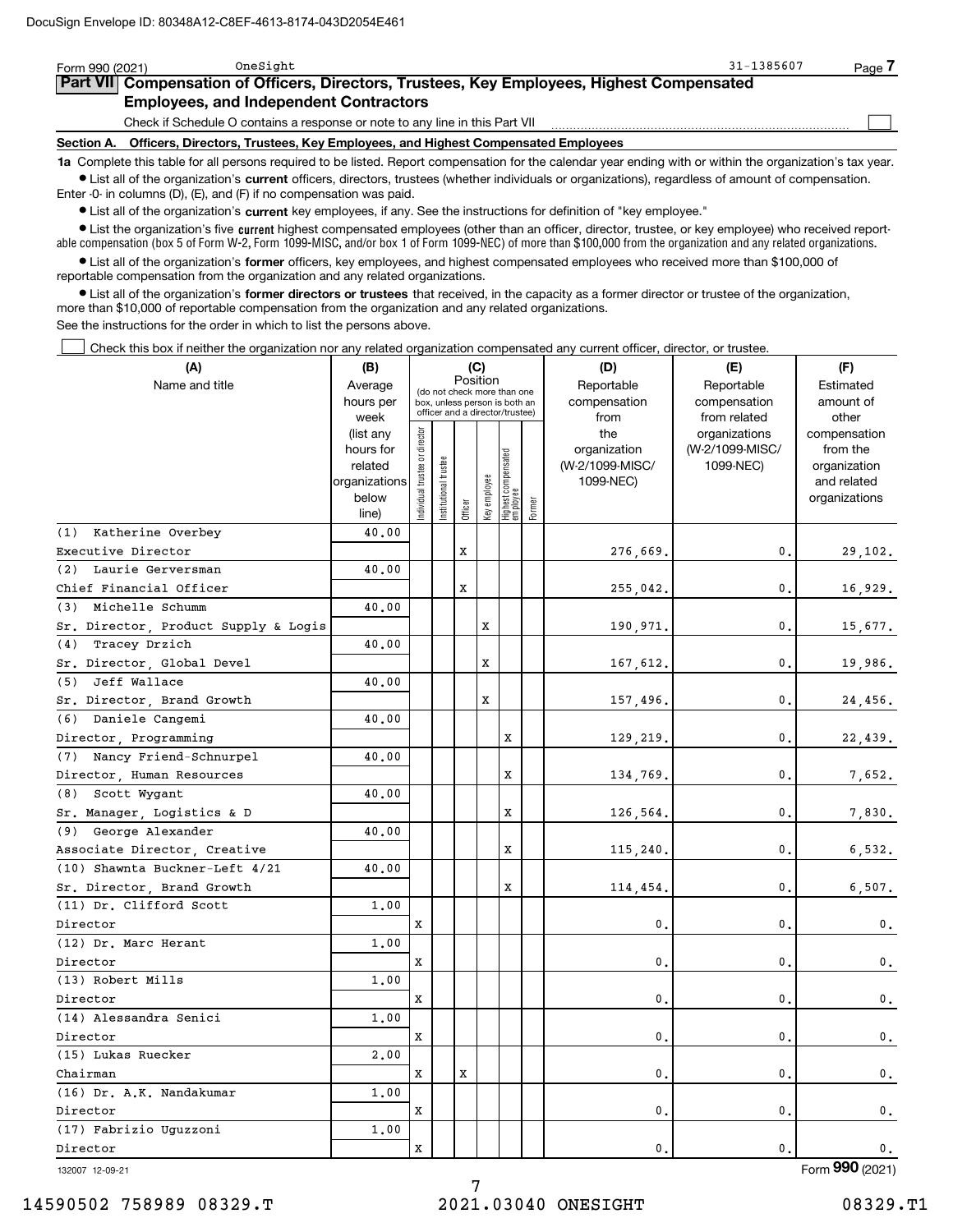DocuSign Envelope ID: 80348A12-C8EF-4613-8174-043D2054E461

Form 990 (2021) OneSight 31-1385607 Page 7

## Part VII Compensation of Officers, Directors, Trustees, Key Employees, Highest Compensated Employees, and Independent Contractors

Check if Schedule O contains a response or note to any line in this Part VII ☐

**Section A. Officers, Directors, Trustees, Key Employees, and Highest Compensated Employees**

**1a** Complete this table for all persons required to be listed. Report compensation for the calendar year ending with or within the organization's tax year.

- List all of the organization's **current** officers, directors, trustees (whether individuals or organizations), regardless of amount of compensation. Enter -0- in columns (D), (E), and (F) if no compensation was paid.
- List all of the organization's **current** key employees, if any. See the instructions for definition of "key employee."
- List the organization's five **current** highest compensated employees (other than an officer, director, trustee, or key employee) who received reportable compensation (box 5 of Form W-2, Form 1099-MISC, and/or box 1 of Form 1099-NEC) of more than $100,000 from the organization and any related organizations.
- List all of the organization's **former** officers, key employees, and highest compensated employees who received more than $100,000 of reportable compensation from the organization and any related organizations.
- List all of the organization's **former directors or trustees** that received, in the capacity as a former director or trustee of the organization, more than $10,000 of reportable compensation from the organization and any related organizations.

See the instructions for the order in which to list the persons above.

☐ Check this box if neither the organization nor any related organization compensated any current officer, director, or trustee.

| (A) Name and title | (B) Average hours per week (list any hours for related organizations below line) | (C) Position: Individual trustee or director | Institutional trustee | Officer | Key employee | Highest compensated employee | Former | (D) Reportable compensation from the organization (W-2/1099-MISC/ 1099-NEC) | (E) Reportable compensation from related organizations (W-2/1099-MISC/ 1099-NEC) | (F) Estimated amount of other compensation from the organization and related organizations |
|---|---|---|---|---|---|---|---|---|---|---|
| (1) Katherine Overbey<br>Executive Director | 40.00 | | | X | | | | 276,669. | 0. | 29,102. |
| (2) Laurie Gerversman<br>Chief Financial Officer | 40.00 | | | X | | | | 255,042. | 0. | 16,929. |
| (3) Michelle Schumm<br>Sr. Director, Product Supply & Logis | 40.00 | | | | X | | | 190,971. | 0. | 15,677. |
| (4) Tracey Drzich<br>Sr. Director, Global Devel | 40.00 | | | | X | | | 167,612. | 0. | 19,986. |
| (5) Jeff Wallace<br>Sr. Director, Brand Growth | 40.00 | | | | X | | | 157,496. | 0. | 24,456. |
| (6) Daniele Cangemi<br>Director, Programming | 40.00 | | | | | X | | 129,219. | 0. | 22,439. |
| (7) Nancy Friend-Schnurpel<br>Director, Human Resources | 40.00 | | | | | X | | 134,769. | 0. | 7,652. |
| (8) Scott Wygant<br>Sr. Manager, Logistics & D | 40.00 | | | | | X | | 126,564. | 0. | 7,830. |
| (9) George Alexander<br>Associate Director, Creative | 40.00 | | | | | X | | 115,240. | 0. | 6,532. |
| (10) Shawnta Buckner-Left 4/21<br>Sr. Director, Brand Growth | 40.00 | | | | | X | | 114,454. | 0. | 6,507. |
| (11) Dr. Clifford Scott<br>Director | 1.00 | X | | | | | | 0. | 0. | 0. |
| (12) Dr. Marc Herant<br>Director | 1.00 | X | | | | | | 0. | 0. | 0. |
| (13) Robert Mills<br>Director | 1.00 | X | | | | | | 0. | 0. | 0. |
| (14) Alessandra Senici<br>Director | 1.00 | X | | | | | | 0. | 0. | 0. |
| (15) Lukas Ruecker<br>Chairman | 2.00 | X | | X | | | | 0. | 0. | 0. |
| (16) Dr. A.K. Nandakumar<br>Director | 1.00 | X | | | | | | 0. | 0. | 0. |
| (17) Fabrizio Uguzzoni<br>Director | 1.00 | X | | | | | | 0. | 0. | 0. |

132007 12-09-21 Form **990** (2021)

14590502 758989 08329.T 2021.03040 ONESIGHT 08329.T1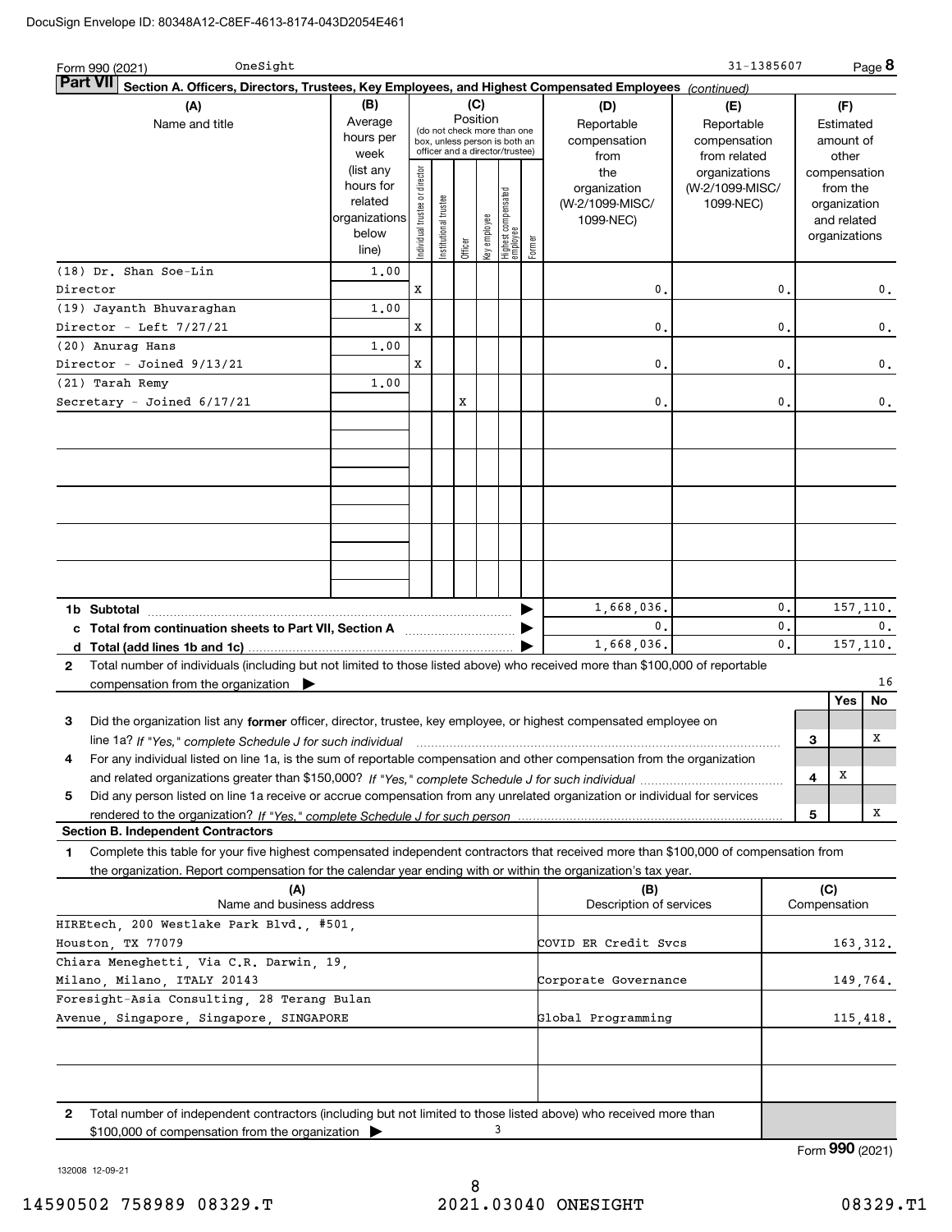Form 990 (2021) OneSight 31-1385607 Page **8**

**Part VII Section A. Officers, Directors, Trustees, Key Employees, and Highest Compensated Employees** *(continued)*

| (A) Name and title | (B) Average hours per week (list any hours for related organizations below line) | (C) Position: Individual trustee or director | Institutional trustee | Officer | Key employee | Highest compensated employee | Former | (D) Reportable compensation from the organization (W-2/1099-MISC/1099-NEC) | (E) Reportable compensation from related organizations (W-2/1099-MISC/1099-NEC) | (F) Estimated amount of other compensation from the organization and related organizations |
|---|---|---|---|---|---|---|---|---|---|---|
| (18) Dr. Shan Soe-Lin<br>Director | 1.00 | X | | | | | | 0. | 0. | 0. |
| (19) Jayanth Bhuvaraghan<br>Director - Left 7/27/21 | 1.00 | X | | | | | | 0. | 0. | 0. |
| (20) Anurag Hans<br>Director - Joined 9/13/21 | 1.00 | X | | | | | | 0. | 0. | 0. |
| (21) Tarah Remy<br>Secretary - Joined 6/17/21 | 1.00 | | | X | | | | 0. | 0. | 0. |
| **1b Subtotal** | | | | | | | | 1,668,036. | 0. | 157,110. |
| **c Total from continuation sheets to Part VII, Section A** | | | | | | | | 0. | 0. | 0. |
| **d Total (add lines 1b and 1c)** | | | | | | | | 1,668,036. | 0. | 157,110. |

**2** Total number of individuals (including but not limited to those listed above) who received more than $100,000 of reportable compensation from the organization ▶ 16

| | | Yes | No |
|---|---|---|---|
| **3** Did the organization list any **former** officer, director, trustee, key employee, or highest compensated employee on line 1a? *If "Yes," complete Schedule J for such individual* | 3 | | X |
| **4** For any individual listed on line 1a, is the sum of reportable compensation and other compensation from the organization and related organizations greater than $150,000? *If "Yes," complete Schedule J for such individual* | 4 | X | |
| **5** Did any person listed on line 1a receive or accrue compensation from any unrelated organization or individual for services rendered to the organization? *If "Yes," complete Schedule J for such person* | 5 | | X |

**Section B. Independent Contractors**

**1** Complete this table for your five highest compensated independent contractors that received more than $100,000 of compensation from the organization. Report compensation for the calendar year ending with or within the organization's tax year.

| (A) Name and business address | (B) Description of services | (C) Compensation |
|---|---|---|
| HIREtech, 200 Westlake Park Blvd., #501, Houston, TX 77079 | COVID ER Credit Svcs | 163,312. |
| Chiara Meneghetti, Via C.R. Darwin, 19, Milano, Milano, ITALY 20143 | Corporate Governance | 149,764. |
| Foresight-Asia Consulting, 28 Terang Bulan Avenue, Singapore, Singapore, SINGAPORE | Global Programming | 115,418. |
| | | |
| | | |

**2** Total number of independent contractors (including but not limited to those listed above) who received more than $100,000 of compensation from the organization ▶ 3

Form **990** (2021)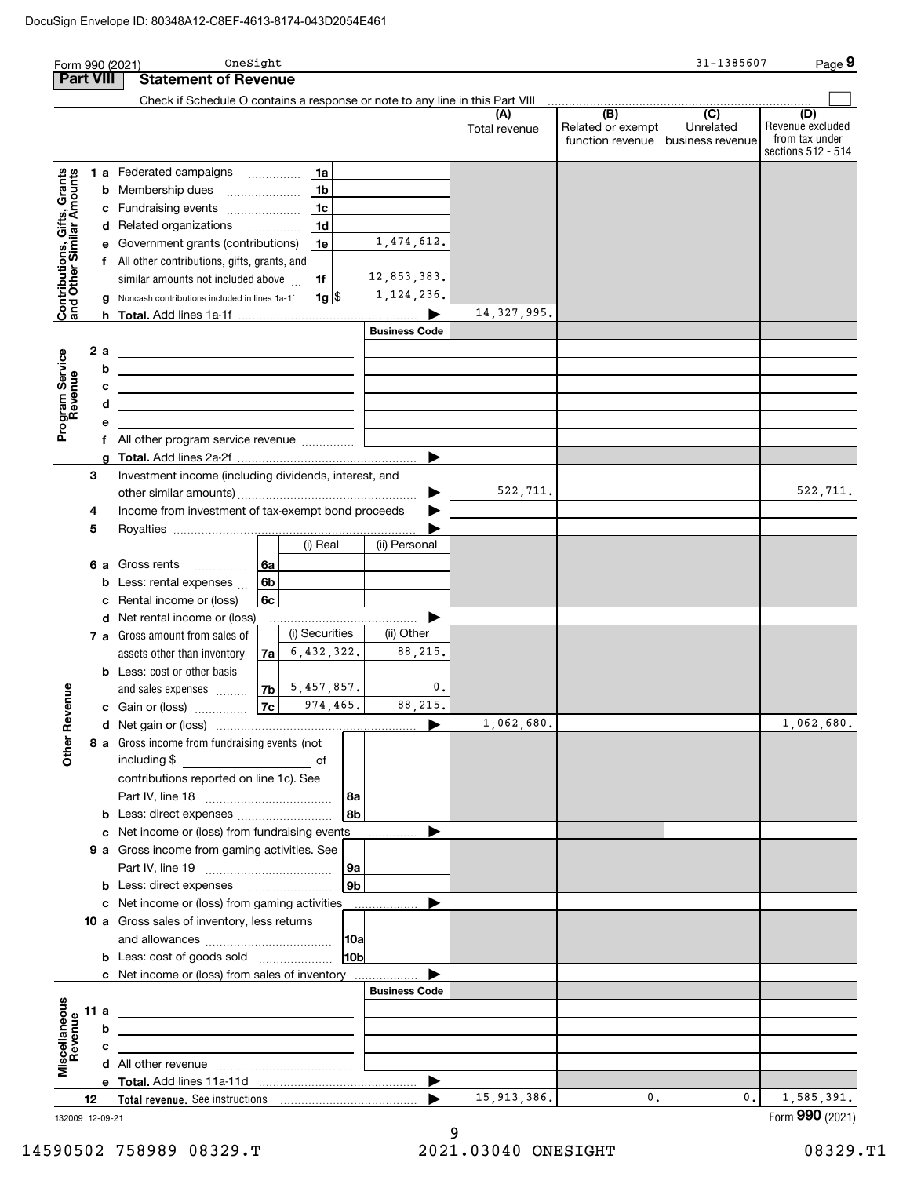DocuSign Envelope ID: 80348A12-C8EF-4613-8174-043D2054E461

Form 990 (2021) OneSight 31-1385607 Page **9**

## Part VIII Statement of Revenue

Check if Schedule O contains a response or note to any line in this Part VIII

| | | | (A) Total revenue | (B) Related or exempt function revenue | (C) Unrelated business revenue | (D) Revenue excluded from tax under sections 512 - 514 |
|---|---|---|---|---|---|---|
| **Contributions, Gifts, Grants and Other Similar Amounts** | | | | | | |
| 1 a Federated campaigns | 1a | | | | | |
| b Membership dues | 1b | | | | | |
| c Fundraising events | 1c | | | | | |
| d Related organizations | 1d | | | | | |
| e Government grants (contributions) | 1e | 1,474,612. | | | | |
| f All other contributions, gifts, grants, and similar amounts not included above | 1f | 12,853,383. | | | | |
| g Noncash contributions included in lines 1a-1f | 1g | $ 1,124,236. | | | | |
| h **Total.** Add lines 1a-1f | | | 14,327,995. | | | |
| **Program Service Revenue** | | **Business Code** | | | | |
| 2 a | | | | | | |
| b | | | | | | |
| c | | | | | | |
| d | | | | | | |
| e | | | | | | |
| f All other program service revenue | | | | | | |
| g **Total.** Add lines 2a-2f | | | | | | |
| **Other Revenue** | | | | | | |
| 3 Investment income (including dividends, interest, and other similar amounts) | | | 522,711. | | | 522,711. |
| 4 Income from investment of tax-exempt bond proceeds | | | | | | |
| 5 Royalties | | | | | | |
| | | (i) Real | (ii) Personal | | | |
| 6 a Gross rents | 6a | | | | | |
| b Less: rental expenses | 6b | | | | | |
| c Rental income or (loss) | 6c | | | | | |
| d Net rental income or (loss) | | | | | | |
| | | (i) Securities | (ii) Other | | | |
| 7 a Gross amount from sales of assets other than inventory | 7a | 6,432,322. | 88,215. | | | |
| b Less: cost or other basis and sales expenses | 7b | 5,457,857. | 0. | | | |
| c Gain or (loss) | 7c | 974,465. | 88,215. | | | |
| d Net gain or (loss) | | | 1,062,680. | | | 1,062,680. |
| 8 a Gross income from fundraising events (not including $ ______ of contributions reported on line 1c). See Part IV, line 18 | 8a | | | | | |
| b Less: direct expenses | 8b | | | | | |
| c Net income or (loss) from fundraising events | | | | | | |
| 9 a Gross income from gaming activities. See Part IV, line 19 | 9a | | | | | |
| b Less: direct expenses | 9b | | | | | |
| c Net income or (loss) from gaming activities | | | | | | |
| 10 a Gross sales of inventory, less returns and allowances | 10a | | | | | |
| b Less: cost of goods sold | 10b | | | | | |
| c Net income or (loss) from sales of inventory | | | | | | |
| **Miscellaneous Revenue** | | **Business Code** | | | | |
| 11 a | | | | | | |
| b | | | | | | |
| c | | | | | | |
| d All other revenue | | | | | | |
| e **Total.** Add lines 11a-11d | | | | | | |
| 12 **Total revenue.** See instructions | | | 15,913,386. | 0. | 0. | 1,585,391. |

132009 12-09-21 Form **990** (2021)

14590502 758989 08329.T 2021.03040 ONESIGHT 08329.T1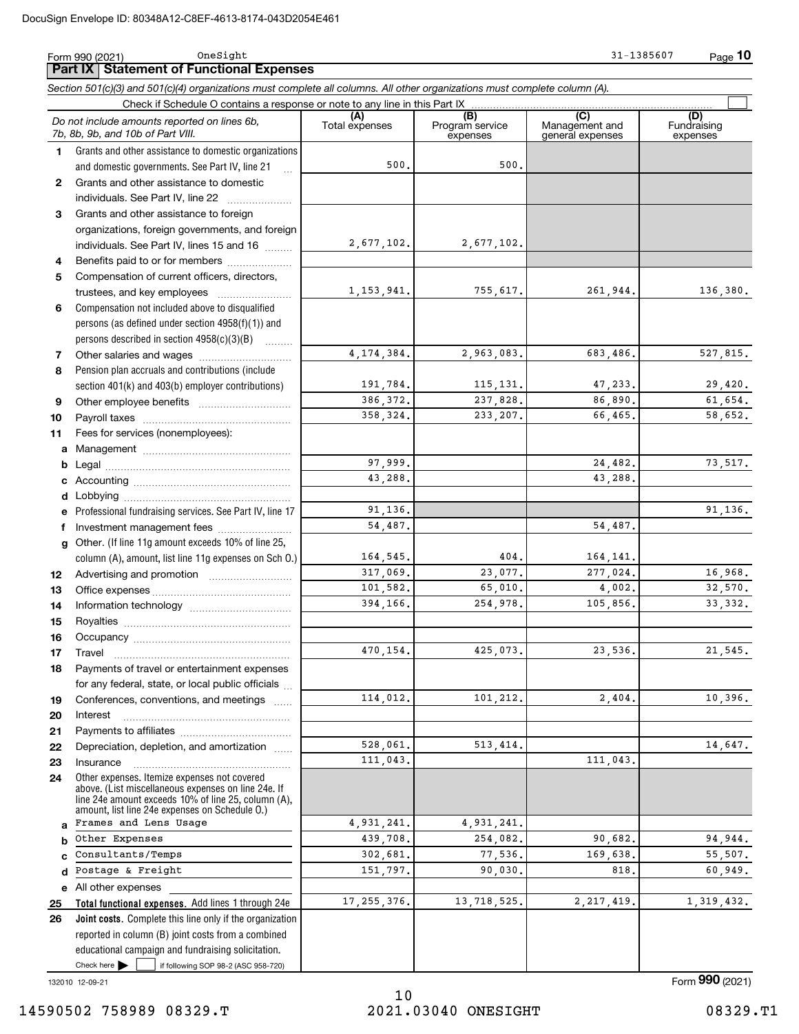Form 990 (2021) OneSight 31-1385607

## Part IX Statement of Functional Expenses

*Section 501(c)(3) and 501(c)(4) organizations must complete all columns. All other organizations must complete column (A).*

Check if Schedule O contains a response or note to any line in this Part IX ☐

| | *Do not include amounts reported on lines 6b, 7b, 8b, 9b, and 10b of Part VIII.* | (A) Total expenses | (B) Program service expenses | (C) Management and general expenses | (D) Fundraising expenses |
|---|---|---|---|---|---|
| 1 | Grants and other assistance to domestic organizations and domestic governments. See Part IV, line 21 | 500. | 500. | | |
| 2 | Grants and other assistance to domestic individuals. See Part IV, line 22 | | | | |
| 3 | Grants and other assistance to foreign organizations, foreign governments, and foreign individuals. See Part IV, lines 15 and 16 | 2,677,102. | 2,677,102. | | |
| 4 | Benefits paid to or for members | | | | |
| 5 | Compensation of current officers, directors, trustees, and key employees | 1,153,941. | 755,617. | 261,944. | 136,380. |
| 6 | Compensation not included above to disqualified persons (as defined under section 4958(f)(1)) and persons described in section 4958(c)(3)(B) | | | | |
| 7 | Other salaries and wages | 4,174,384. | 2,963,083. | 683,486. | 527,815. |
| 8 | Pension plan accruals and contributions (include section 401(k) and 403(b) employer contributions) | 191,784. | 115,131. | 47,233. | 29,420. |
| 9 | Other employee benefits | 386,372. | 237,828. | 86,890. | 61,654. |
| 10 | Payroll taxes | 358,324. | 233,207. | 66,465. | 58,652. |
| 11 | Fees for services (nonemployees): | | | | |
| a | Management | | | | |
| b | Legal | 97,999. | | 24,482. | 73,517. |
| c | Accounting | 43,288. | | 43,288. | |
| d | Lobbying | | | | |
| e | Professional fundraising services. See Part IV, line 17 | 91,136. | | | 91,136. |
| f | Investment management fees | 54,487. | | 54,487. | |
| g | Other. (If line 11g amount exceeds 10% of line 25, column (A), amount, list line 11g expenses on Sch O.) | 164,545. | 404. | 164,141. | |
| 12 | Advertising and promotion | 317,069. | 23,077. | 277,024. | 16,968. |
| 13 | Office expenses | 101,582. | 65,010. | 4,002. | 32,570. |
| 14 | Information technology | 394,166. | 254,978. | 105,856. | 33,332. |
| 15 | Royalties | | | | |
| 16 | Occupancy | | | | |
| 17 | Travel | 470,154. | 425,073. | 23,536. | 21,545. |
| 18 | Payments of travel or entertainment expenses for any federal, state, or local public officials | | | | |
| 19 | Conferences, conventions, and meetings | 114,012. | 101,212. | 2,404. | 10,396. |
| 20 | Interest | | | | |
| 21 | Payments to affiliates | | | | |
| 22 | Depreciation, depletion, and amortization | 528,061. | 513,414. | | 14,647. |
| 23 | Insurance | 111,043. | | 111,043. | |
| 24 | Other expenses. Itemize expenses not covered above. (List miscellaneous expenses on line 24e. If line 24e amount exceeds 10% of line 25, column (A), amount, list line 24e expenses on Schedule O.) | | | | |
| a | Frames and Lens Usage | 4,931,241. | 4,931,241. | | |
| b | Other Expenses | 439,708. | 254,082. | 90,682. | 94,944. |
| c | Consultants/Temps | 302,681. | 77,536. | 169,638. | 55,507. |
| d | Postage & Freight | 151,797. | 90,030. | 818. | 60,949. |
| e | All other expenses | | | | |
| 25 | **Total functional expenses.** Add lines 1 through 24e | 17,255,376. | 13,718,525. | 2,217,419. | 1,319,432. |
| 26 | **Joint costs.** Complete this line only if the organization reported in column (B) joint costs from a combined educational campaign and fundraising solicitation. Check here ☐ if following SOP 98-2 (ASC 958-720) | | | | |

132010 12-09-21

Form **990** (2021)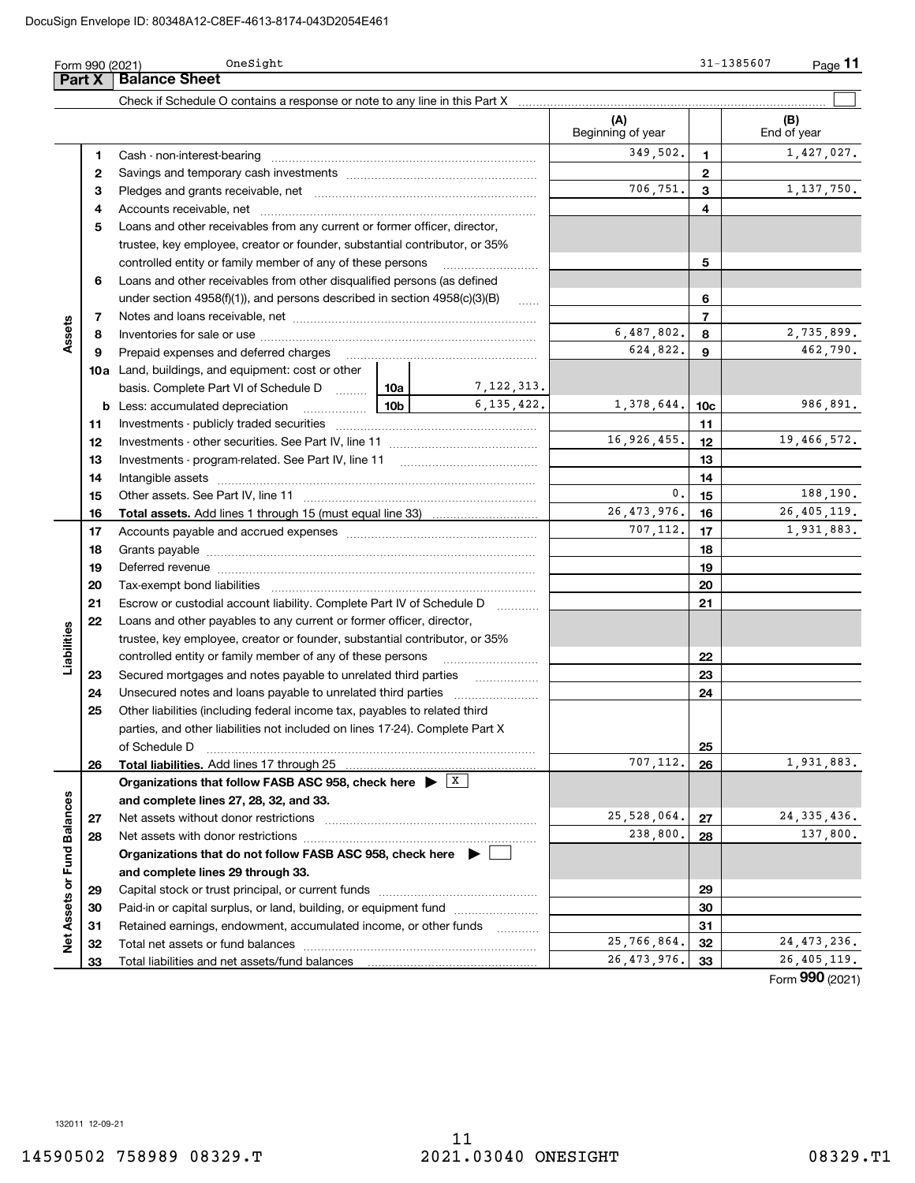Form 990 (2021) OneSight 31-1385607

## Part X Balance Sheet

Check if Schedule O contains a response or note to any line in this Part X ☐

| | | | | (A) Beginning of year | | (B) End of year |
|---|---|---|---|---|---|---|
| **Assets** | 1 | Cash - non-interest-bearing | | 349,502. | 1 | 1,427,027. |
| | 2 | Savings and temporary cash investments | | | 2 | |
| | 3 | Pledges and grants receivable, net | | 706,751. | 3 | 1,137,750. |
| | 4 | Accounts receivable, net | | | 4 | |
| | 5 | Loans and other receivables from any current or former officer, director, trustee, key employee, creator or founder, substantial contributor, or 35% controlled entity or family member of any of these persons | | | 5 | |
| | 6 | Loans and other receivables from other disqualified persons (as defined under section 4958(f)(1)), and persons described in section 4958(c)(3)(B) | | | 6 | |
| | 7 | Notes and loans receivable, net | | | 7 | |
| | 8 | Inventories for sale or use | | 6,487,802. | 8 | 2,735,899. |
| | 9 | Prepaid expenses and deferred charges | | 624,822. | 9 | 462,790. |
| | 10a | Land, buildings, and equipment: cost or other basis. Complete Part VI of Schedule D | 10a 7,122,313. | | | |
| | b | Less: accumulated depreciation | 10b 6,135,422. | 1,378,644. | 10c | 986,891. |
| | 11 | Investments - publicly traded securities | | | 11 | |
| | 12 | Investments - other securities. See Part IV, line 11 | | 16,926,455. | 12 | 19,466,572. |
| | 13 | Investments - program-related. See Part IV, line 11 | | | 13 | |
| | 14 | Intangible assets | | | 14 | |
| | 15 | Other assets. See Part IV, line 11 | | 0. | 15 | 188,190. |
| | 16 | **Total assets.** Add lines 1 through 15 (must equal line 33) | | 26,473,976. | 16 | 26,405,119. |
| **Liabilities** | 17 | Accounts payable and accrued expenses | | 707,112. | 17 | 1,931,883. |
| | 18 | Grants payable | | | 18 | |
| | 19 | Deferred revenue | | | 19 | |
| | 20 | Tax-exempt bond liabilities | | | 20 | |
| | 21 | Escrow or custodial account liability. Complete Part IV of Schedule D | | | 21 | |
| | 22 | Loans and other payables to any current or former officer, director, trustee, key employee, creator or founder, substantial contributor, or 35% controlled entity or family member of any of these persons | | | 22 | |
| | 23 | Secured mortgages and notes payable to unrelated third parties | | | 23 | |
| | 24 | Unsecured notes and loans payable to unrelated third parties | | | 24 | |
| | 25 | Other liabilities (including federal income tax, payables to related third parties, and other liabilities not included on lines 17-24). Complete Part X of Schedule D | | | 25 | |
| | 26 | **Total liabilities.** Add lines 17 through 25 | | 707,112. | 26 | 1,931,883. |
| **Net Assets or Fund Balances** | | **Organizations that follow FASB ASC 958, check here ▶ [X] and complete lines 27, 28, 32, and 33.** | | | | |
| | 27 | Net assets without donor restrictions | | 25,528,064. | 27 | 24,335,436. |
| | 28 | Net assets with donor restrictions | | 238,800. | 28 | 137,800. |
| | | **Organizations that do not follow FASB ASC 958, check here ▶ [ ] and complete lines 29 through 33.** | | | | |
| | 29 | Capital stock or trust principal, or current funds | | | 29 | |
| | 30 | Paid-in or capital surplus, or land, building, or equipment fund | | | 30 | |
| | 31 | Retained earnings, endowment, accumulated income, or other funds | | | 31 | |
| | 32 | Total net assets or fund balances | | 25,766,864. | 32 | 24,473,236. |
| | 33 | Total liabilities and net assets/fund balances | | 26,473,976. | 33 | 26,405,119. |

Form **990** (2021)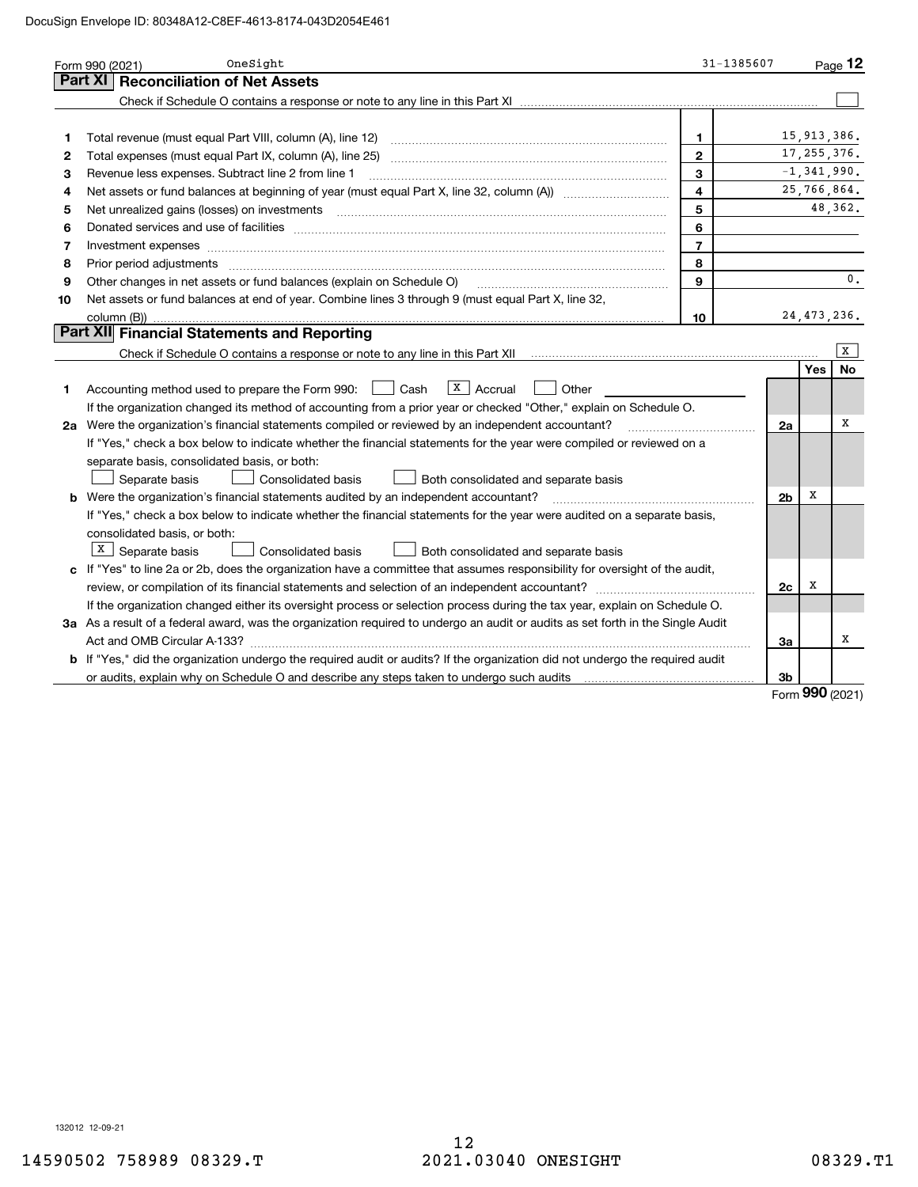Form 990 (2021) OneSight 31-1385607 Page **12**

## Part XI Reconciliation of Net Assets

Check if Schedule O contains a response or note to any line in this Part XI ☐

| | | | |
|---|---|---|---|
| 1 | Total revenue (must equal Part VIII, column (A), line 12) | 1 | 15,913,386. |
| 2 | Total expenses (must equal Part IX, column (A), line 25) | 2 | 17,255,376. |
| 3 | Revenue less expenses. Subtract line 2 from line 1 | 3 | -1,341,990. |
| 4 | Net assets or fund balances at beginning of year (must equal Part X, line 32, column (A)) | 4 | 25,766,864. |
| 5 | Net unrealized gains (losses) on investments | 5 | 48,362. |
| 6 | Donated services and use of facilities | 6 | |
| 7 | Investment expenses | 7 | |
| 8 | Prior period adjustments | 8 | |
| 9 | Other changes in net assets or fund balances (explain on Schedule O) | 9 | 0. |
| 10 | Net assets or fund balances at end of year. Combine lines 3 through 9 (must equal Part X, line 32, column (B)) | 10 | 24,473,236. |

## Part XII Financial Statements and Reporting

Check if Schedule O contains a response or note to any line in this Part XII ☒

| | | | Yes | No |
|---|---|---|---|---|
| 1 | Accounting method used to prepare the Form 990: ☐ Cash ☒ Accrual ☐ Other ______<br>If the organization changed its method of accounting from a prior year or checked "Other," explain on Schedule O. | | | |
| 2a | Were the organization's financial statements compiled or reviewed by an independent accountant? | 2a | | X |
| | If "Yes," check a box below to indicate whether the financial statements for the year were compiled or reviewed on a separate basis, consolidated basis, or both:<br>☐ Separate basis ☐ Consolidated basis ☐ Both consolidated and separate basis | | | |
| b | Were the organization's financial statements audited by an independent accountant? | 2b | X | |
| | If "Yes," check a box below to indicate whether the financial statements for the year were audited on a separate basis, consolidated basis, or both:<br>☒ Separate basis ☐ Consolidated basis ☐ Both consolidated and separate basis | | | |
| c | If "Yes" to line 2a or 2b, does the organization have a committee that assumes responsibility for oversight of the audit, review, or compilation of its financial statements and selection of an independent accountant? | 2c | X | |
| | If the organization changed either its oversight process or selection process during the tax year, explain on Schedule O. | | | |
| 3a | As a result of a federal award, was the organization required to undergo an audit or audits as set forth in the Single Audit Act and OMB Circular A-133? | 3a | | X |
| b | If "Yes," did the organization undergo the required audit or audits? If the organization did not undergo the required audit or audits, explain why on Schedule O and describe any steps taken to undergo such audits | 3b | | |

Form **990** (2021)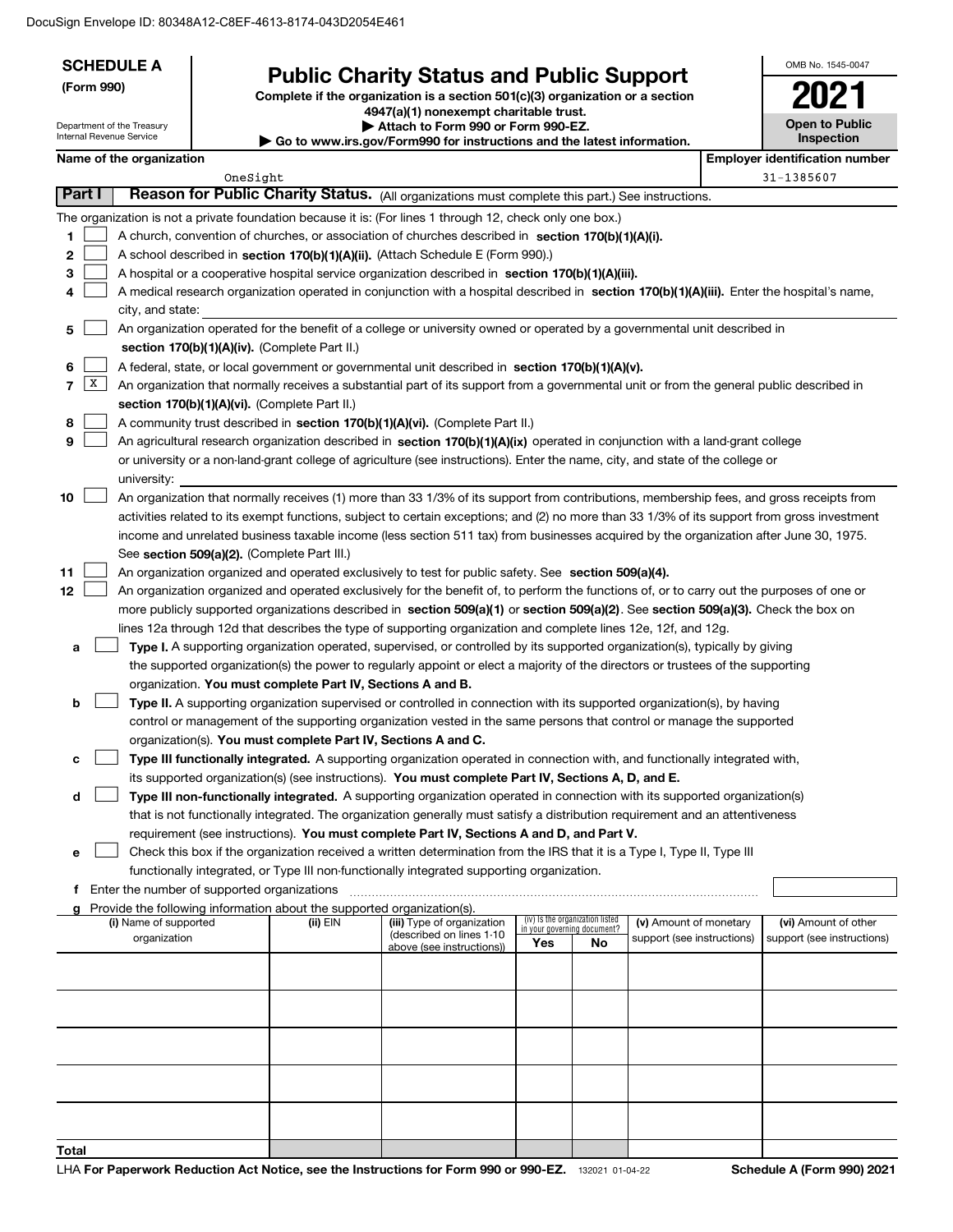DocuSign Envelope ID: 80348A12-C8EF-4613-8174-043D2054E461

**SCHEDULE A**
**(Form 990)**

Department of the Treasury
Internal Revenue Service

# Public Charity Status and Public Support

**Complete if the organization is a section 501(c)(3) organization or a section 4947(a)(1) nonexempt charitable trust.**
**▶ Attach to Form 990 or Form 990-EZ.**
**▶ Go to www.irs.gov/Form990 for instructions and the latest information.**

OMB No. 1545-0047
**2021**
**Open to Public Inspection**

**Name of the organization:** OneSight
**Employer identification number:** 31-1385607

## Part I Reason for Public Charity Status. (All organizations must complete this part.) See instructions.

The organization is not a private foundation because it is: (For lines 1 through 12, check only one box.)

1. [ ] A church, convention of churches, or association of churches described in **section 170(b)(1)(A)(i).**
2. [ ] A school described in **section 170(b)(1)(A)(ii).** (Attach Schedule E (Form 990).)
3. [ ] A hospital or a cooperative hospital service organization described in **section 170(b)(1)(A)(iii).**
4. [ ] A medical research organization operated in conjunction with a hospital described in **section 170(b)(1)(A)(iii).** Enter the hospital's name, city, and state:
5. [ ] An organization operated for the benefit of a college or university owned or operated by a governmental unit described in **section 170(b)(1)(A)(iv).** (Complete Part II.)
6. [ ] A federal, state, or local government or governmental unit described in **section 170(b)(1)(A)(v).**
7. [X] An organization that normally receives a substantial part of its support from a governmental unit or from the general public described in **section 170(b)(1)(A)(vi).** (Complete Part II.)
8. [ ] A community trust described in **section 170(b)(1)(A)(vi).** (Complete Part II.)
9. [ ] An agricultural research organization described in **section 170(b)(1)(A)(ix)** operated in conjunction with a land-grant college or university or a non-land-grant college of agriculture (see instructions). Enter the name, city, and state of the college or university:
10. [ ] An organization that normally receives (1) more than 33 1/3% of its support from contributions, membership fees, and gross receipts from activities related to its exempt functions, subject to certain exceptions; and (2) no more than 33 1/3% of its support from gross investment income and unrelated business taxable income (less section 511 tax) from businesses acquired by the organization after June 30, 1975. See **section 509(a)(2).** (Complete Part III.)
11. [ ] An organization organized and operated exclusively to test for public safety. See **section 509(a)(4).**
12. [ ] An organization organized and operated exclusively for the benefit of, to perform the functions of, or to carry out the purposes of one or more publicly supported organizations described in **section 509(a)(1)** or **section 509(a)(2)**. See **section 509(a)(3).** Check the box on lines 12a through 12d that describes the type of supporting organization and complete lines 12e, 12f, and 12g.
   - **a** [ ] **Type I.** A supporting organization operated, supervised, or controlled by its supported organization(s), typically by giving the supported organization(s) the power to regularly appoint or elect a majority of the directors or trustees of the supporting organization. **You must complete Part IV, Sections A and B.**
   - **b** [ ] **Type II.** A supporting organization supervised or controlled in connection with its supported organization(s), by having control or management of the supporting organization vested in the same persons that control or manage the supported organization(s). **You must complete Part IV, Sections A and C.**
   - **c** [ ] **Type III functionally integrated.** A supporting organization operated in connection with, and functionally integrated with, its supported organization(s) (see instructions). **You must complete Part IV, Sections A, D, and E.**
   - **d** [ ] **Type III non-functionally integrated.** A supporting organization operated in connection with its supported organization(s) that is not functionally integrated. The organization generally must satisfy a distribution requirement and an attentiveness requirement (see instructions). **You must complete Part IV, Sections A and D, and Part V.**
   - **e** [ ] Check this box if the organization received a written determination from the IRS that it is a Type I, Type II, Type III functionally integrated, or Type III non-functionally integrated supporting organization.
   - **f** Enter the number of supported organizations
   - **g** Provide the following information about the supported organization(s).

| (i) Name of supported organization | (ii) EIN | (iii) Type of organization (described on lines 1-10 above (see instructions)) | (iv) Is the organization listed in your governing document? Yes | No | (v) Amount of monetary support (see instructions) | (vi) Amount of other support (see instructions) |
|---|---|---|---|---|---|---|
| | | | | | | |
| | | | | | | |
| | | | | | | |
| | | | | | | |
| | | | | | | |
| **Total** | | | | | | |

LHA **For Paperwork Reduction Act Notice, see the Instructions for Form 990 or 990-EZ.** 132021 01-04-22 **Schedule A (Form 990) 2021**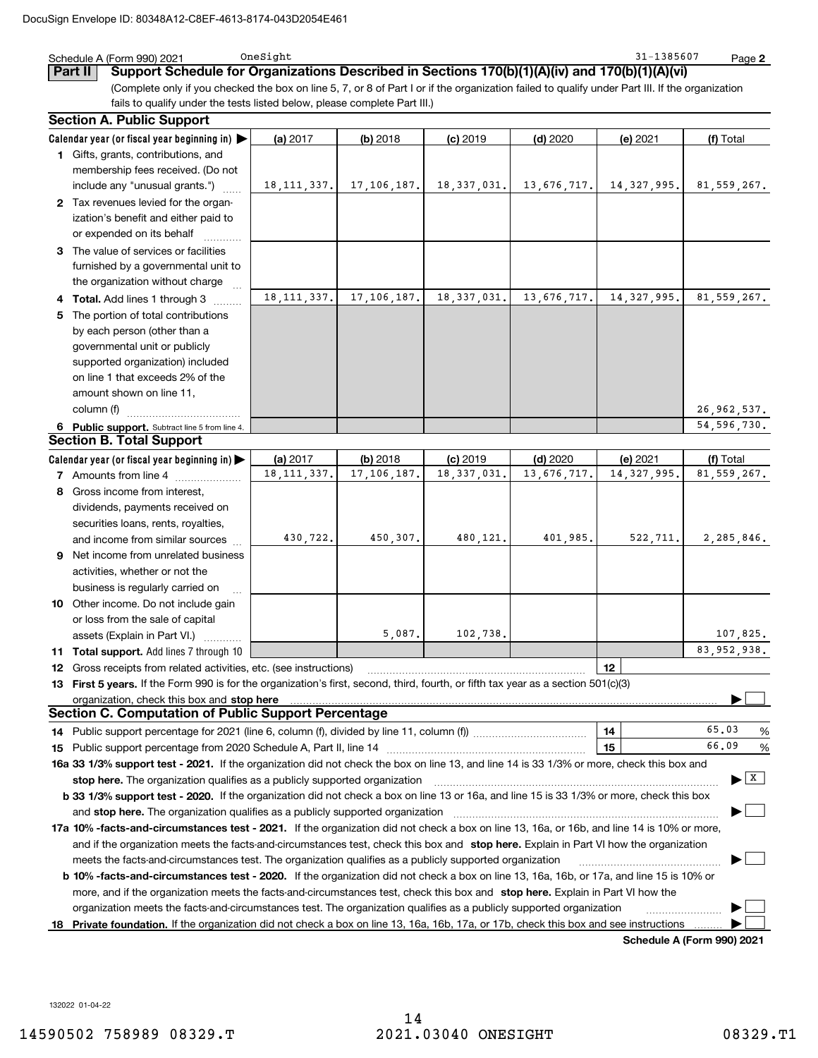Schedule A (Form 990) 2021 OneSight 31-1385607 Page **2**

## Part II Support Schedule for Organizations Described in Sections 170(b)(1)(A)(iv) and 170(b)(1)(A)(vi)

(Complete only if you checked the box on line 5, 7, or 8 of Part I or if the organization failed to qualify under Part III. If the organization fails to qualify under the tests listed below, please complete Part III.)

### Section A. Public Support

| Calendar year (or fiscal year beginning in) ▶ | (a) 2017 | (b) 2018 | (c) 2019 | (d) 2020 | (e) 2021 | (f) Total |
|---|---|---|---|---|---|---|
| **1** Gifts, grants, contributions, and membership fees received. (Do not include any "unusual grants.") | 18,111,337. | 17,106,187. | 18,337,031. | 13,676,717. | 14,327,995. | 81,559,267. |
| **2** Tax revenues levied for the organization's benefit and either paid to or expended on its behalf | | | | | | |
| **3** The value of services or facilities furnished by a governmental unit to the organization without charge | | | | | | |
| **4 Total.** Add lines 1 through 3 | 18,111,337. | 17,106,187. | 18,337,031. | 13,676,717. | 14,327,995. | 81,559,267. |
| **5** The portion of total contributions by each person (other than a governmental unit or publicly supported organization) included on line 1 that exceeds 2% of the amount shown on line 11, column (f) | | | | | | 26,962,537. |
| **6 Public support.** Subtract line 5 from line 4. | | | | | | 54,596,730. |

### Section B. Total Support

| Calendar year (or fiscal year beginning in) ▶ | (a) 2017 | (b) 2018 | (c) 2019 | (d) 2020 | (e) 2021 | (f) Total |
|---|---|---|---|---|---|---|
| **7** Amounts from line 4 | 18,111,337. | 17,106,187. | 18,337,031. | 13,676,717. | 14,327,995. | 81,559,267. |
| **8** Gross income from interest, dividends, payments received on securities loans, rents, royalties, and income from similar sources | 430,722. | 450,307. | 480,121. | 401,985. | 522,711. | 2,285,846. |
| **9** Net income from unrelated business activities, whether or not the business is regularly carried on | | | | | | |
| **10** Other income. Do not include gain or loss from the sale of capital assets (Explain in Part VI.) | | 5,087. | 102,738. | | | 107,825. |
| **11 Total support.** Add lines 7 through 10 | | | | | | 83,952,938. |

**12** Gross receipts from related activities, etc. (see instructions) | **12** |

**13 First 5 years.** If the Form 990 is for the organization's first, second, third, fourth, or fifth tax year as a section 501(c)(3) organization, check this box and **stop here** ▶ ☐

### Section C. Computation of Public Support Percentage

**14** Public support percentage for 2021 (line 6, column (f), divided by line 11, column (f)) | **14** | 65.03 %

**15** Public support percentage from 2020 Schedule A, Part II, line 14 | **15** | 66.09 %

**16a 33 1/3% support test - 2021.** If the organization did not check the box on line 13, and line 14 is 33 1/3% or more, check this box and **stop here.** The organization qualifies as a publicly supported organization ▶ ☒

**b 33 1/3% support test - 2020.** If the organization did not check a box on line 13 or 16a, and line 15 is 33 1/3% or more, check this box and **stop here.** The organization qualifies as a publicly supported organization ▶ ☐

**17a 10% -facts-and-circumstances test - 2021.** If the organization did not check a box on line 13, 16a, or 16b, and line 14 is 10% or more, and if the organization meets the facts-and-circumstances test, check this box and **stop here.** Explain in Part VI how the organization meets the facts-and-circumstances test. The organization qualifies as a publicly supported organization ▶ ☐

**b 10% -facts-and-circumstances test - 2020.** If the organization did not check a box on line 13, 16a, 16b, or 17a, and line 15 is 10% or more, and if the organization meets the facts-and-circumstances test, check this box and **stop here.** Explain in Part VI how the organization meets the facts-and-circumstances test. The organization qualifies as a publicly supported organization ▶ ☐

**18 Private foundation.** If the organization did not check a box on line 13, 16a, 16b, 17a, or 17b, check this box and see instructions ▶ ☐

**Schedule A (Form 990) 2021**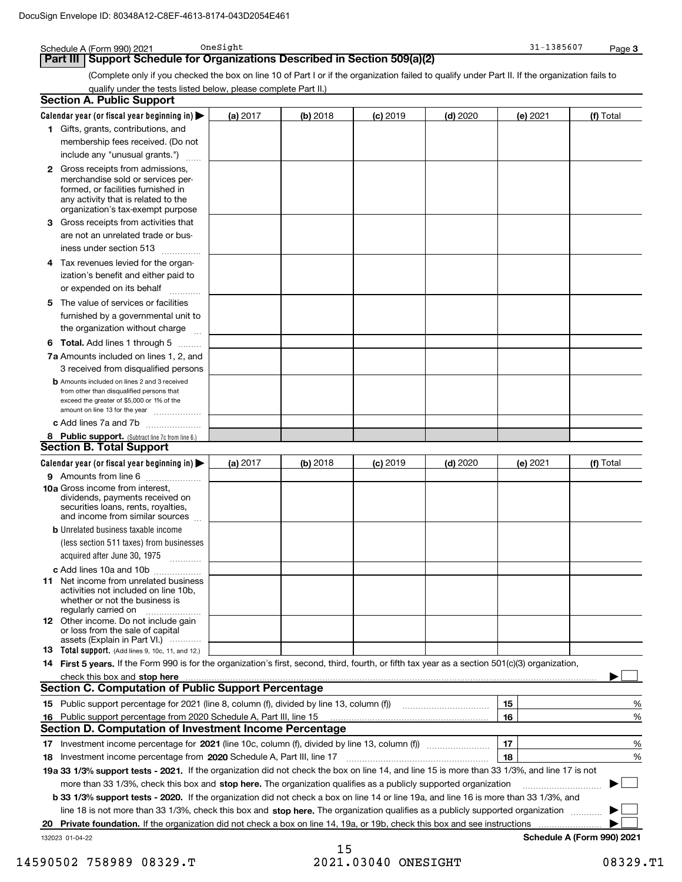DocuSign Envelope ID: 80348A12-C8EF-4613-8174-043D2054E461

Schedule A (Form 990) 2021 OneSight 31-1385607 Page **3**

## Part III Support Schedule for Organizations Described in Section 509(a)(2)

(Complete only if you checked the box on line 10 of Part I or if the organization failed to qualify under Part II. If the organization fails to qualify under the tests listed below, please complete Part II.)

### Section A. Public Support

| Calendar year (or fiscal year beginning in) ▶ | (a) 2017 | (b) 2018 | (c) 2019 | (d) 2020 | (e) 2021 | (f) Total |
|---|---|---|---|---|---|---|
| **1** Gifts, grants, contributions, and membership fees received. (Do not include any "unusual grants.") | | | | | | |
| **2** Gross receipts from admissions, merchandise sold or services performed, or facilities furnished in any activity that is related to the organization's tax-exempt purpose | | | | | | |
| **3** Gross receipts from activities that are not an unrelated trade or business under section 513 | | | | | | |
| **4** Tax revenues levied for the organization's benefit and either paid to or expended on its behalf | | | | | | |
| **5** The value of services or facilities furnished by a governmental unit to the organization without charge | | | | | | |
| **6 Total.** Add lines 1 through 5 | | | | | | |
| **7a** Amounts included on lines 1, 2, and 3 received from disqualified persons | | | | | | |
| **b** Amounts included on lines 2 and 3 received from other than disqualified persons that exceed the greater of $5,000 or 1% of the amount on line 13 for the year | | | | | | |
| **c** Add lines 7a and 7b | | | | | | |
| **8 Public support.** (Subtract line 7c from line 6.) | | | | | | |

### Section B. Total Support

| Calendar year (or fiscal year beginning in) ▶ | (a) 2017 | (b) 2018 | (c) 2019 | (d) 2020 | (e) 2021 | (f) Total |
|---|---|---|---|---|---|---|
| **9** Amounts from line 6 | | | | | | |
| **10a** Gross income from interest, dividends, payments received on securities loans, rents, royalties, and income from similar sources | | | | | | |
| **b** Unrelated business taxable income (less section 511 taxes) from businesses acquired after June 30, 1975 | | | | | | |
| **c** Add lines 10a and 10b | | | | | | |
| **11** Net income from unrelated business activities not included on line 10b, whether or not the business is regularly carried on | | | | | | |
| **12** Other income. Do not include gain or loss from the sale of capital assets (Explain in Part VI.) | | | | | | |
| **13 Total support.** (Add lines 9, 10c, 11, and 12.) | | | | | | |

**14 First 5 years.** If the Form 990 is for the organization's first, second, third, fourth, or fifth tax year as a section 501(c)(3) organization, check this box and **stop here** ▶ ☐

### Section C. Computation of Public Support Percentage

| | | | |
|---|---|---|---|
| **15** | Public support percentage for 2021 (line 8, column (f), divided by line 13, column (f)) | 15 | % |
| **16** | Public support percentage from 2020 Schedule A, Part III, line 15 | 16 | % |

### Section D. Computation of Investment Income Percentage

| | | | |
|---|---|---|---|
| **17** | Investment income percentage for **2021** (line 10c, column (f), divided by line 13, column (f)) | 17 | % |
| **18** | Investment income percentage from **2020** Schedule A, Part III, line 17 | 18 | % |

**19a 33 1/3% support tests - 2021.** If the organization did not check the box on line 14, and line 15 is more than 33 1/3%, and line 17 is not more than 33 1/3%, check this box and **stop here.** The organization qualifies as a publicly supported organization ▶ ☐

**b 33 1/3% support tests - 2020.** If the organization did not check a box on line 14 or line 19a, and line 16 is more than 33 1/3%, and line 18 is not more than 33 1/3%, check this box and **stop here.** The organization qualifies as a publicly supported organization ▶ ☐

**20 Private foundation.** If the organization did not check a box on line 14, 19a, or 19b, check this box and see instructions ▶ ☐

132023 01-04-22 **Schedule A (Form 990) 2021**

14590502 758989 08329.T 2021.03040 ONESIGHT 08329.T1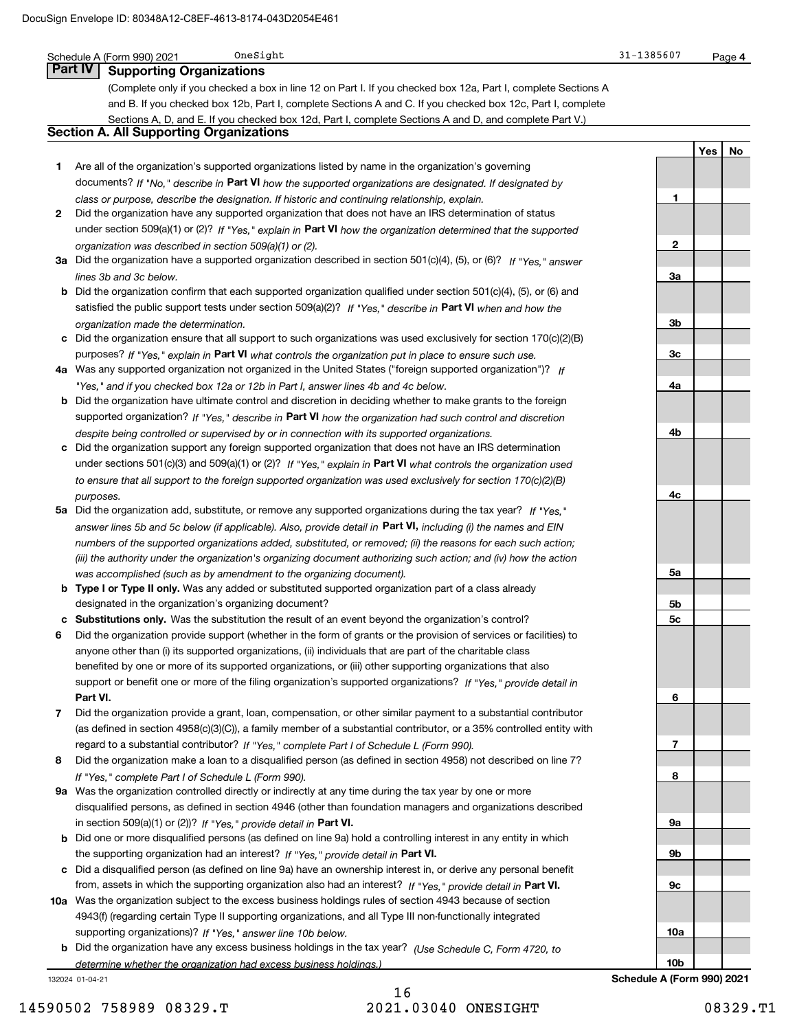Schedule A (Form 990) 2021 OneSight 31-1385607 Page 4

## Part IV Supporting Organizations

(Complete only if you checked a box in line 12 on Part I. If you checked box 12a, Part I, complete Sections A and B. If you checked box 12b, Part I, complete Sections A and C. If you checked box 12c, Part I, complete Sections A, D, and E. If you checked box 12d, Part I, complete Sections A and D, and complete Part V.)

### Section A. All Supporting Organizations

| | | Line | Yes | No |
|---|---|---|---|---|
| 1 | Are all of the organization's supported organizations listed by name in the organization's governing documents? *If "No," describe in* **Part VI** *how the supported organizations are designated. If designated by class or purpose, describe the designation. If historic and continuing relationship, explain.* | 1 | | |
| 2 | Did the organization have any supported organization that does not have an IRS determination of status under section 509(a)(1) or (2)? *If "Yes," explain in* **Part VI** *how the organization determined that the supported organization was described in section 509(a)(1) or (2).* | 2 | | |
| 3a | Did the organization have a supported organization described in section 501(c)(4), (5), or (6)? *If "Yes," answer lines 3b and 3c below.* | 3a | | |
| b | Did the organization confirm that each supported organization qualified under section 501(c)(4), (5), or (6) and satisfied the public support tests under section 509(a)(2)? *If "Yes," describe in* **Part VI** *when and how the organization made the determination.* | 3b | | |
| c | Did the organization ensure that all support to such organizations was used exclusively for section 170(c)(2)(B) purposes? *If "Yes," explain in* **Part VI** *what controls the organization put in place to ensure such use.* | 3c | | |
| 4a | Was any supported organization not organized in the United States ("foreign supported organization")? *If "Yes," and if you checked box 12a or 12b in Part I, answer lines 4b and 4c below.* | 4a | | |
| b | Did the organization have ultimate control and discretion in deciding whether to make grants to the foreign supported organization? *If "Yes," describe in* **Part VI** *how the organization had such control and discretion despite being controlled or supervised by or in connection with its supported organizations.* | 4b | | |
| c | Did the organization support any foreign supported organization that does not have an IRS determination under sections 501(c)(3) and 509(a)(1) or (2)? *If "Yes," explain in* **Part VI** *what controls the organization used to ensure that all support to the foreign supported organization was used exclusively for section 170(c)(2)(B) purposes.* | 4c | | |
| 5a | Did the organization add, substitute, or remove any supported organizations during the tax year? *If "Yes," answer lines 5b and 5c below (if applicable). Also, provide detail in* **Part VI,** *including (i) the names and EIN numbers of the supported organizations added, substituted, or removed; (ii) the reasons for each such action; (iii) the authority under the organization's organizing document authorizing such action; and (iv) how the action was accomplished (such as by amendment to the organizing document).* | 5a | | |
| b | **Type I or Type II only.** Was any added or substituted supported organization part of a class already designated in the organization's organizing document? | 5b | | |
| c | **Substitutions only.** Was the substitution the result of an event beyond the organization's control? | 5c | | |
| 6 | Did the organization provide support (whether in the form of grants or the provision of services or facilities) to anyone other than (i) its supported organizations, (ii) individuals that are part of the charitable class benefited by one or more of its supported organizations, or (iii) other supporting organizations that also support or benefit one or more of the filing organization's supported organizations? *If "Yes," provide detail in* **Part VI.** | 6 | | |
| 7 | Did the organization provide a grant, loan, compensation, or other similar payment to a substantial contributor (as defined in section 4958(c)(3)(C)), a family member of a substantial contributor, or a 35% controlled entity with regard to a substantial contributor? *If "Yes," complete Part I of Schedule L (Form 990).* | 7 | | |
| 8 | Did the organization make a loan to a disqualified person (as defined in section 4958) not described on line 7? *If "Yes," complete Part I of Schedule L (Form 990).* | 8 | | |
| 9a | Was the organization controlled directly or indirectly at any time during the tax year by one or more disqualified persons, as defined in section 4946 (other than foundation managers and organizations described in section 509(a)(1) or (2))? *If "Yes," provide detail in* **Part VI.** | 9a | | |
| b | Did one or more disqualified persons (as defined on line 9a) hold a controlling interest in any entity in which the supporting organization had an interest? *If "Yes," provide detail in* **Part VI.** | 9b | | |
| c | Did a disqualified person (as defined on line 9a) have an ownership interest in, or derive any personal benefit from, assets in which the supporting organization also had an interest? *If "Yes," provide detail in* **Part VI.** | 9c | | |
| 10a | Was the organization subject to the excess business holdings rules of section 4943 because of section 4943(f) (regarding certain Type II supporting organizations, and all Type III non-functionally integrated supporting organizations)? *If "Yes," answer line 10b below.* | 10a | | |
| b | Did the organization have any excess business holdings in the tax year? *(Use Schedule C, Form 4720, to determine whether the organization had excess business holdings.)* | 10b | | |

132024 01-04-21 **Schedule A (Form 990) 2021**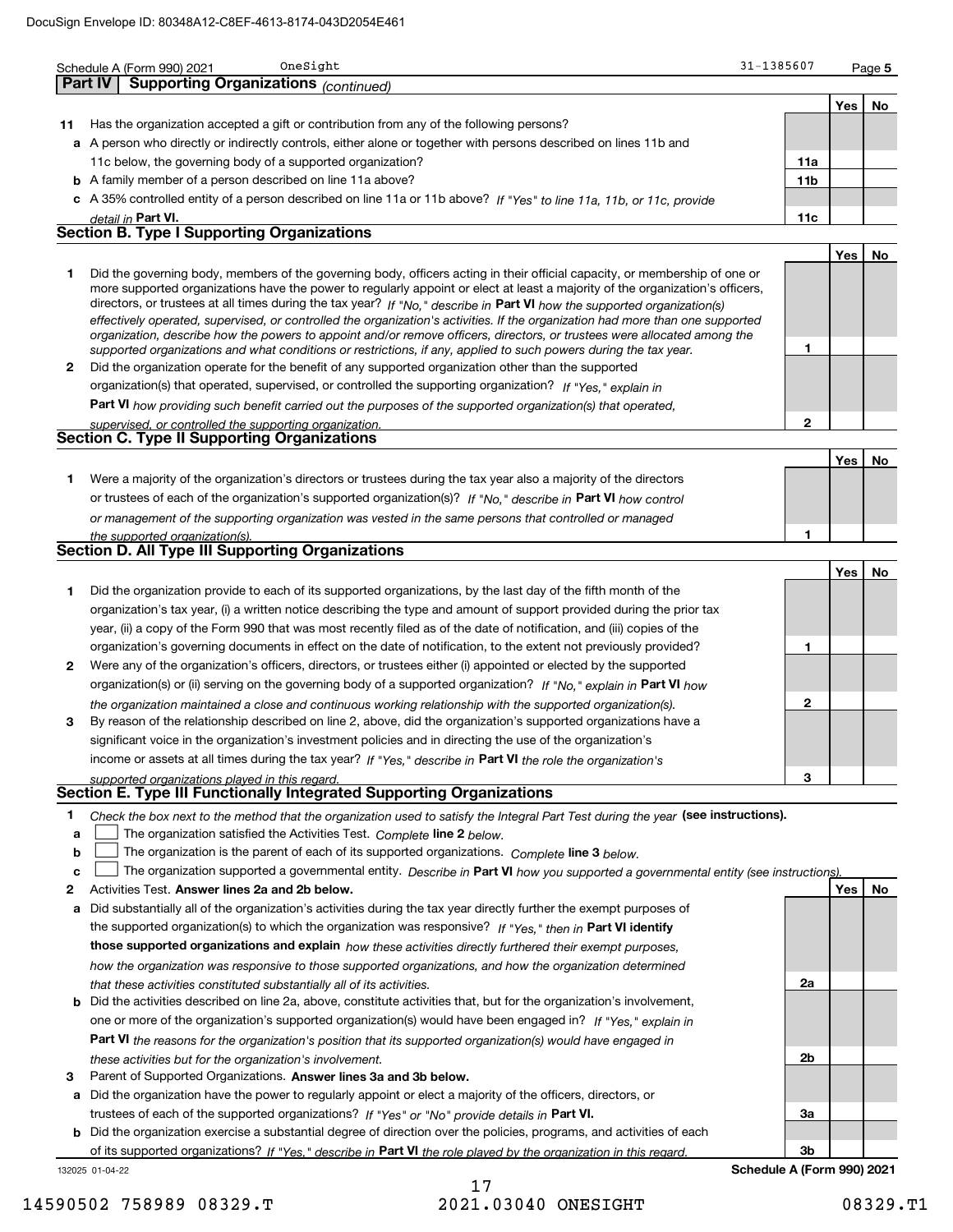Schedule A (Form 990) 2021 OneSight 31-1385607

## Part IV Supporting Organizations *(continued)*

| | | | Yes | No |
|---|---|---|---|---|
| **11** | Has the organization accepted a gift or contribution from any of the following persons? | | | |
| **a** | A person who directly or indirectly controls, either alone or together with persons described on lines 11b and 11c below, the governing body of a supported organization? | 11a | | |
| **b** | A family member of a person described on line 11a above? | 11b | | |
| **c** | A 35% controlled entity of a person described on line 11a or 11b above? *If "Yes" to line 11a, 11b, or 11c, provide detail in* **Part VI.** | 11c | | |

### Section B. Type I Supporting Organizations

| | | | Yes | No |
|---|---|---|---|---|
| **1** | Did the governing body, members of the governing body, officers acting in their official capacity, or membership of one or more supported organizations have the power to regularly appoint or elect at least a majority of the organization's officers, directors, or trustees at all times during the tax year? *If "No," describe in* **Part VI** *how the supported organization(s) effectively operated, supervised, or controlled the organization's activities. If the organization had more than one supported organization, describe how the powers to appoint and/or remove officers, directors, or trustees were allocated among the supported organizations and what conditions or restrictions, if any, applied to such powers during the tax year.* | 1 | | |
| **2** | Did the organization operate for the benefit of any supported organization other than the supported organization(s) that operated, supervised, or controlled the supporting organization? *If "Yes," explain in* **Part VI** *how providing such benefit carried out the purposes of the supported organization(s) that operated, supervised, or controlled the supporting organization.* | 2 | | |

### Section C. Type II Supporting Organizations

| | | | Yes | No |
|---|---|---|---|---|
| **1** | Were a majority of the organization's directors or trustees during the tax year also a majority of the directors or trustees of each of the organization's supported organization(s)? *If "No," describe in* **Part VI** *how control or management of the supporting organization was vested in the same persons that controlled or managed the supported organization(s).* | 1 | | |

### Section D. All Type III Supporting Organizations

| | | | Yes | No |
|---|---|---|---|---|
| **1** | Did the organization provide to each of its supported organizations, by the last day of the fifth month of the organization's tax year, (i) a written notice describing the type and amount of support provided during the prior tax year, (ii) a copy of the Form 990 that was most recently filed as of the date of notification, and (iii) copies of the organization's governing documents in effect on the date of notification, to the extent not previously provided? | 1 | | |
| **2** | Were any of the organization's officers, directors, or trustees either (i) appointed or elected by the supported organization(s) or (ii) serving on the governing body of a supported organization? *If "No," explain in* **Part VI** *how the organization maintained a close and continuous working relationship with the supported organization(s).* | 2 | | |
| **3** | By reason of the relationship described on line 2, above, did the organization's supported organizations have a significant voice in the organization's investment policies and in directing the use of the organization's income or assets at all times during the tax year? *If "Yes," describe in* **Part VI** *the role the organization's supported organizations played in this regard.* | 3 | | |

### Section E. Type III Functionally Integrated Supporting Organizations

**1** *Check the box next to the method that the organization used to satisfy the Integral Part Test during the year* **(see instructions).**

- **a** ☐ The organization satisfied the Activities Test. *Complete* **line 2** *below.*
- **b** ☐ The organization is the parent of each of its supported organizations. *Complete* **line 3** *below.*
- **c** ☐ The organization supported a governmental entity. *Describe in* **Part VI** *how you supported a governmental entity (see instructions).*

| | | | Yes | No |
|---|---|---|---|---|
| **2** | Activities Test. **Answer lines 2a and 2b below.** | | | |
| **a** | Did substantially all of the organization's activities during the tax year directly further the exempt purposes of the supported organization(s) to which the organization was responsive? *If "Yes," then in* **Part VI identify those supported organizations and explain** *how these activities directly furthered their exempt purposes, how the organization was responsive to those supported organizations, and how the organization determined that these activities constituted substantially all of its activities.* | 2a | | |
| **b** | Did the activities described on line 2a, above, constitute activities that, but for the organization's involvement, one or more of the organization's supported organization(s) would have been engaged in? *If "Yes," explain in* **Part VI** *the reasons for the organization's position that its supported organization(s) would have engaged in these activities but for the organization's involvement.* | 2b | | |
| **3** | Parent of Supported Organizations. **Answer lines 3a and 3b below.** | | | |
| **a** | Did the organization have the power to regularly appoint or elect a majority of the officers, directors, or trustees of each of the supported organizations? *If "Yes" or "No" provide details in* **Part VI.** | 3a | | |
| **b** | Did the organization exercise a substantial degree of direction over the policies, programs, and activities of each of its supported organizations? *If "Yes," describe in* **Part VI** *the role played by the organization in this regard.* | 3b | | |

132025 01-04-22 **Schedule A (Form 990) 2021**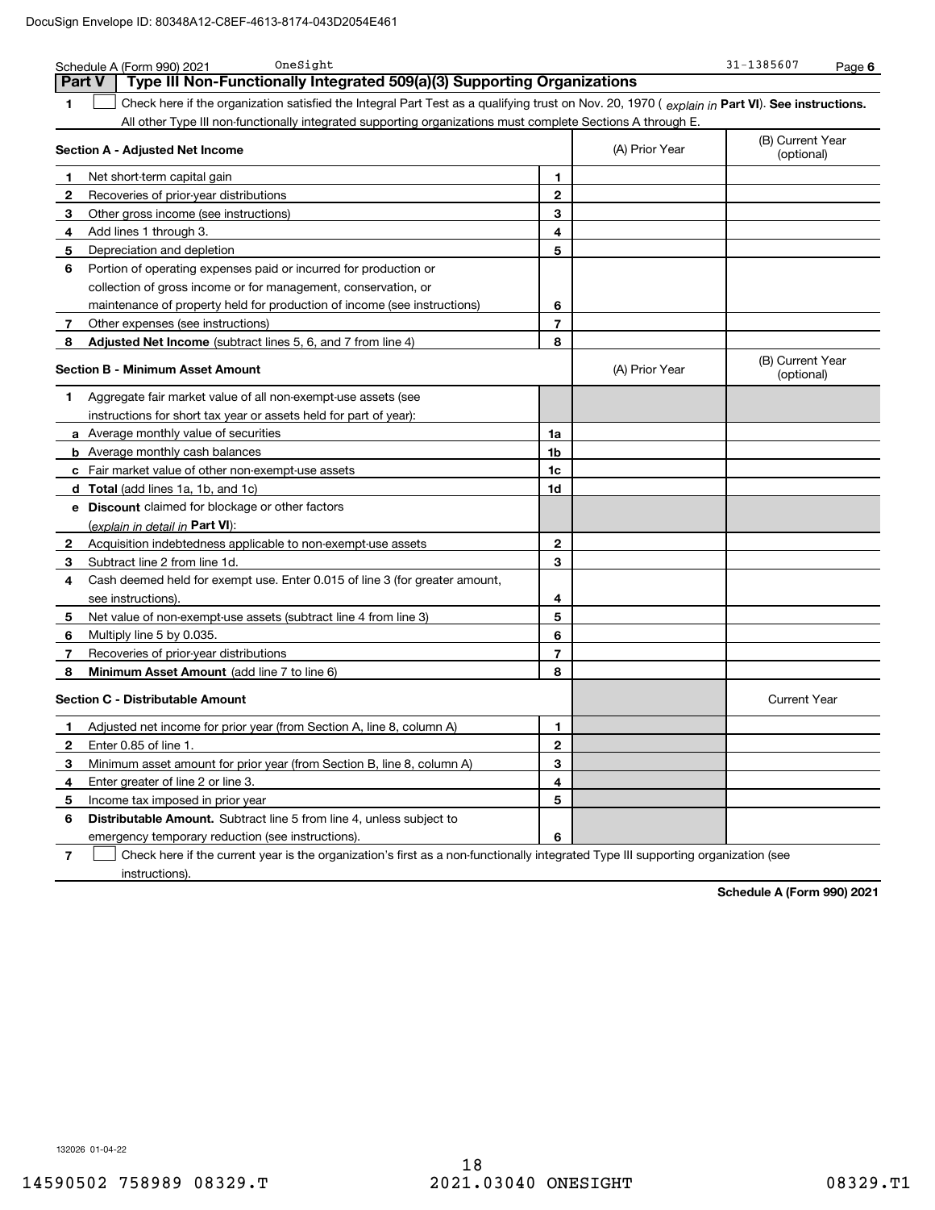Schedule A (Form 990) 2021 OneSight 31-1385607 Page 6

## Part V Type III Non-Functionally Integrated 509(a)(3) Supporting Organizations

**1** ☐ Check here if the organization satisfied the Integral Part Test as a qualifying trust on Nov. 20, 1970 ( *explain in* **Part VI**). **See instructions.** All other Type III non-functionally integrated supporting organizations must complete Sections A through E.

| **Section A - Adjusted Net Income** | | (A) Prior Year | (B) Current Year (optional) |
|---|---|---|---|
| **1** Net short-term capital gain | 1 | | |
| **2** Recoveries of prior-year distributions | 2 | | |
| **3** Other gross income (see instructions) | 3 | | |
| **4** Add lines 1 through 3. | 4 | | |
| **5** Depreciation and depletion | 5 | | |
| **6** Portion of operating expenses paid or incurred for production or collection of gross income or for management, conservation, or maintenance of property held for production of income (see instructions) | 6 | | |
| **7** Other expenses (see instructions) | 7 | | |
| **8** **Adjusted Net Income** (subtract lines 5, 6, and 7 from line 4) | 8 | | |

| **Section B - Minimum Asset Amount** | | (A) Prior Year | (B) Current Year (optional) |
|---|---|---|---|
| **1** Aggregate fair market value of all non-exempt-use assets (see instructions for short tax year or assets held for part of year): | | | |
| **a** Average monthly value of securities | 1a | | |
| **b** Average monthly cash balances | 1b | | |
| **c** Fair market value of other non-exempt-use assets | 1c | | |
| **d** **Total** (add lines 1a, 1b, and 1c) | 1d | | |
| **e** **Discount** claimed for blockage or other factors (*explain in detail in* **Part VI**): | | | |
| **2** Acquisition indebtedness applicable to non-exempt-use assets | 2 | | |
| **3** Subtract line 2 from line 1d. | 3 | | |
| **4** Cash deemed held for exempt use. Enter 0.015 of line 3 (for greater amount, see instructions). | 4 | | |
| **5** Net value of non-exempt-use assets (subtract line 4 from line 3) | 5 | | |
| **6** Multiply line 5 by 0.035. | 6 | | |
| **7** Recoveries of prior-year distributions | 7 | | |
| **8** **Minimum Asset Amount** (add line 7 to line 6) | 8 | | |

| **Section C - Distributable Amount** | | | Current Year |
|---|---|---|---|
| **1** Adjusted net income for prior year (from Section A, line 8, column A) | 1 | | |
| **2** Enter 0.85 of line 1. | 2 | | |
| **3** Minimum asset amount for prior year (from Section B, line 8, column A) | 3 | | |
| **4** Enter greater of line 2 or line 3. | 4 | | |
| **5** Income tax imposed in prior year | 5 | | |
| **6** **Distributable Amount.** Subtract line 5 from line 4, unless subject to emergency temporary reduction (see instructions). | 6 | | |

**7** ☐ Check here if the current year is the organization's first as a non-functionally integrated Type III supporting organization (see instructions).

**Schedule A (Form 990) 2021**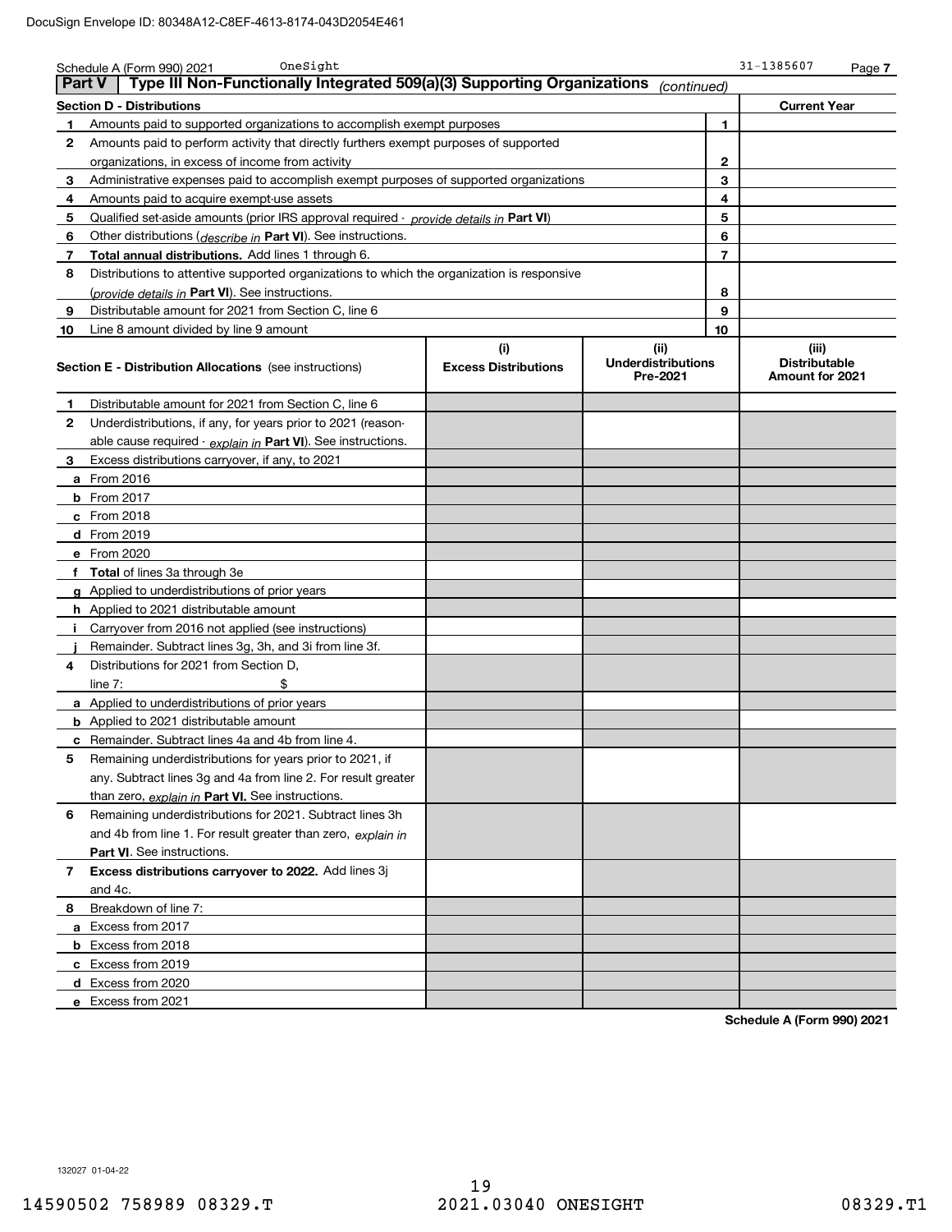Schedule A (Form 990) 2021 OneSight 31-1385607

## Part V Type III Non-Functionally Integrated 509(a)(3) Supporting Organizations *(continued)*

| Section D - Distributions | | Current Year |
|---|---|---|
| 1 Amounts paid to supported organizations to accomplish exempt purposes | 1 | |
| 2 Amounts paid to perform activity that directly furthers exempt purposes of supported organizations, in excess of income from activity | 2 | |
| 3 Administrative expenses paid to accomplish exempt purposes of supported organizations | 3 | |
| 4 Amounts paid to acquire exempt-use assets | 4 | |
| 5 Qualified set-aside amounts (prior IRS approval required - *provide details in* **Part VI**) | 5 | |
| 6 Other distributions (*describe in* **Part VI**). See instructions. | 6 | |
| 7 **Total annual distributions.** Add lines 1 through 6. | 7 | |
| 8 Distributions to attentive supported organizations to which the organization is responsive (*provide details in* **Part VI**). See instructions. | 8 | |
| 9 Distributable amount for 2021 from Section C, line 6 | 9 | |
| 10 Line 8 amount divided by line 9 amount | 10 | |

| **Section E - Distribution Allocations** (see instructions) | (i) Excess Distributions | (ii) Underdistributions Pre-2021 | (iii) Distributable Amount for 2021 |
|---|---|---|---|
| 1 Distributable amount for 2021 from Section C, line 6 | | | |
| 2 Underdistributions, if any, for years prior to 2021 (reasonable cause required - *explain in* **Part VI**). See instructions. | | | |
| 3 Excess distributions carryover, if any, to 2021 | | | |
| a From 2016 | | | |
| b From 2017 | | | |
| c From 2018 | | | |
| d From 2019 | | | |
| e From 2020 | | | |
| f **Total** of lines 3a through 3e | | | |
| g Applied to underdistributions of prior years | | | |
| h Applied to 2021 distributable amount | | | |
| i Carryover from 2016 not applied (see instructions) | | | |
| j Remainder. Subtract lines 3g, 3h, and 3i from line 3f. | | | |
| 4 Distributions for 2021 from Section D, line 7: $ | | | |
| a Applied to underdistributions of prior years | | | |
| b Applied to 2021 distributable amount | | | |
| c Remainder. Subtract lines 4a and 4b from line 4. | | | |
| 5 Remaining underdistributions for years prior to 2021, if any. Subtract lines 3g and 4a from line 2. For result greater than zero, *explain in* **Part VI.** See instructions. | | | |
| 6 Remaining underdistributions for 2021. Subtract lines 3h and 4b from line 1. For result greater than zero, *explain in* **Part VI**. See instructions. | | | |
| 7 **Excess distributions carryover to 2022.** Add lines 3j and 4c. | | | |
| 8 Breakdown of line 7: | | | |
| a Excess from 2017 | | | |
| b Excess from 2018 | | | |
| c Excess from 2019 | | | |
| d Excess from 2020 | | | |
| e Excess from 2021 | | | |

**Schedule A (Form 990) 2021**

132027 01-04-22

14590502 758989 08329.T 2021.03040 ONESIGHT 08329.T1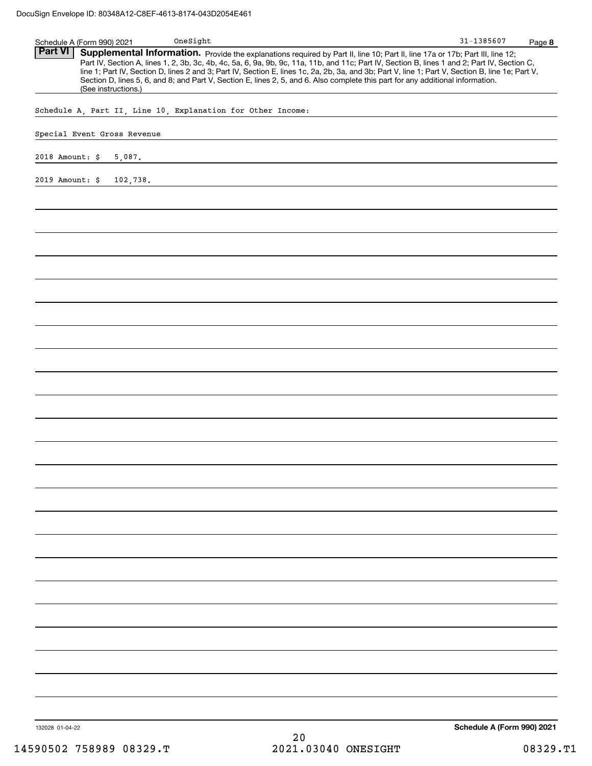Schedule A (Form 990) 2021 OneSight 31-1385607 Page **8**

**Part VI** **Supplemental Information.** Provide the explanations required by Part II, line 10; Part II, line 17a or 17b; Part III, line 12; Part IV, Section A, lines 1, 2, 3b, 3c, 4b, 4c, 5a, 6, 9a, 9b, 9c, 11a, 11b, and 11c; Part IV, Section B, lines 1 and 2; Part IV, Section C, line 1; Part IV, Section D, lines 2 and 3; Part IV, Section E, lines 1c, 2a, 2b, 3a, and 3b; Part V, line 1; Part V, Section B, line 1e; Part V, Section D, lines 5, 6, and 8; and Part V, Section E, lines 2, 5, and 6. Also complete this part for any additional information. (See instructions.)

Schedule A, Part II, Line 10, Explanation for Other Income:

Special Event Gross Revenue

2018 Amount: $ 5,087.

2019 Amount: $ 102,738.

132028 01-04-22

**Schedule A (Form 990) 2021**

14590502 758989 08329.T 2021.03040 ONESIGHT 08329.T1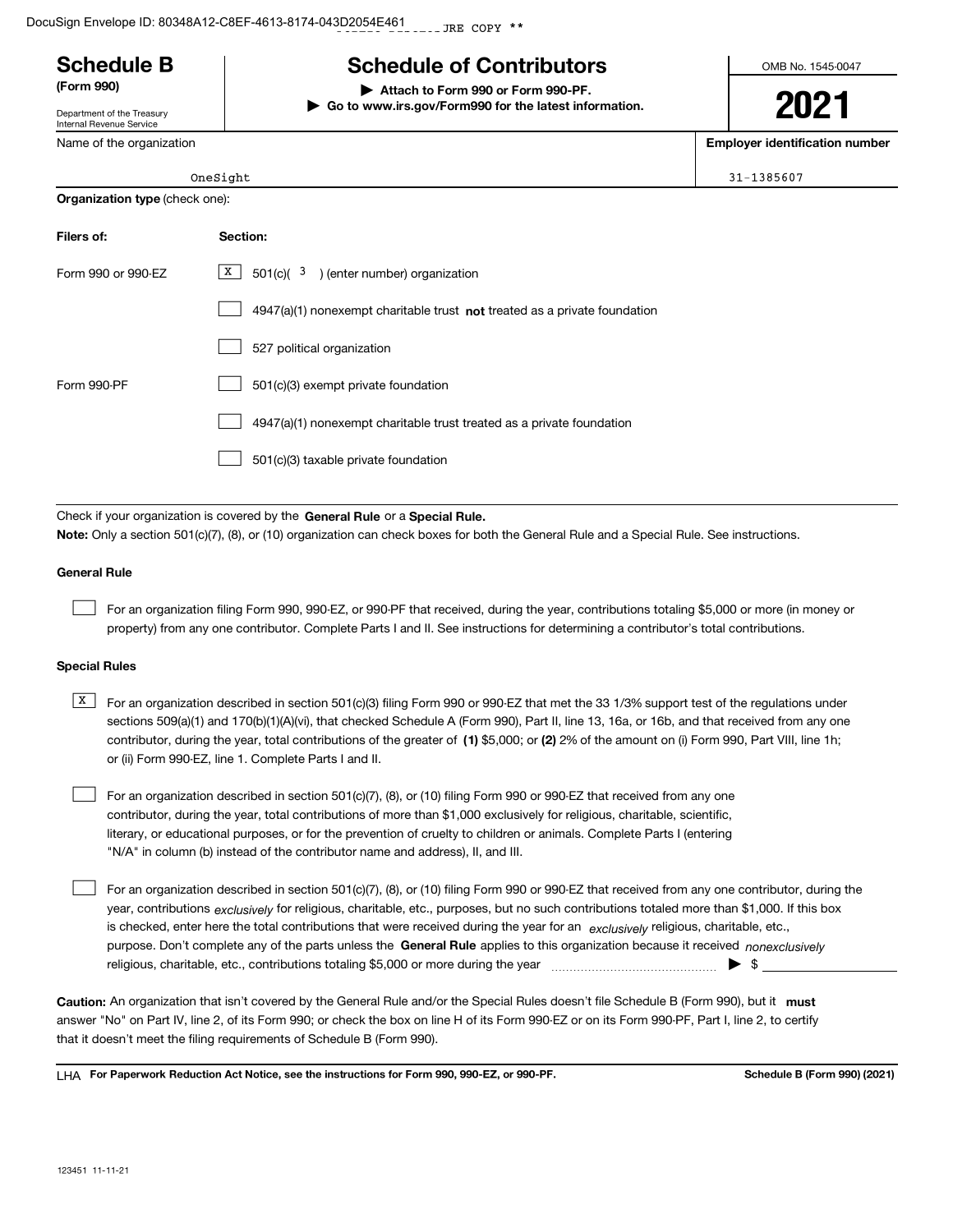DocuSign Envelope ID: 80348A12-C8EF-4613-8174-043D2054E461

# Schedule B

**(Form 990)**

Department of the Treasury
Internal Revenue Service

## Schedule of Contributors

▶ **Attach to Form 990 or Form 990-PF.**
▶ **Go to www.irs.gov/Form990 for the latest information.**

OMB No. 1545-0047

**2021**

| Name of the organization | Employer identification number |
|---|---|
| OneSight | 31-1385607 |

**Organization type** (check one):

| Filers of: | Section: |
|---|---|
| Form 990 or 990-EZ | [X] 501(c)( 3 ) (enter number) organization |
| | [ ] 4947(a)(1) nonexempt charitable trust **not** treated as a private foundation |
| | [ ] 527 political organization |
| Form 990-PF | [ ] 501(c)(3) exempt private foundation |
| | [ ] 4947(a)(1) nonexempt charitable trust treated as a private foundation |
| | [ ] 501(c)(3) taxable private foundation |

Check if your organization is covered by the **General Rule** or a **Special Rule.**

**Note:** Only a section 501(c)(7), (8), or (10) organization can check boxes for both the General Rule and a Special Rule. See instructions.

**General Rule**

[ ] For an organization filing Form 990, 990-EZ, or 990-PF that received, during the year, contributions totaling $5,000 or more (in money or property) from any one contributor. Complete Parts I and II. See instructions for determining a contributor's total contributions.

**Special Rules**

[X] For an organization described in section 501(c)(3) filing Form 990 or 990-EZ that met the 33 1/3% support test of the regulations under sections 509(a)(1) and 170(b)(1)(A)(vi), that checked Schedule A (Form 990), Part II, line 13, 16a, or 16b, and that received from any one contributor, during the year, total contributions of the greater of **(1)** $5,000; or **(2)** 2% of the amount on (i) Form 990, Part VIII, line 1h; or (ii) Form 990-EZ, line 1. Complete Parts I and II.

[ ] For an organization described in section 501(c)(7), (8), or (10) filing Form 990 or 990-EZ that received from any one contributor, during the year, total contributions of more than $1,000 exclusively for religious, charitable, scientific, literary, or educational purposes, or for the prevention of cruelty to children or animals. Complete Parts I (entering "N/A" in column (b) instead of the contributor name and address), II, and III.

[ ] For an organization described in section 501(c)(7), (8), or (10) filing Form 990 or 990-EZ that received from any one contributor, during the year, contributions *exclusively* for religious, charitable, etc., purposes, but no such contributions totaled more than $1,000. If this box is checked, enter here the total contributions that were received during the year for an *exclusively* religious, charitable, etc., purpose. Don't complete any of the parts unless the **General Rule** applies to this organization because it received *nonexclusively* religious, charitable, etc., contributions totaling $5,000 or more during the year ▶ $ ____________

**Caution:** An organization that isn't covered by the General Rule and/or the Special Rules doesn't file Schedule B (Form 990), but it **must** answer "No" on Part IV, line 2, of its Form 990; or check the box on line H of its Form 990-EZ or on its Form 990-PF, Part I, line 2, to certify that it doesn't meet the filing requirements of Schedule B (Form 990).

LHA **For Paperwork Reduction Act Notice, see the instructions for Form 990, 990-EZ, or 990-PF.** **Schedule B (Form 990) (2021)**

123451 11-11-21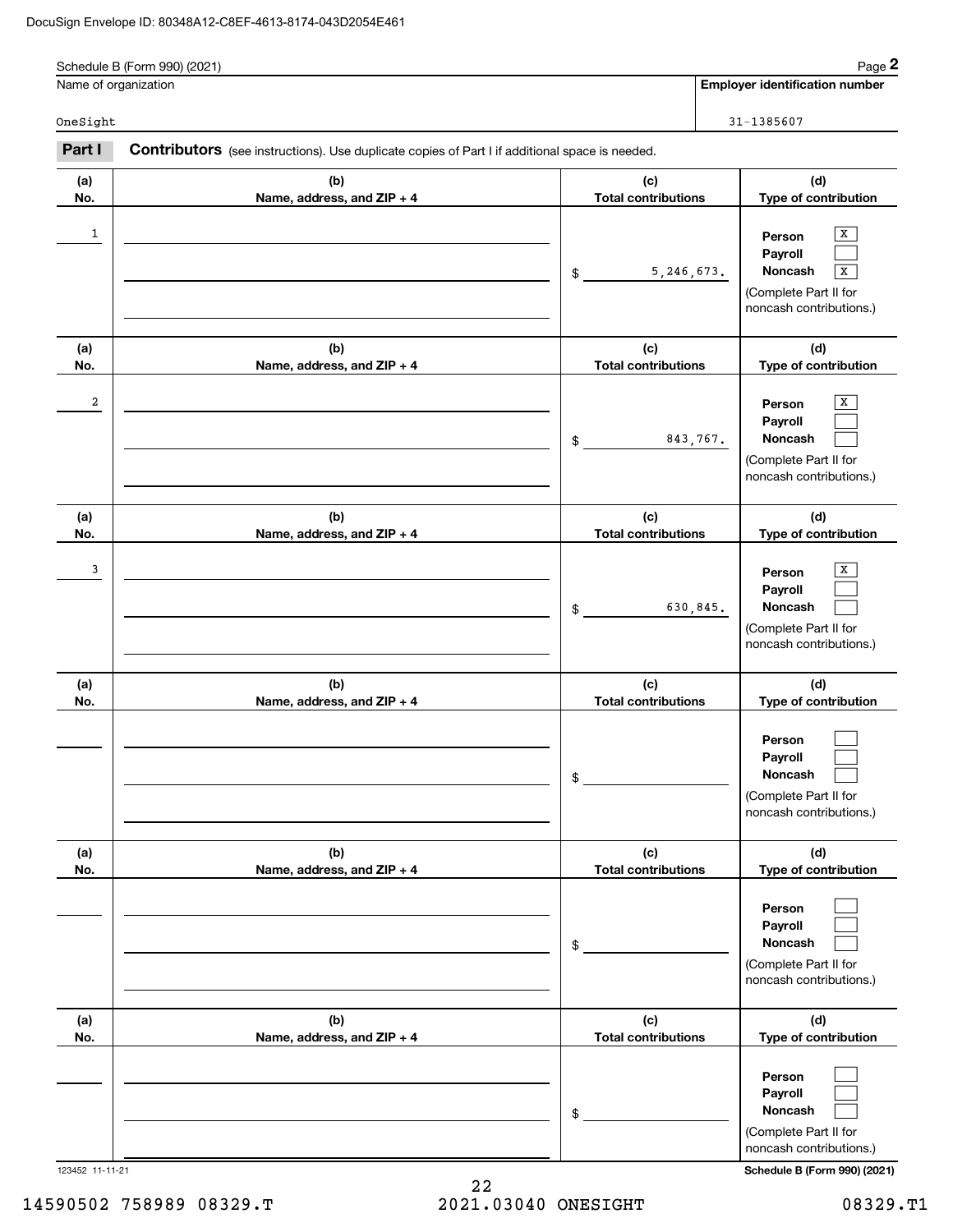DocuSign Envelope ID: 80348A12-C8EF-4613-8174-043D2054E461

Schedule B (Form 990) (2021)

| Name of organization | Employer identification number |
| --- | --- |
| OneSight | 31-1385607 |

**Part I** **Contributors** (see instructions). Use duplicate copies of Part I if additional space is needed.

| (a) No. | (b) Name, address, and ZIP + 4 | (c) Total contributions | (d) Type of contribution |
| --- | --- | --- | --- |
| 1 | | $ 5,246,673. | Person [X] Payroll [ ] Noncash [X] (Complete Part II for noncash contributions.) |
| 2 | | $ 843,767. | Person [X] Payroll [ ] Noncash [ ] (Complete Part II for noncash contributions.) |
| 3 | | $ 630,845. | Person [X] Payroll [ ] Noncash [ ] (Complete Part II for noncash contributions.) |
| | | $ | Person [ ] Payroll [ ] Noncash [ ] (Complete Part II for noncash contributions.) |
| | | $ | Person [ ] Payroll [ ] Noncash [ ] (Complete Part II for noncash contributions.) |
| | | $ | Person [ ] Payroll [ ] Noncash [ ] (Complete Part II for noncash contributions.) |

123452 11-11-21

Schedule B (Form 990) (2021)

14590502 758989 08329.T 2021.03040 ONESIGHT 08329.T1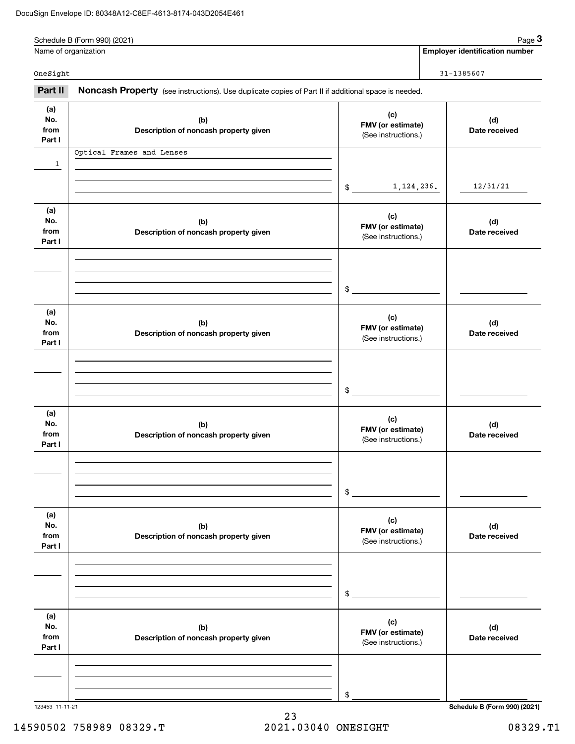Schedule B (Form 990) (2021) Page **3**

| Name of organization | Employer identification number |
|---|---|
| OneSight | 31-1385607 |

## Part II Noncash Property

(see instructions). Use duplicate copies of Part II if additional space is needed.

| (a) No. from Part I | (b) Description of noncash property given | (c) FMV (or estimate) (See instructions.) | (d) Date received |
|---|---|---|---|
| 1 | Optical Frames and Lenses | $ 1,124,236. | 12/31/21 |
| | | $ | |
| | | $ | |
| | | $ | |
| | | $ | |
| | | $ | |

123453 11-11-21 **Schedule B (Form 990) (2021)**

14590502 758989 08329.T 2021.03040 ONESIGHT 08329.T1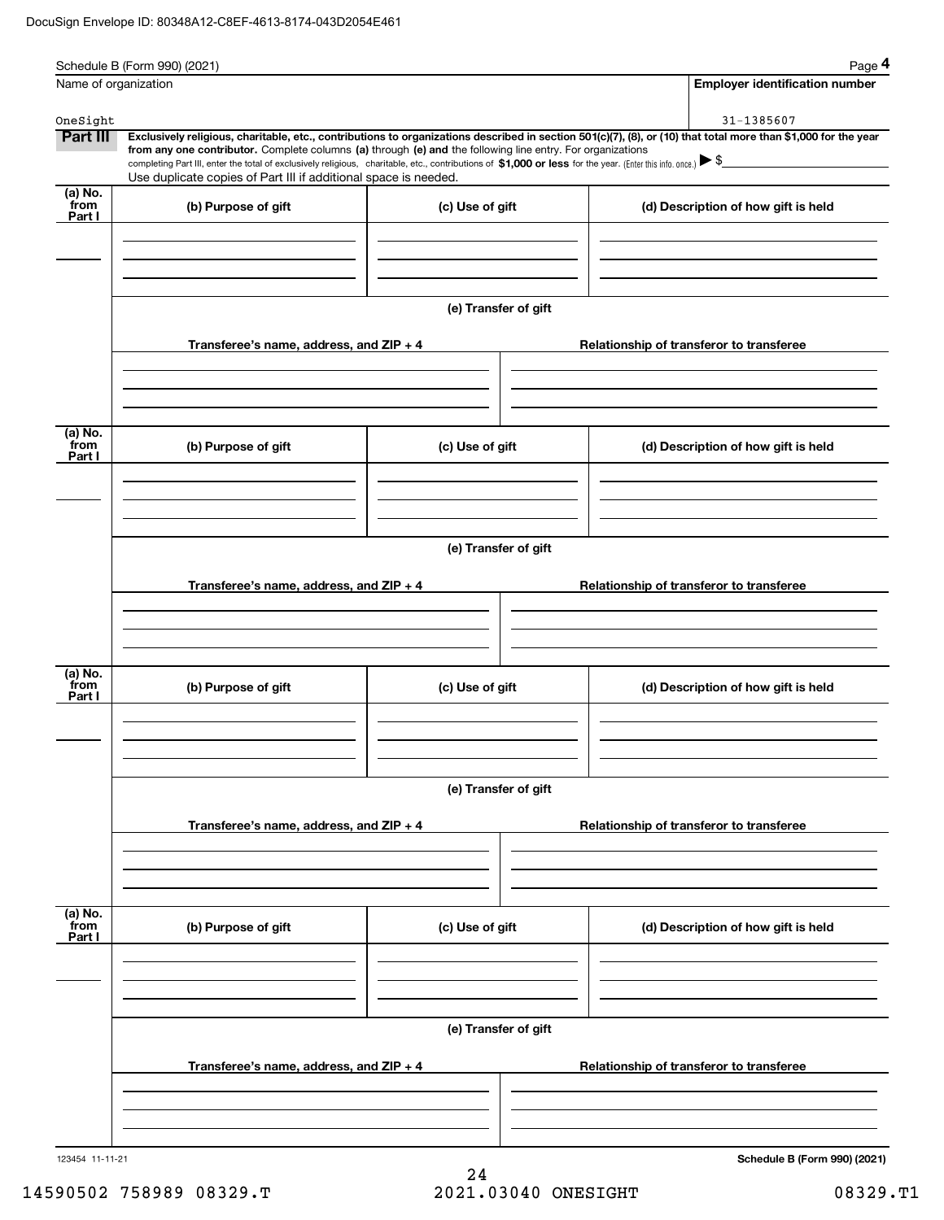Schedule B (Form 990) (2021) Page **4**

Name of organization: OneSight

**Employer identification number:** 31-1385607

**Part III** **Exclusively religious, charitable, etc., contributions to organizations described in section 501(c)(7), (8), or (10) that total more than $1,000 for the year from any one contributor.** Complete columns **(a)** through **(e) and** the following line entry. For organizations completing Part III, enter the total of exclusively religious, charitable, etc., contributions of **$1,000 or less** for the year. (Enter this info. once.) ▶ $

Use duplicate copies of Part III if additional space is needed.

| (a) No. from Part I | (b) Purpose of gift | (c) Use of gift | (d) Description of how gift is held |
|---|---|---|---|
| | | | |

**(e) Transfer of gift**

| Transferee's name, address, and ZIP + 4 | Relationship of transferor to transferee |
|---|---|
| | |

| (a) No. from Part I | (b) Purpose of gift | (c) Use of gift | (d) Description of how gift is held |
|---|---|---|---|
| | | | |

**(e) Transfer of gift**

| Transferee's name, address, and ZIP + 4 | Relationship of transferor to transferee |
|---|---|
| | |

| (a) No. from Part I | (b) Purpose of gift | (c) Use of gift | (d) Description of how gift is held |
|---|---|---|---|
| | | | |

**(e) Transfer of gift**

| Transferee's name, address, and ZIP + 4 | Relationship of transferor to transferee |
|---|---|
| | |

| (a) No. from Part I | (b) Purpose of gift | (c) Use of gift | (d) Description of how gift is held |
|---|---|---|---|
| | | | |

**(e) Transfer of gift**

| Transferee's name, address, and ZIP + 4 | Relationship of transferor to transferee |
|---|---|
| | |

123454 11-11-21 **Schedule B (Form 990) (2021)**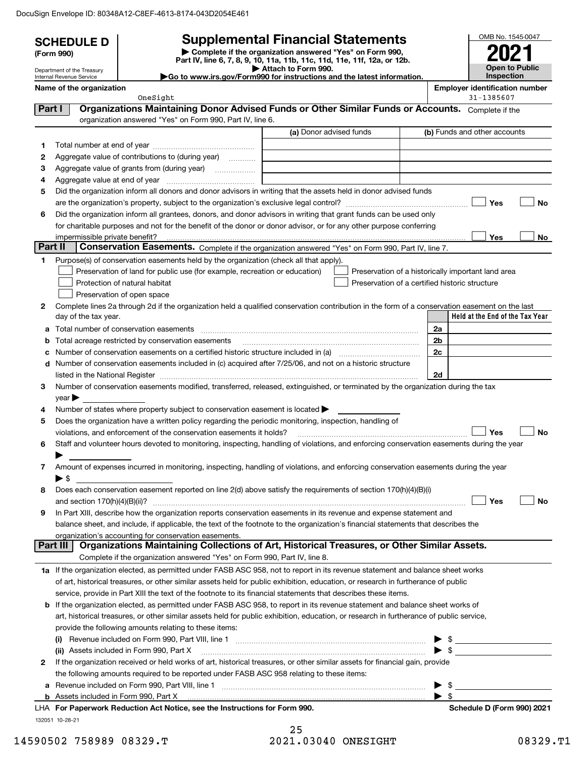DocuSign Envelope ID: 80348A12-C8EF-4613-8174-043D2054E461

# SCHEDULE D (Form 990)

Department of the Treasury
Internal Revenue Service

## Supplemental Financial Statements

▶ Complete if the organization answered "Yes" on Form 990, Part IV, line 6, 7, 8, 9, 10, 11a, 11b, 11c, 11d, 11e, 11f, 12a, or 12b.
▶ Attach to Form 990.
▶ Go to www.irs.gov/Form990 for instructions and the latest information.

OMB No. 1545-0047
**2021**
**Open to Public Inspection**

**Name of the organization:** OneSight
**Employer identification number:** 31-1385607

### Part I — Organizations Maintaining Donor Advised Funds or Other Similar Funds or Accounts. Complete if the organization answered "Yes" on Form 990, Part IV, line 6.

| | | (a) Donor advised funds | (b) Funds and other accounts |
|---|---|---|---|
| 1 | Total number at end of year | | |
| 2 | Aggregate value of contributions to (during year) | | |
| 3 | Aggregate value of grants from (during year) | | |
| 4 | Aggregate value at end of year | | |

5 Did the organization inform all donors and donor advisors in writing that the assets held in donor advised funds are the organization's property, subject to the organization's exclusive legal control? ☐ Yes ☐ No

6 Did the organization inform all grantees, donors, and donor advisors in writing that grant funds can be used only for charitable purposes and not for the benefit of the donor or donor advisor, or for any other purpose conferring impermissible private benefit? ☐ Yes ☐ No

### Part II — Conservation Easements. Complete if the organization answered "Yes" on Form 990, Part IV, line 7.

1 Purpose(s) of conservation easements held by the organization (check all that apply).
- ☐ Preservation of land for public use (for example, recreation or education)
- ☐ Protection of natural habitat
- ☐ Preservation of open space
- ☐ Preservation of a historically important land area
- ☐ Preservation of a certified historic structure

2 Complete lines 2a through 2d if the organization held a qualified conservation contribution in the form of a conservation easement on the last day of the tax year.

| | | | Held at the End of the Tax Year |
|---|---|---|---|
| a | Total number of conservation easements | 2a | |
| b | Total acreage restricted by conservation easements | 2b | |
| c | Number of conservation easements on a certified historic structure included in (a) | 2c | |
| d | Number of conservation easements included in (c) acquired after 7/25/06, and not on a historic structure listed in the National Register | 2d | |

3 Number of conservation easements modified, transferred, released, extinguished, or terminated by the organization during the tax year ▶

4 Number of states where property subject to conservation easement is located ▶

5 Does the organization have a written policy regarding the periodic monitoring, inspection, handling of violations, and enforcement of the conservation easements it holds? ☐ Yes ☐ No

6 Staff and volunteer hours devoted to monitoring, inspecting, handling of violations, and enforcing conservation easements during the year ▶

7 Amount of expenses incurred in monitoring, inspecting, handling of violations, and enforcing conservation easements during the year ▶ $

8 Does each conservation easement reported on line 2(d) above satisfy the requirements of section 170(h)(4)(B)(i) and section 170(h)(4)(B)(ii)? ☐ Yes ☐ No

9 In Part XIII, describe how the organization reports conservation easements in its revenue and expense statement and balance sheet, and include, if applicable, the text of the footnote to the organization's financial statements that describes the organization's accounting for conservation easements.

### Part III — Organizations Maintaining Collections of Art, Historical Treasures, or Other Similar Assets. Complete if the organization answered "Yes" on Form 990, Part IV, line 8.

1a If the organization elected, as permitted under FASB ASC 958, not to report in its revenue statement and balance sheet works of art, historical treasures, or other similar assets held for public exhibition, education, or research in furtherance of public service, provide in Part XIII the text of the footnote to its financial statements that describes these items.

b If the organization elected, as permitted under FASB ASC 958, to report in its revenue statement and balance sheet works of art, historical treasures, or other similar assets held for public exhibition, education, or research in furtherance of public service, provide the following amounts relating to these items:

(i) Revenue included on Form 990, Part VIII, line 1 ▶ $

(ii) Assets included in Form 990, Part X ▶ $

2 If the organization received or held works of art, historical treasures, or other similar assets for financial gain, provide the following amounts required to be reported under FASB ASC 958 relating to these items:

a Revenue included on Form 990, Part VIII, line 1 ▶ $

b Assets included in Form 990, Part X ▶ $

LHA **For Paperwork Reduction Act Notice, see the Instructions for Form 990.** **Schedule D (Form 990) 2021**

132051 10-28-21

14590502 758989 08329.T 2021.03040 ONESIGHT 08329.T1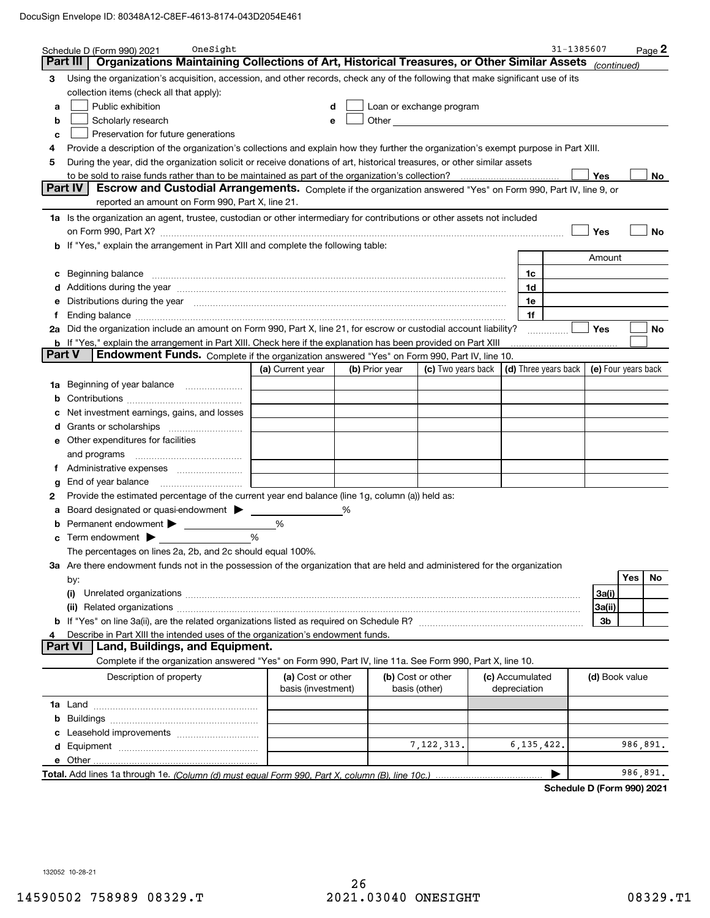Schedule D (Form 990) 2021 OneSight 31-1385607 Page 2

## Part III Organizations Maintaining Collections of Art, Historical Treasures, or Other Similar Assets *(continued)*

**3** Using the organization's acquisition, accession, and other records, check any of the following that make significant use of its collection items (check all that apply):

- **a** ☐ Public exhibition
- **b** ☐ Scholarly research
- **c** ☐ Preservation for future generations
- **d** ☐ Loan or exchange program
- **e** ☐ Other

**4** Provide a description of the organization's collections and explain how they further the organization's exempt purpose in Part XIII.

**5** During the year, did the organization solicit or receive donations of art, historical treasures, or other similar assets to be sold to raise funds rather than to be maintained as part of the organization's collection? ☐ Yes ☐ No

## Part IV Escrow and Custodial Arrangements.

Complete if the organization answered "Yes" on Form 990, Part IV, line 9, or reported an amount on Form 990, Part X, line 21.

**1a** Is the organization an agent, trustee, custodian or other intermediary for contributions or other assets not included on Form 990, Part X? ☐ Yes ☐ No

**b** If "Yes," explain the arrangement in Part XIII and complete the following table:

| | | Amount |
|---|---|---|
| **c** Beginning balance | 1c | |
| **d** Additions during the year | 1d | |
| **e** Distributions during the year | 1e | |
| **f** Ending balance | 1f | |

**2a** Did the organization include an amount on Form 990, Part X, line 21, for escrow or custodial account liability? ☐ Yes ☐ No

**b** If "Yes," explain the arrangement in Part XIII. Check here if the explanation has been provided on Part XIII ☐

## Part V Endowment Funds.

Complete if the organization answered "Yes" on Form 990, Part IV, line 10.

| | (a) Current year | (b) Prior year | (c) Two years back | (d) Three years back | (e) Four years back |
|---|---|---|---|---|---|
| **1a** Beginning of year balance | | | | | |
| **b** Contributions | | | | | |
| **c** Net investment earnings, gains, and losses | | | | | |
| **d** Grants or scholarships | | | | | |
| **e** Other expenditures for facilities and programs | | | | | |
| **f** Administrative expenses | | | | | |
| **g** End of year balance | | | | | |

**2** Provide the estimated percentage of the current year end balance (line 1g, column (a)) held as:

- **a** Board designated or quasi-endowment ▶ ______ %
- **b** Permanent endowment ▶ ______ %
- **c** Term endowment ▶ ______ %

The percentages on lines 2a, 2b, and 2c should equal 100%.

**3a** Are there endowment funds not in the possession of the organization that are held and administered for the organization by:

| | | Yes | No |
|---|---|---|---|
| **(i)** Unrelated organizations | 3a(i) | | |
| **(ii)** Related organizations | 3a(ii) | | |
| **b** If "Yes" on line 3a(ii), are the related organizations listed as required on Schedule R? | 3b | | |

**4** Describe in Part XIII the intended uses of the organization's endowment funds.

## Part VI Land, Buildings, and Equipment.

Complete if the organization answered "Yes" on Form 990, Part IV, line 11a. See Form 990, Part X, line 10.

| Description of property | (a) Cost or other basis (investment) | (b) Cost or other basis (other) | (c) Accumulated depreciation | (d) Book value |
|---|---|---|---|---|
| **1a** Land | | | | |
| **b** Buildings | | | | |
| **c** Leasehold improvements | | | | |
| **d** Equipment | | 7,122,313. | 6,135,422. | 986,891. |
| **e** Other | | | | |
| **Total.** Add lines 1a through 1e. *(Column (d) must equal Form 990, Part X, column (B), line 10c.)* | | | ▶ | 986,891. |

Schedule D (Form 990) 2021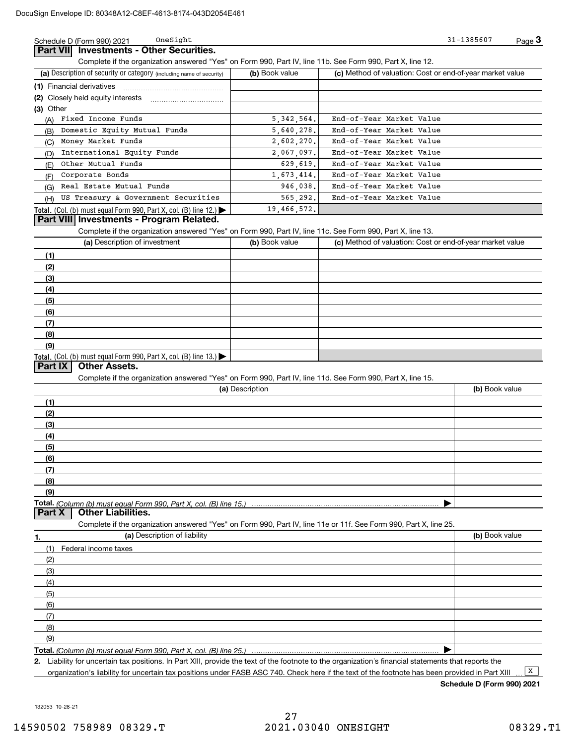Schedule D (Form 990) 2021 OneSight 31-1385607 Page 3

## Part VII Investments - Other Securities.

Complete if the organization answered "Yes" on Form 990, Part IV, line 11b. See Form 990, Part X, line 12.

| (a) Description of security or category (including name of security) | (b) Book value | (c) Method of valuation: Cost or end-of-year market value |
|---|---|---|
| (1) Financial derivatives | | |
| (2) Closely held equity interests | | |
| (3) Other | | |
| (A) Fixed Income Funds | 5,342,564. | End-of-Year Market Value |
| (B) Domestic Equity Mutual Funds | 5,640,278. | End-of-Year Market Value |
| (C) Money Market Funds | 2,602,270. | End-of-Year Market Value |
| (D) International Equity Funds | 2,067,097. | End-of-Year Market Value |
| (E) Other Mutual Funds | 629,619. | End-of-Year Market Value |
| (F) Corporate Bonds | 1,673,414. | End-of-Year Market Value |
| (G) Real Estate Mutual Funds | 946,038. | End-of-Year Market Value |
| (H) US Treasury & Government Securities | 565,292. | End-of-Year Market Value |
| **Total.** (Col. (b) must equal Form 990, Part X, col. (B) line 12.) | 19,466,572. | |

## Part VIII Investments - Program Related.

Complete if the organization answered "Yes" on Form 990, Part IV, line 11c. See Form 990, Part X, line 13.

| (a) Description of investment | (b) Book value | (c) Method of valuation: Cost or end-of-year market value |
|---|---|---|
| (1) | | |
| (2) | | |
| (3) | | |
| (4) | | |
| (5) | | |
| (6) | | |
| (7) | | |
| (8) | | |
| (9) | | |
| **Total.** (Col. (b) must equal Form 990, Part X, col. (B) line 13.) | | |

## Part IX Other Assets.

Complete if the organization answered "Yes" on Form 990, Part IV, line 11d. See Form 990, Part X, line 15.

| (a) Description | (b) Book value |
|---|---|
| (1) | |
| (2) | |
| (3) | |
| (4) | |
| (5) | |
| (6) | |
| (7) | |
| (8) | |
| (9) | |
| **Total.** *(Column (b) must equal Form 990, Part X, col. (B) line 15.)* | |

## Part X Other Liabilities.

Complete if the organization answered "Yes" on Form 990, Part IV, line 11e or 11f. See Form 990, Part X, line 25.

| 1. (a) Description of liability | (b) Book value |
|---|---|
| (1) Federal income taxes | |
| (2) | |
| (3) | |
| (4) | |
| (5) | |
| (6) | |
| (7) | |
| (8) | |
| (9) | |
| **Total.** *(Column (b) must equal Form 990, Part X, col. (B) line 25.)* | |

**2.** Liability for uncertain tax positions. In Part XIII, provide the text of the footnote to the organization's financial statements that reports the organization's liability for uncertain tax positions under FASB ASC 740. Check here if the text of the footnote has been provided in Part XIII ... [X]

**Schedule D (Form 990) 2021**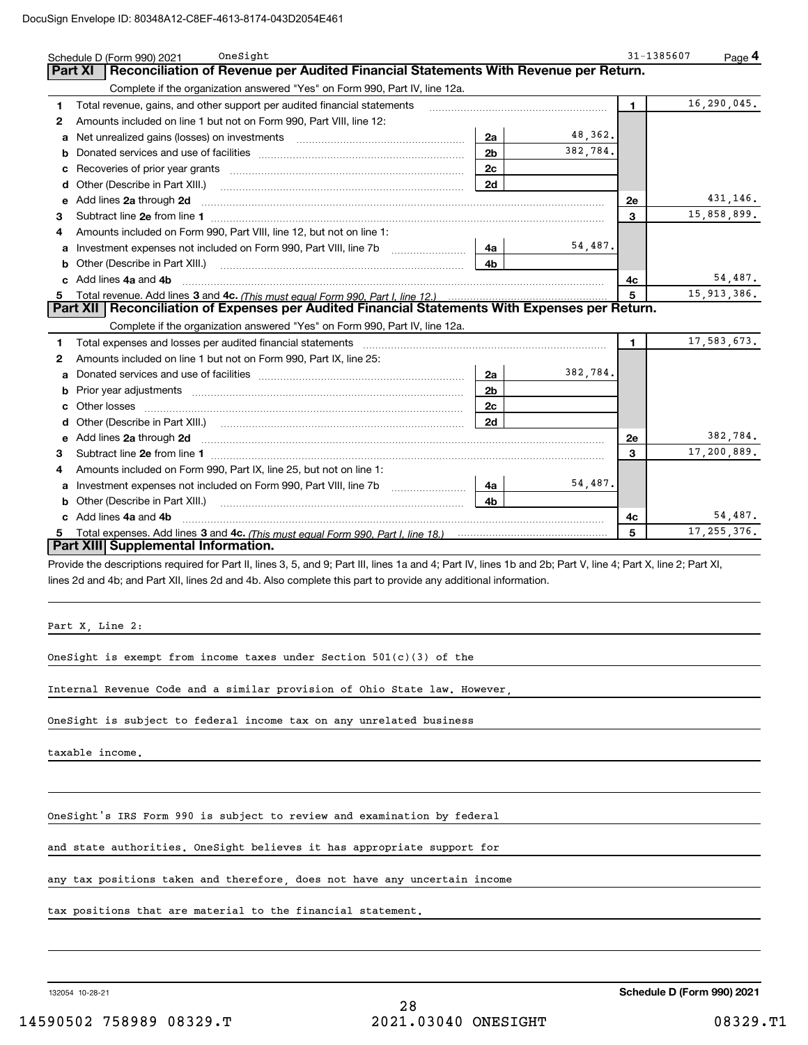Schedule D (Form 990) 2021 OneSight 31-1385607 Page 4

## Part XI Reconciliation of Revenue per Audited Financial Statements With Revenue per Return.

Complete if the organization answered "Yes" on Form 990, Part IV, line 12a.

| | | | | | |
|---|---|---|---|---|---|
| 1 | Total revenue, gains, and other support per audited financial statements | | | 1 | 16,290,045. |
| 2 | Amounts included on line 1 but not on Form 990, Part VIII, line 12: | | | | |
| a | Net unrealized gains (losses) on investments | 2a | 48,362. | | |
| b | Donated services and use of facilities | 2b | 382,784. | | |
| c | Recoveries of prior year grants | 2c | | | |
| d | Other (Describe in Part XIII.) | 2d | | | |
| e | Add lines 2a through 2d | | | 2e | 431,146. |
| 3 | Subtract line 2e from line 1 | | | 3 | 15,858,899. |
| 4 | Amounts included on Form 990, Part VIII, line 12, but not on line 1: | | | | |
| a | Investment expenses not included on Form 990, Part VIII, line 7b | 4a | 54,487. | | |
| b | Other (Describe in Part XIII.) | 4b | | | |
| c | Add lines 4a and 4b | | | 4c | 54,487. |
| 5 | Total revenue. Add lines 3 and 4c. *(This must equal Form 990, Part I, line 12.)* | | | 5 | 15,913,386. |

## Part XII Reconciliation of Expenses per Audited Financial Statements With Expenses per Return.

Complete if the organization answered "Yes" on Form 990, Part IV, line 12a.

| | | | | | |
|---|---|---|---|---|---|
| 1 | Total expenses and losses per audited financial statements | | | 1 | 17,583,673. |
| 2 | Amounts included on line 1 but not on Form 990, Part IX, line 25: | | | | |
| a | Donated services and use of facilities | 2a | 382,784. | | |
| b | Prior year adjustments | 2b | | | |
| c | Other losses | 2c | | | |
| d | Other (Describe in Part XIII.) | 2d | | | |
| e | Add lines 2a through 2d | | | 2e | 382,784. |
| 3 | Subtract line 2e from line 1 | | | 3 | 17,200,889. |
| 4 | Amounts included on Form 990, Part IX, line 25, but not on line 1: | | | | |
| a | Investment expenses not included on Form 990, Part VIII, line 7b | 4a | 54,487. | | |
| b | Other (Describe in Part XIII.) | 4b | | | |
| c | Add lines 4a and 4b | | | 4c | 54,487. |
| 5 | Total expenses. Add lines 3 and 4c. *(This must equal Form 990, Part I, line 18.)* | | | 5 | 17,255,376. |

## Part XIII Supplemental Information.

Provide the descriptions required for Part II, lines 3, 5, and 9; Part III, lines 1a and 4; Part IV, lines 1b and 2b; Part V, line 4; Part X, line 2; Part XI, lines 2d and 4b; and Part XII, lines 2d and 4b. Also complete this part to provide any additional information.

Part X, Line 2:

OneSight is exempt from income taxes under Section 501(c)(3) of the Internal Revenue Code and a similar provision of Ohio State law. However, OneSight is subject to federal income tax on any unrelated business taxable income.

OneSight's IRS Form 990 is subject to review and examination by federal and state authorities. OneSight believes it has appropriate support for any tax positions taken and therefore, does not have any uncertain income tax positions that are material to the financial statement.

132054 10-28-21 **Schedule D (Form 990) 2021**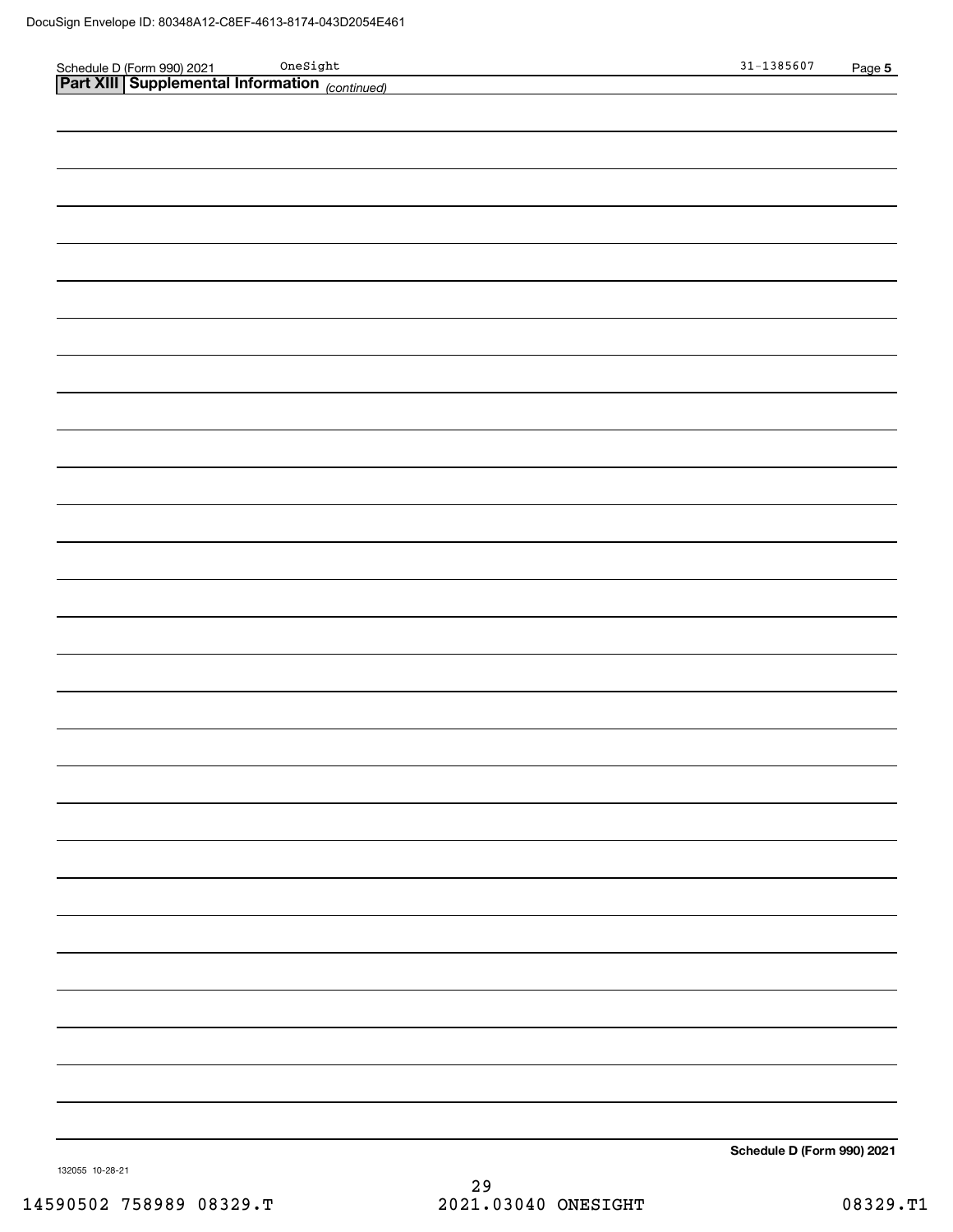Schedule D (Form 990) 2021 OneSight 31-1385607 Page 5

**Part XIII Supplemental Information** *(continued)*

**Schedule D (Form 990) 2021**

132055 10-28-21

14590502 758989 08329.T 2021.03040 ONESIGHT 08329.T1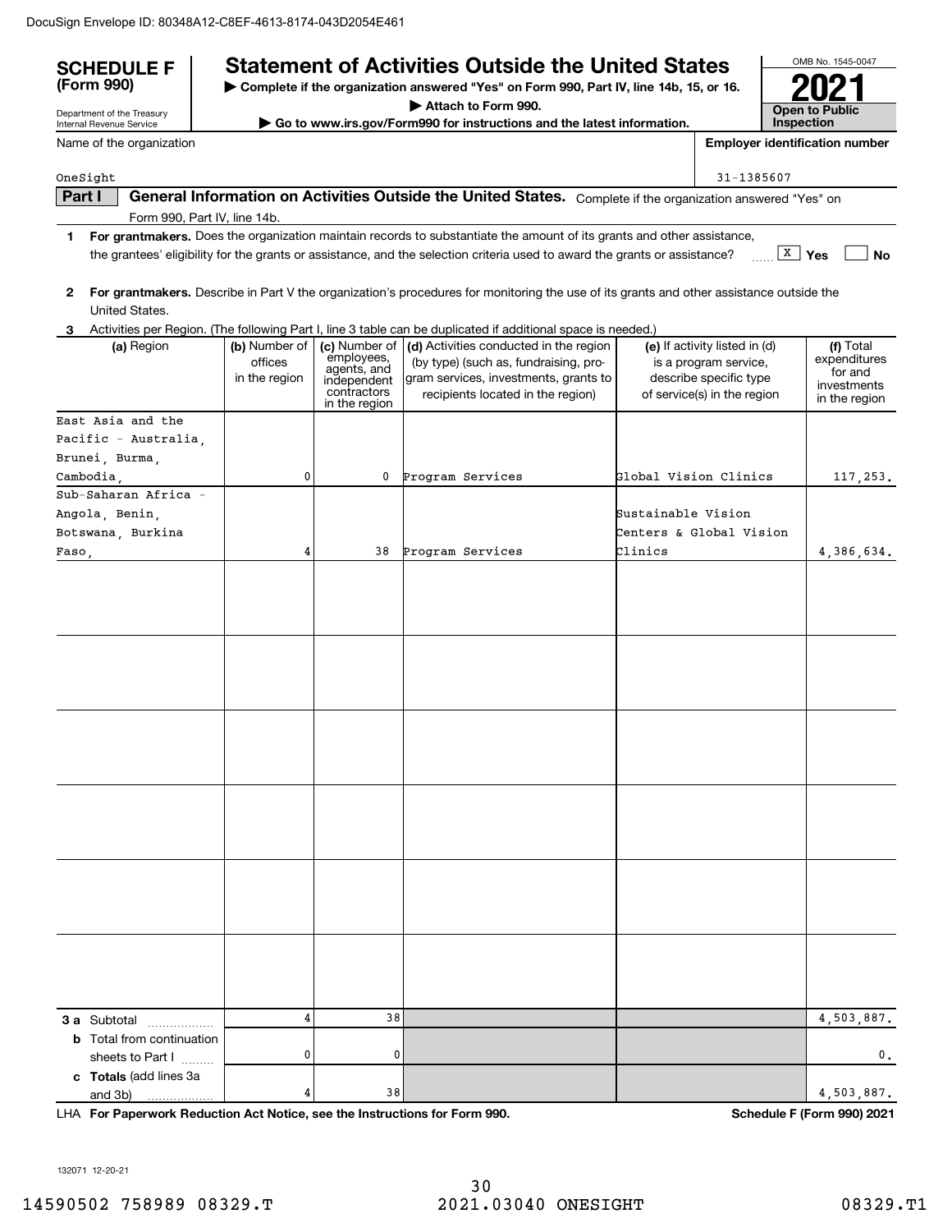DocuSign Envelope ID: 80348A12-C8EF-4613-8174-043D2054E461

# SCHEDULE F (Form 990)

Department of the Treasury
Internal Revenue Service

## Statement of Activities Outside the United States

▶ Complete if the organization answered "Yes" on Form 990, Part IV, line 14b, 15, or 16.
▶ Attach to Form 990.
▶ Go to www.irs.gov/Form990 for instructions and the latest information.

OMB No. 1545-0047
**2021**
**Open to Public Inspection**

Name of the organization: OneSight

Employer identification number: 31-1385607

**Part I — General Information on Activities Outside the United States.** Complete if the organization answered "Yes" on Form 990, Part IV, line 14b.

**1** **For grantmakers.** Does the organization maintain records to substantiate the amount of its grants and other assistance, the grantees' eligibility for the grants or assistance, and the selection criteria used to award the grants or assistance? [X] Yes [ ] No

**2** **For grantmakers.** Describe in Part V the organization's procedures for monitoring the use of its grants and other assistance outside the United States.

**3** Activities per Region. (The following Part I, line 3 table can be duplicated if additional space is needed.)

| (a) Region | (b) Number of offices in the region | (c) Number of employees, agents, and independent contractors in the region | (d) Activities conducted in the region (by type) (such as, fundraising, program services, investments, grants to recipients located in the region) | (e) If activity listed in (d) is a program service, describe specific type of service(s) in the region | (f) Total expenditures for and investments in the region |
|---|---|---|---|---|---|
| East Asia and the Pacific - Australia, Brunei, Burma, Cambodia, | 0 | 0 | Program Services | Global Vision Clinics | 117,253. |
| Sub-Saharan Africa - Angola, Benin, Botswana, Burkina Faso, | 4 | 38 | Program Services | Sustainable Vision Centers & Global Vision Clinics | 4,386,634. |
| | | | | | |
| **3 a** Subtotal | 4 | 38 | | | 4,503,887. |
| **b** Total from continuation sheets to Part I | 0 | 0 | | | 0. |
| **c Totals** (add lines 3a and 3b) | 4 | 38 | | | 4,503,887. |

LHA **For Paperwork Reduction Act Notice, see the Instructions for Form 990.** **Schedule F (Form 990) 2021**

132071 12-20-21

14590502 758989 08329.T 2021.03040 ONESIGHT 08329.T1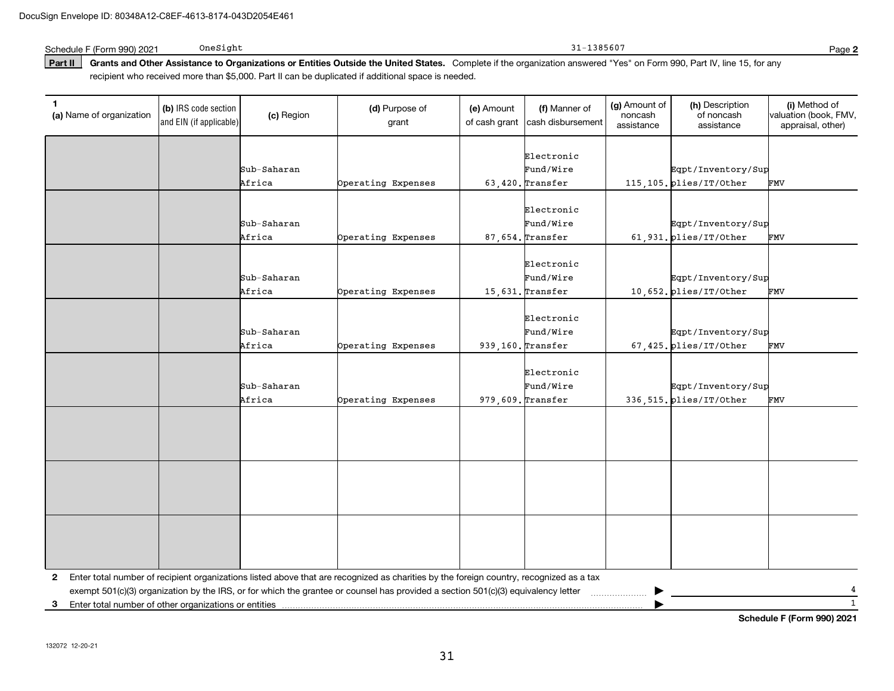Schedule F (Form 990) 2021 OneSight 31-1385607 Page **2**

**Part II Grants and Other Assistance to Organizations or Entities Outside the United States.** Complete if the organization answered "Yes" on Form 990, Part IV, line 15, for any recipient who received more than $5,000. Part II can be duplicated if additional space is needed.

| 1 (a) Name of organization | (b) IRS code section and EIN (if applicable) | (c) Region | (d) Purpose of grant | (e) Amount of cash grant | (f) Manner of cash disbursement | (g) Amount of noncash assistance | (h) Description of noncash assistance | (i) Method of valuation (book, FMV, appraisal, other) |
|---|---|---|---|---|---|---|---|---|
| | | Sub-Saharan Africa | Operating Expenses | 63,420. | Electronic Fund/Wire Transfer | 115,105. | Eqpt/Inventory/Supplies/IT/Other | FMV |
| | | Sub-Saharan Africa | Operating Expenses | 87,654. | Electronic Fund/Wire Transfer | 61,931. | Eqpt/Inventory/Supplies/IT/Other | FMV |
| | | Sub-Saharan Africa | Operating Expenses | 15,631. | Electronic Fund/Wire Transfer | 10,652. | Eqpt/Inventory/Supplies/IT/Other | FMV |
| | | Sub-Saharan Africa | Operating Expenses | 939,160. | Electronic Fund/Wire Transfer | 67,425. | Eqpt/Inventory/Supplies/IT/Other | FMV |
| | | Sub-Saharan Africa | Operating Expenses | 979,609. | Electronic Fund/Wire Transfer | 336,515. | Eqpt/Inventory/Supplies/IT/Other | FMV |
| | | | | | | | | |
| | | | | | | | | |
| | | | | | | | | |

**2** Enter total number of recipient organizations listed above that are recognized as charities by the foreign country, recognized as a tax exempt 501(c)(3) organization by the IRS, or for which the grantee or counsel has provided a section 501(c)(3) equivalency letter ▶ 4

**3** Enter total number of other organizations or entities ▶ 1

**Schedule F (Form 990) 2021**

132072 12-20-21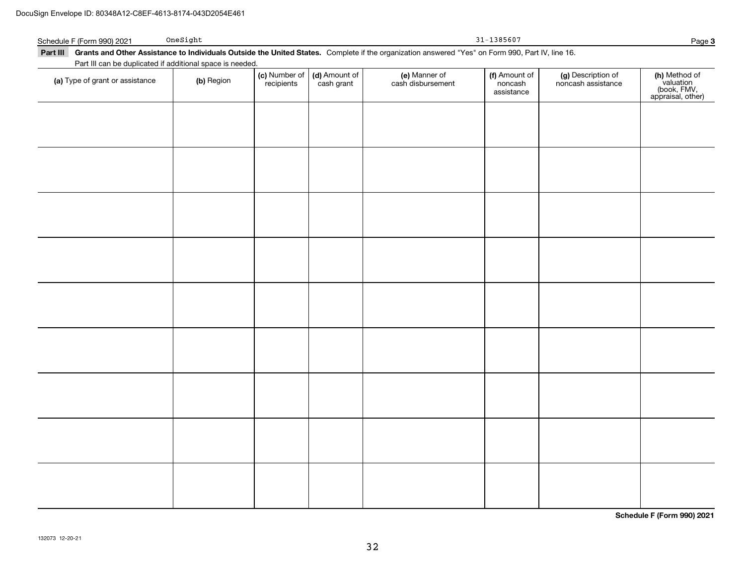DocuSign Envelope ID: 80348A12-C8EF-4613-8174-043D2054E461

Schedule F (Form 990) 2021 OneSight 31-1385607

**Part III** **Grants and Other Assistance to Individuals Outside the United States.** Complete if the organization answered "Yes" on Form 990, Part IV, line 16.

Part III can be duplicated if additional space is needed.

| (a) Type of grant or assistance | (b) Region | (c) Number of recipients | (d) Amount of cash grant | (e) Manner of cash disbursement | (f) Amount of noncash assistance | (g) Description of noncash assistance | (h) Method of valuation (book, FMV, appraisal, other) |
|---|---|---|---|---|---|---|---|
| | | | | | | | |
| | | | | | | | |
| | | | | | | | |
| | | | | | | | |
| | | | | | | | |
| | | | | | | | |
| | | | | | | | |
| | | | | | | | |
| | | | | | | | |

**Schedule F (Form 990) 2021**

132073 12-20-21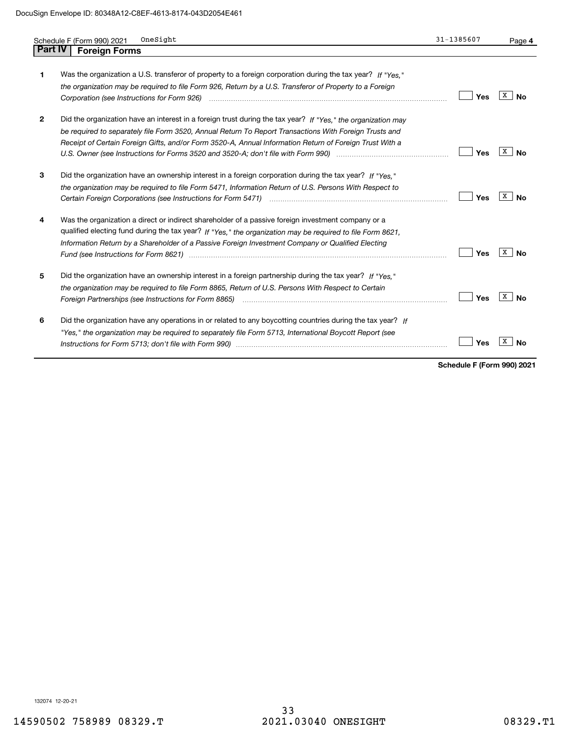Schedule F (Form 990) 2021 OneSight 31-1385607

## Part IV Foreign Forms

| | | Yes | No |
|---|---|---|---|
| 1 | Was the organization a U.S. transferor of property to a foreign corporation during the tax year? *If "Yes," the organization may be required to file Form 926, Return by a U.S. Transferor of Property to a Foreign Corporation (see Instructions for Form 926)* | | X |
| 2 | Did the organization have an interest in a foreign trust during the tax year? *If "Yes," the organization may be required to separately file Form 3520, Annual Return To Report Transactions With Foreign Trusts and Receipt of Certain Foreign Gifts, and/or Form 3520-A, Annual Information Return of Foreign Trust With a U.S. Owner (see Instructions for Forms 3520 and 3520-A; don't file with Form 990)* | | X |
| 3 | Did the organization have an ownership interest in a foreign corporation during the tax year? *If "Yes," the organization may be required to file Form 5471, Information Return of U.S. Persons With Respect to Certain Foreign Corporations (see Instructions for Form 5471)* | | X |
| 4 | Was the organization a direct or indirect shareholder of a passive foreign investment company or a qualified electing fund during the tax year? *If "Yes," the organization may be required to file Form 8621, Information Return by a Shareholder of a Passive Foreign Investment Company or Qualified Electing Fund (see Instructions for Form 8621)* | | X |
| 5 | Did the organization have an ownership interest in a foreign partnership during the tax year? *If "Yes," the organization may be required to file Form 8865, Return of U.S. Persons With Respect to Certain Foreign Partnerships (see Instructions for Form 8865)* | | X |
| 6 | Did the organization have any operations in or related to any boycotting countries during the tax year? *If "Yes," the organization may be required to separately file Form 5713, International Boycott Report (see Instructions for Form 5713; don't file with Form 990)* | | X |

**Schedule F (Form 990) 2021**

132074 12-20-21

14590502 758989 08329.T 2021.03040 ONESIGHT 08329.T1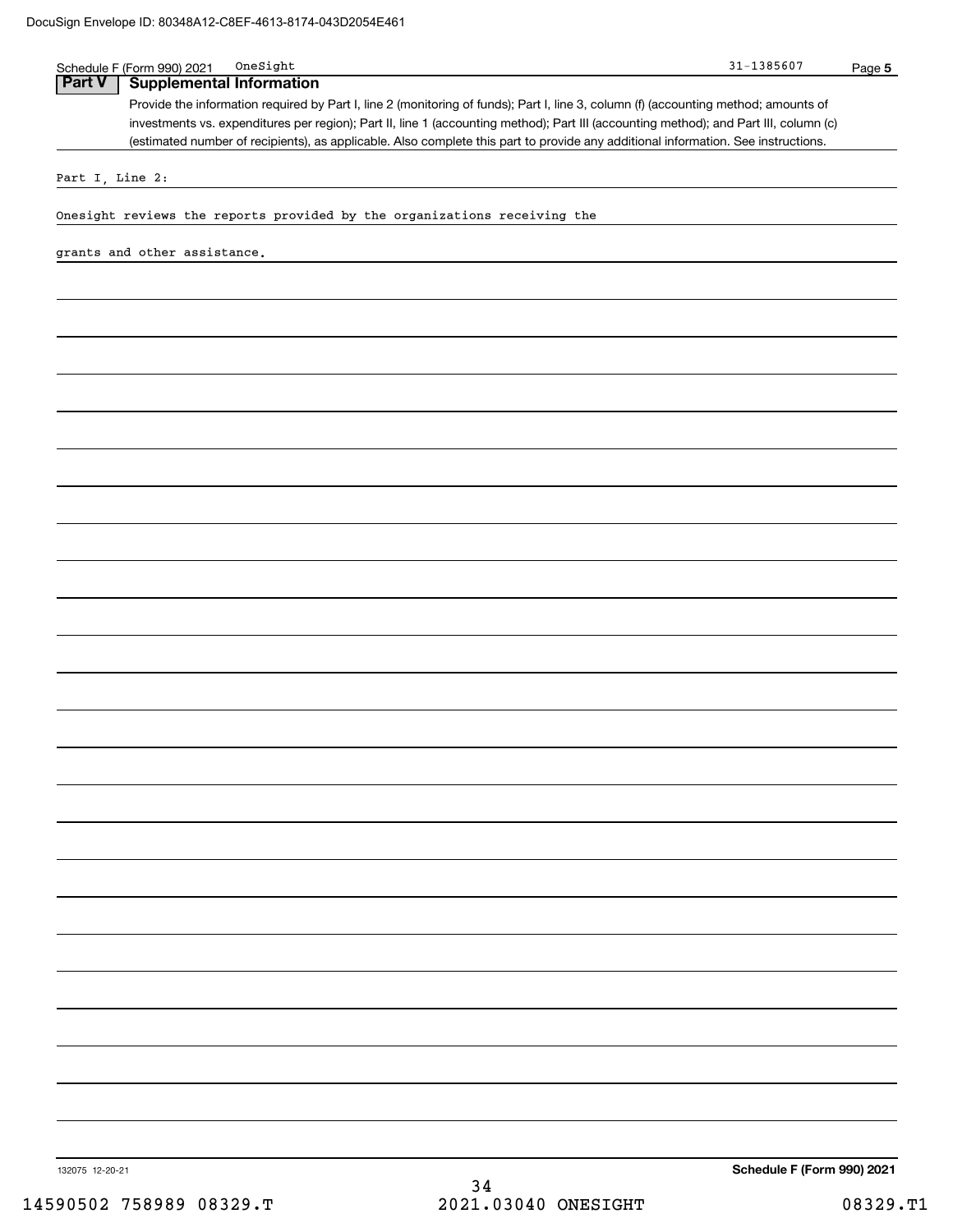Schedule F (Form 990) 2021 OneSight 31-1385607 Page **5**

## Part V Supplemental Information

Provide the information required by Part I, line 2 (monitoring of funds); Part I, line 3, column (f) (accounting method; amounts of investments vs. expenditures per region); Part II, line 1 (accounting method); Part III (accounting method); and Part III, column (c) (estimated number of recipients), as applicable. Also complete this part to provide any additional information. See instructions.

Part I, Line 2:

Onesight reviews the reports provided by the organizations receiving the grants and other assistance.

132075 12-20-21 **Schedule F (Form 990) 2021**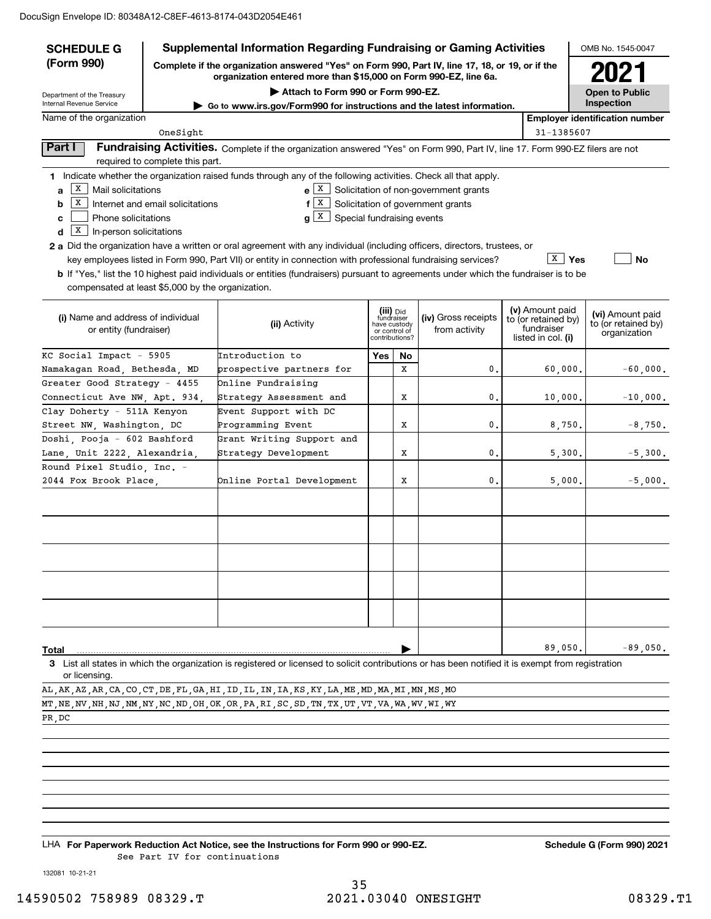DocuSign Envelope ID: 80348A12-C8EF-4613-8174-043D2054E461

**SCHEDULE G (Form 990)**

Department of the Treasury
Internal Revenue Service

# Supplemental Information Regarding Fundraising or Gaming Activities

**Complete if the organization answered "Yes" on Form 990, Part IV, line 17, 18, or 19, or if the organization entered more than $15,000 on Form 990-EZ, line 6a.**

▶ Attach to Form 990 or Form 990-EZ.

▶ Go to www.irs.gov/Form990 for instructions and the latest information.

OMB No. 1545-0047

**2021**

**Open to Public Inspection**

Name of the organization: OneSight

Employer identification number: 31-1385607

## Part I Fundraising Activities.

Complete if the organization answered "Yes" on Form 990, Part IV, line 17. Form 990-EZ filers are not required to complete this part.

**1** Indicate whether the organization raised funds through any of the following activities. Check all that apply.

- **a** [X] Mail solicitations
- **b** [X] Internet and email solicitations
- **c** [ ] Phone solicitations
- **d** [X] In-person solicitations
- **e** [X] Solicitation of non-government grants
- **f** [X] Solicitation of government grants
- **g** [X] Special fundraising events

**2 a** Did the organization have a written or oral agreement with any individual (including officers, directors, trustees, or key employees listed in Form 990, Part VII) or entity in connection with professional fundraising services? [X] Yes [ ] No

**b** If "Yes," list the 10 highest paid individuals or entities (fundraisers) pursuant to agreements under which the fundraiser is to be compensated at least $5,000 by the organization.

| (i) Name and address of individual or entity (fundraiser) | (ii) Activity | (iii) Did fundraiser have custody or control of contributions? Yes | No | (iv) Gross receipts from activity | (v) Amount paid to (or retained by) fundraiser listed in col. (i) | (vi) Amount paid to (or retained by) organization |
|---|---|---|---|---|---|---|
| KC Social Impact - 5905 Namakagan Road, Bethesda, MD | Introduction to prospective partners for | | X | 0. | 60,000. | -60,000. |
| Greater Good Strategy - 4455 Connecticut Ave NW, Apt. 934, | Online Fundraising Strategy Assessment and | | X | 0. | 10,000. | -10,000. |
| Clay Doherty - 511A Kenyon Street NW, Washington, DC | Event Support with DC Programming Event | | X | 0. | 8,750. | -8,750. |
| Doshi, Pooja - 602 Bashford Lane, Unit 2222, Alexandria, | Grant Writing Support and Strategy Development | | X | 0. | 5,300. | -5,300. |
| Round Pixel Studio, Inc. - 2044 Fox Brook Place, | Online Portal Development | | X | 0. | 5,000. | -5,000. |
| | | | | | | |
| | | | | | | |
| | | | | | | |
| | | | | | | |
| | | | | | | |
| **Total** | | | | | 89,050. | -89,050. |

**3** List all states in which the organization is registered or licensed to solicit contributions or has been notified it is exempt from registration or licensing.

AL,AK,AZ,AR,CA,CO,CT,DE,FL,GA,HI,ID,IL,IN,IA,KS,KY,LA,ME,MD,MA,MI,MN,MS,MO
MT,NE,NV,NH,NJ,NM,NY,NC,ND,OH,OK,OR,PA,RI,SC,SD,TN,TX,UT,VT,VA,WA,WV,WI,WY
PR,DC

LHA **For Paperwork Reduction Act Notice, see the Instructions for Form 990 or 990-EZ.** **Schedule G (Form 990) 2021**

See Part IV for continuations

132081 10-21-21

14590502 758989 08329.T 2021.03040 ONESIGHT 08329.T1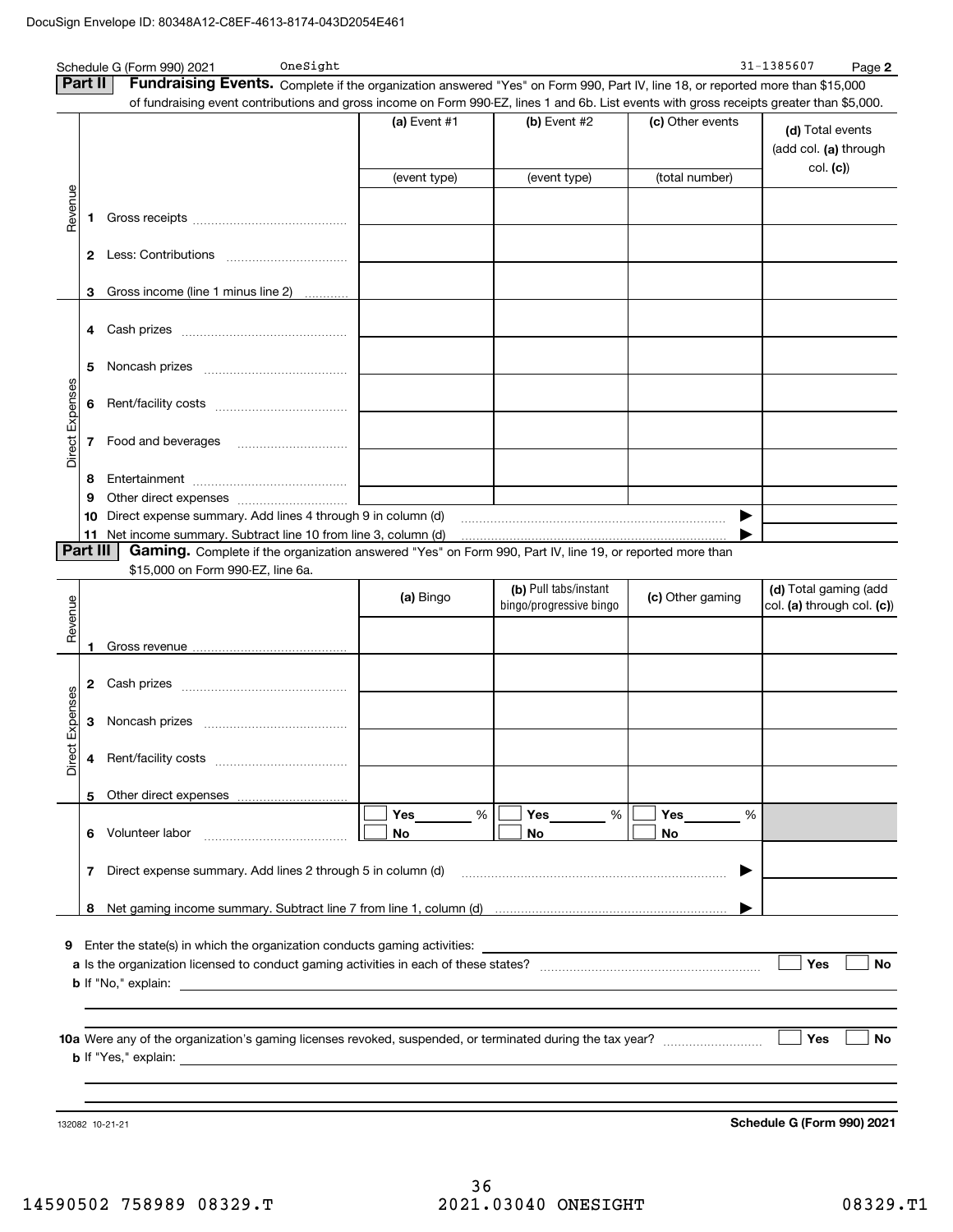DocuSign Envelope ID: 80348A12-C8EF-4613-8174-043D2054E461

Schedule G (Form 990) 2021 OneSight 31-1385607 Page **2**

## Part II Fundraising Events.

Complete if the organization answered "Yes" on Form 990, Part IV, line 18, or reported more than $15,000 of fundraising event contributions and gross income on Form 990-EZ, lines 1 and 6b. List events with gross receipts greater than $5,000.

| | | (a) Event #1 (event type) | (b) Event #2 (event type) | (c) Other events (total number) | (d) Total events (add col. (a) through col. (c)) |
|---|---|---|---|---|---|
| Revenue | 1 Gross receipts | | | | |
| | 2 Less: Contributions | | | | |
| | 3 Gross income (line 1 minus line 2) | | | | |
| Direct Expenses | 4 Cash prizes | | | | |
| | 5 Noncash prizes | | | | |
| | 6 Rent/facility costs | | | | |
| | 7 Food and beverages | | | | |
| | 8 Entertainment | | | | |
| | 9 Other direct expenses | | | | |
| | 10 Direct expense summary. Add lines 4 through 9 in column (d) | | | ▶ | |
| | 11 Net income summary. Subtract line 10 from line 3, column (d) | | | ▶ | |

## Part III Gaming.

Complete if the organization answered "Yes" on Form 990, Part IV, line 19, or reported more than $15,000 on Form 990-EZ, line 6a.

| | | (a) Bingo | (b) Pull tabs/instant bingo/progressive bingo | (c) Other gaming | (d) Total gaming (add col. (a) through col. (c)) |
|---|---|---|---|---|---|
| Revenue | 1 Gross revenue | | | | |
| Direct Expenses | 2 Cash prizes | | | | |
| | 3 Noncash prizes | | | | |
| | 4 Rent/facility costs | | | | |
| | 5 Other direct expenses | | | | |
| | 6 Volunteer labor | ☐ Yes ____ % ☐ No | ☐ Yes ____ % ☐ No | ☐ Yes ____ % ☐ No | |
| | 7 Direct expense summary. Add lines 2 through 5 in column (d) | | | ▶ | |
| | 8 Net gaming income summary. Subtract line 7 from line 1, column (d) | | | ▶ | |

**9** Enter the state(s) in which the organization conducts gaming activities: ____________

**a** Is the organization licensed to conduct gaming activities in each of these states? ☐ Yes ☐ No

**b** If "No," explain:

**10a** Were any of the organization's gaming licenses revoked, suspended, or terminated during the tax year? ☐ Yes ☐ No

**b** If "Yes," explain:

132082 10-21-21 **Schedule G (Form 990) 2021**

14590502 758989 08329.T 2021.03040 ONESIGHT 08329.T1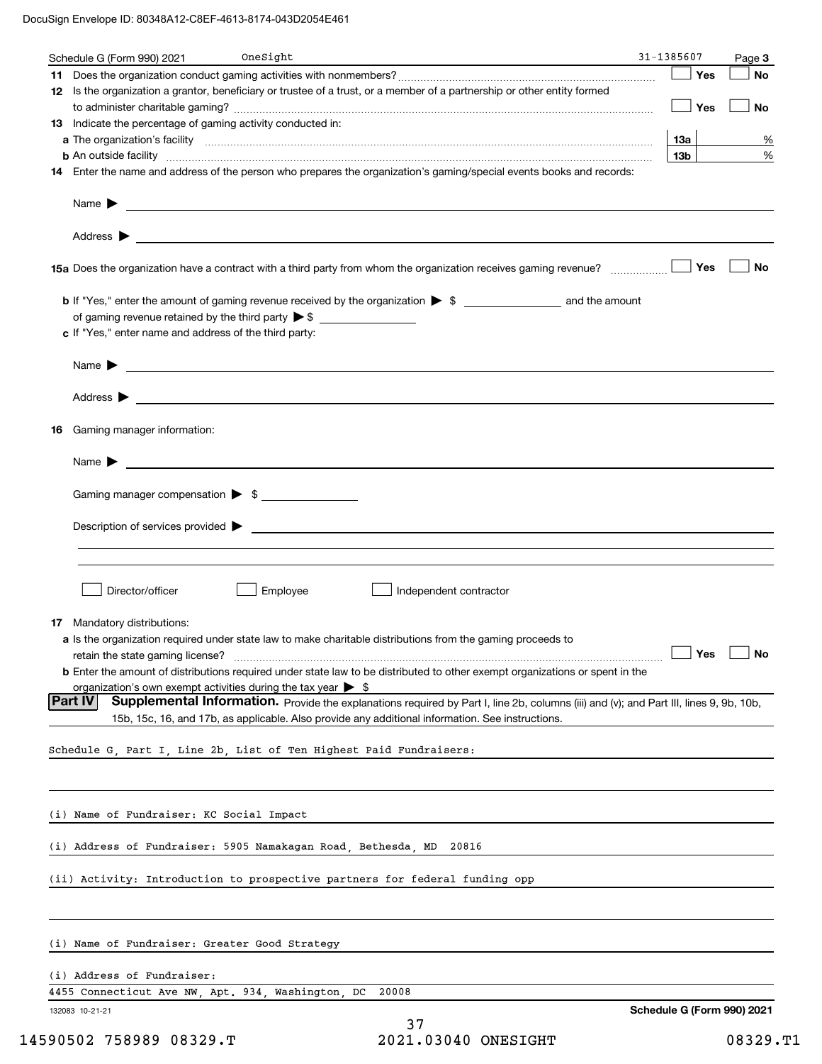Schedule G (Form 990) 2021 OneSight 31-1385607 Page **3**

**11** Does the organization conduct gaming activities with nonmembers? ☐ Yes ☐ No

**12** Is the organization a grantor, beneficiary or trustee of a trust, or a member of a partnership or other entity formed to administer charitable gaming? ☐ Yes ☐ No

**13** Indicate the percentage of gaming activity conducted in:

**a** The organization's facility **13a** %

**b** An outside facility **13b** %

**14** Enter the name and address of the person who prepares the organization's gaming/special events books and records:

Name ▶

Address ▶

**15a** Does the organization have a contract with a third party from whom the organization receives gaming revenue? ☐ Yes ☐ No

**b** If "Yes," enter the amount of gaming revenue received by the organization ▶ $ __________ and the amount of gaming revenue retained by the third party ▶ $ __________

**c** If "Yes," enter name and address of the third party:

Name ▶

Address ▶

**16** Gaming manager information:

Name ▶

Gaming manager compensation ▶ $

Description of services provided ▶

☐ Director/officer ☐ Employee ☐ Independent contractor

**17** Mandatory distributions:

**a** Is the organization required under state law to make charitable distributions from the gaming proceeds to retain the state gaming license? ☐ Yes ☐ No

**b** Enter the amount of distributions required under state law to be distributed to other exempt organizations or spent in the organization's own exempt activities during the tax year ▶ $

**Part IV** **Supplemental Information.** Provide the explanations required by Part I, line 2b, columns (iii) and (v); and Part III, lines 9, 9b, 10b, 15b, 15c, 16, and 17b, as applicable. Also provide any additional information. See instructions.

Schedule G, Part I, Line 2b, List of Ten Highest Paid Fundraisers:

(i) Name of Fundraiser: KC Social Impact

(i) Address of Fundraiser: 5905 Namakagan Road, Bethesda, MD 20816

(ii) Activity: Introduction to prospective partners for federal funding opp

(i) Name of Fundraiser: Greater Good Strategy

(i) Address of Fundraiser:

4455 Connecticut Ave NW, Apt. 934, Washington, DC 20008

132083 10-21-21 **Schedule G (Form 990) 2021**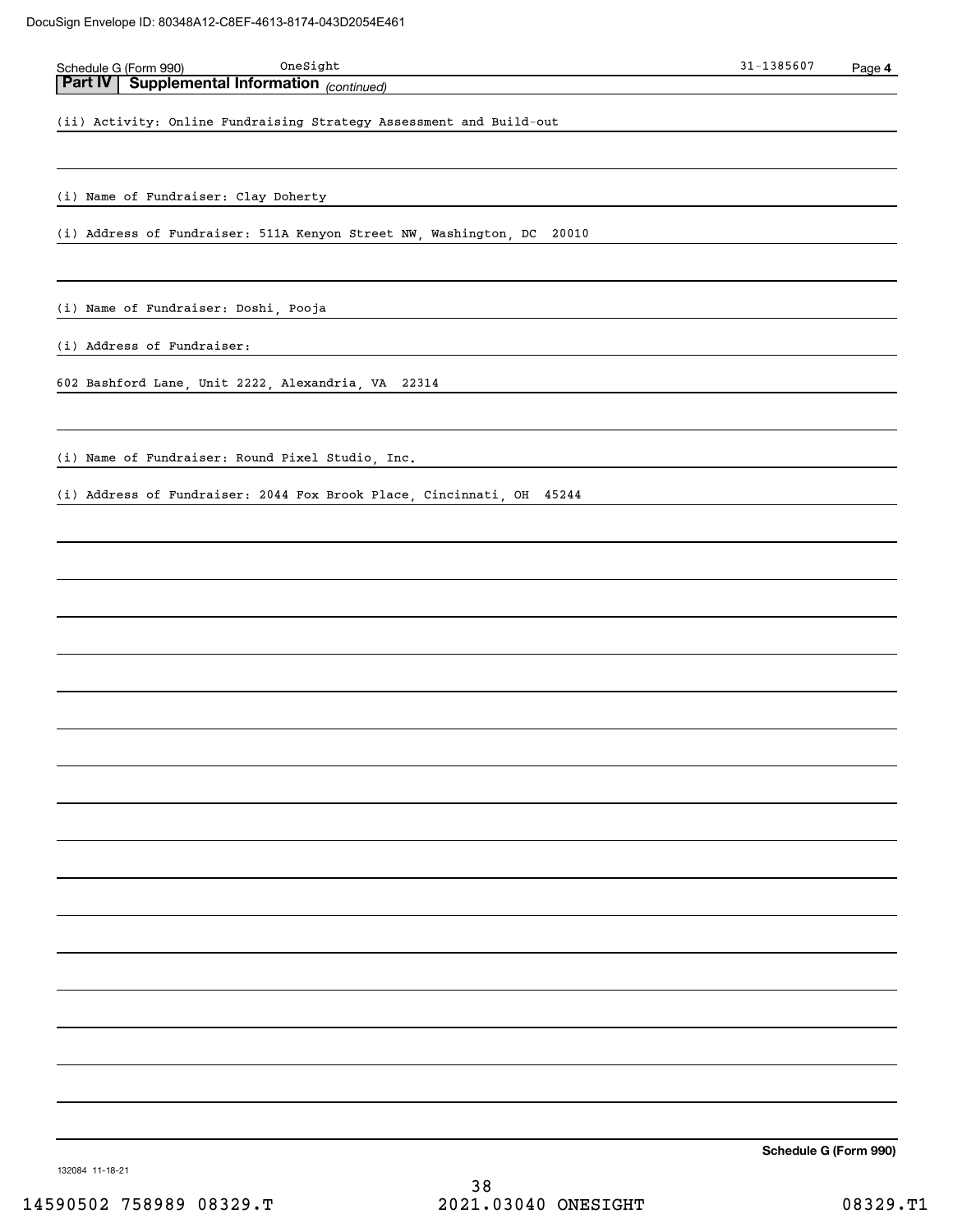Schedule G (Form 990) OneSight 31-1385607 Page **4**

## Part IV Supplemental Information *(continued)*

(ii) Activity: Online Fundraising Strategy Assessment and Build-out

(i) Name of Fundraiser: Clay Doherty

(i) Address of Fundraiser: 511A Kenyon Street NW, Washington, DC 20010

(i) Name of Fundraiser: Doshi, Pooja

(i) Address of Fundraiser:

602 Bashford Lane, Unit 2222, Alexandria, VA 22314

(i) Name of Fundraiser: Round Pixel Studio, Inc.

(i) Address of Fundraiser: 2044 Fox Brook Place, Cincinnati, OH 45244

**Schedule G (Form 990)**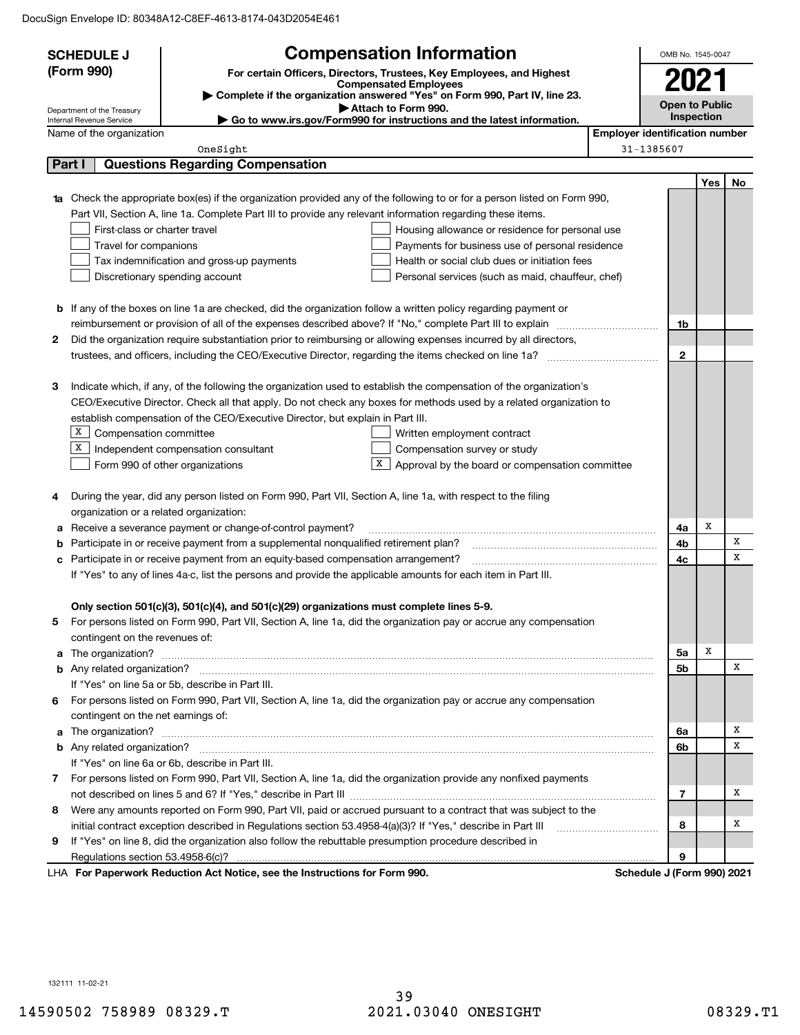DocuSign Envelope ID: 80348A12-C8EF-4613-8174-043D2054E461

**SCHEDULE J (Form 990)**

Department of the Treasury
Internal Revenue Service

# Compensation Information

**For certain Officers, Directors, Trustees, Key Employees, and Highest Compensated Employees**

▶ Complete if the organization answered "Yes" on Form 990, Part IV, line 23.

▶ Attach to Form 990.

▶ Go to www.irs.gov/Form990 for instructions and the latest information.

OMB No. 1545-0047

**2021**

**Open to Public Inspection**

Name of the organization: OneSight

Employer identification number: 31-1385607

## Part I Questions Regarding Compensation

| | | | Yes | No |
|---|---|---|---|---|
| **1a** | Check the appropriate box(es) if the organization provided any of the following to or for a person listed on Form 990, Part VII, Section A, line 1a. Complete Part III to provide any relevant information regarding these items.<br>☐ First-class or charter travel ☐ Housing allowance or residence for personal use<br>☐ Travel for companions ☐ Payments for business use of personal residence<br>☐ Tax indemnification and gross-up payments ☐ Health or social club dues or initiation fees<br>☐ Discretionary spending account ☐ Personal services (such as maid, chauffeur, chef) | | | |
| **b** | If any of the boxes on line 1a are checked, did the organization follow a written policy regarding payment or reimbursement or provision of all of the expenses described above? If "No," complete Part III to explain | 1b | | |
| **2** | Did the organization require substantiation prior to reimbursing or allowing expenses incurred by all directors, trustees, and officers, including the CEO/Executive Director, regarding the items checked on line 1a? | 2 | | |
| **3** | Indicate which, if any, of the following the organization used to establish the compensation of the organization's CEO/Executive Director. Check all that apply. Do not check any boxes for methods used by a related organization to establish compensation of the CEO/Executive Director, but explain in Part III.<br>☒ Compensation committee ☐ Written employment contract<br>☒ Independent compensation consultant ☐ Compensation survey or study<br>☐ Form 990 of other organizations ☒ Approval by the board or compensation committee | | | |
| **4** | During the year, did any person listed on Form 990, Part VII, Section A, line 1a, with respect to the filing organization or a related organization: | | | |
| **a** | Receive a severance payment or change-of-control payment? | 4a | X | |
| **b** | Participate in or receive payment from a supplemental nonqualified retirement plan? | 4b | | X |
| **c** | Participate in or receive payment from an equity-based compensation arrangement? | 4c | | X |
| | If "Yes" to any of lines 4a-c, list the persons and provide the applicable amounts for each item in Part III. | | | |
| | **Only section 501(c)(3), 501(c)(4), and 501(c)(29) organizations must complete lines 5-9.** | | | |
| **5** | For persons listed on Form 990, Part VII, Section A, line 1a, did the organization pay or accrue any compensation contingent on the revenues of: | | | |
| **a** | The organization? | 5a | X | |
| **b** | Any related organization? | 5b | | X |
| | If "Yes" on line 5a or 5b, describe in Part III. | | | |
| **6** | For persons listed on Form 990, Part VII, Section A, line 1a, did the organization pay or accrue any compensation contingent on the net earnings of: | | | |
| **a** | The organization? | 6a | | X |
| **b** | Any related organization? | 6b | | X |
| | If "Yes" on line 6a or 6b, describe in Part III. | | | |
| **7** | For persons listed on Form 990, Part VII, Section A, line 1a, did the organization provide any nonfixed payments not described on lines 5 and 6? If "Yes," describe in Part III | 7 | | X |
| **8** | Were any amounts reported on Form 990, Part VII, paid or accrued pursuant to a contract that was subject to the initial contract exception described in Regulations section 53.4958-4(a)(3)? If "Yes," describe in Part III | 8 | | X |
| **9** | If "Yes" on line 8, did the organization also follow the rebuttable presumption procedure described in Regulations section 53.4958-6(c)? | 9 | | |

LHA **For Paperwork Reduction Act Notice, see the Instructions for Form 990.** **Schedule J (Form 990) 2021**

132111 11-02-21

14590502 758989 08329.T 2021.03040 ONESIGHT 08329.T1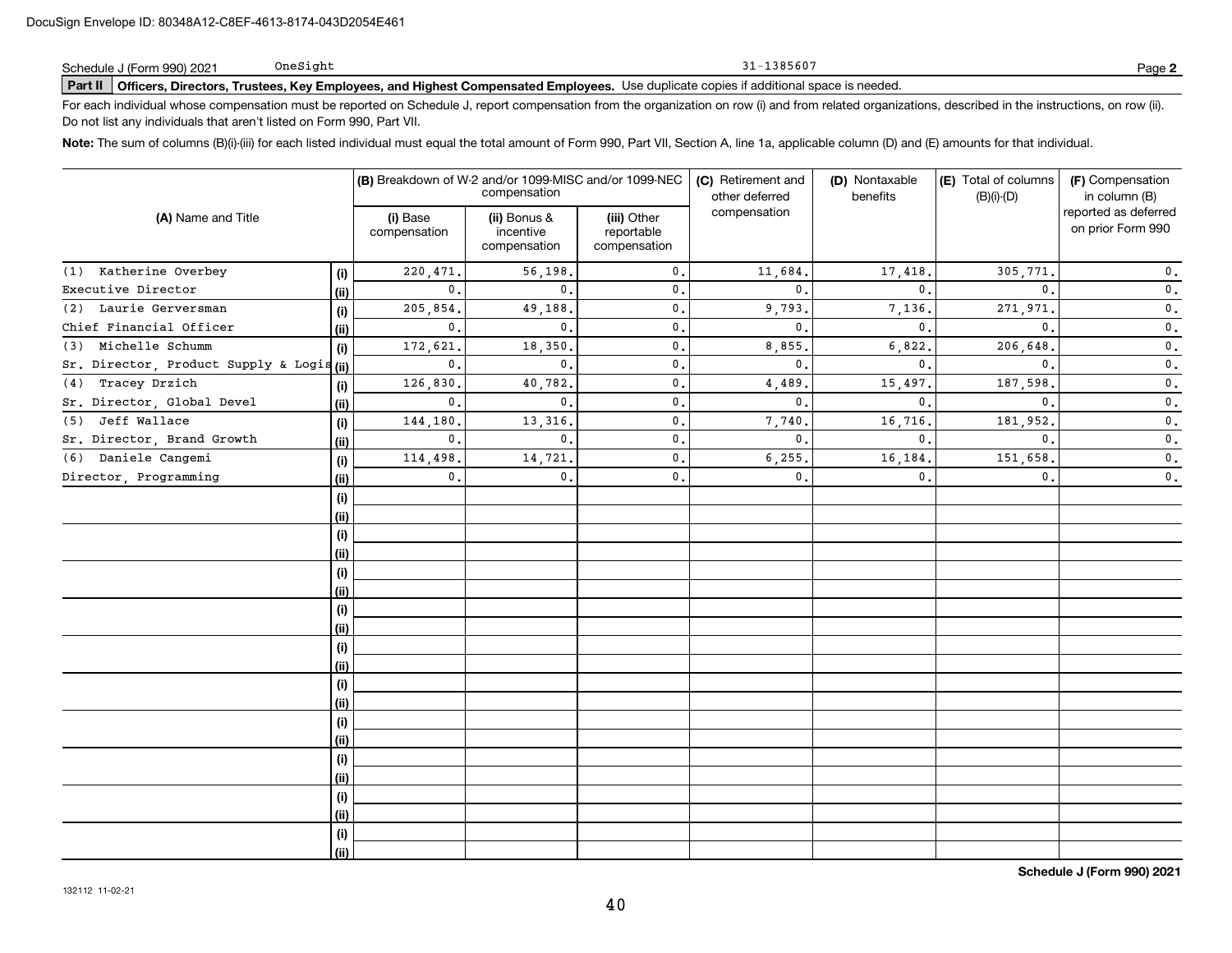DocuSign Envelope ID: 80348A12-C8EF-4613-8174-043D2054E461

Schedule J (Form 990) 2021 OneSight 31-1385607 Page **2**

**Part II** **Officers, Directors, Trustees, Key Employees, and Highest Compensated Employees.** Use duplicate copies if additional space is needed.

For each individual whose compensation must be reported on Schedule J, report compensation from the organization on row (i) and from related organizations, described in the instructions, on row (ii). Do not list any individuals that aren't listed on Form 990, Part VII.

**Note:** The sum of columns (B)(i)-(iii) for each listed individual must equal the total amount of Form 990, Part VII, Section A, line 1a, applicable column (D) and (E) amounts for that individual.

| (A) Name and Title | | (B) Breakdown of W-2 and/or 1099-MISC and/or 1099-NEC compensation | | | (C) Retirement and other deferred compensation | (D) Nontaxable benefits | (E) Total of columns (B)(i)-(D) | (F) Compensation in column (B) reported as deferred on prior Form 990 |
|---|---|---|---|---|---|---|---|---|
| | | (i) Base compensation | (ii) Bonus & incentive compensation | (iii) Other reportable compensation | | | | |
| (1) Katherine Overbey | (i) | 220,471. | 56,198. | 0. | 11,684. | 17,418. | 305,771. | 0. |
| Executive Director | (ii) | 0. | 0. | 0. | 0. | 0. | 0. | 0. |
| (2) Laurie Gerversman | (i) | 205,854. | 49,188. | 0. | 9,793. | 7,136. | 271,971. | 0. |
| Chief Financial Officer | (ii) | 0. | 0. | 0. | 0. | 0. | 0. | 0. |
| (3) Michelle Schumm | (i) | 172,621. | 18,350. | 0. | 8,855. | 6,822. | 206,648. | 0. |
| Sr. Director, Product Supply & Logis | (ii) | 0. | 0. | 0. | 0. | 0. | 0. | 0. |
| (4) Tracey Drzich | (i) | 126,830. | 40,782. | 0. | 4,489. | 15,497. | 187,598. | 0. |
| Sr. Director, Global Devel | (ii) | 0. | 0. | 0. | 0. | 0. | 0. | 0. |
| (5) Jeff Wallace | (i) | 144,180. | 13,316. | 0. | 7,740. | 16,716. | 181,952. | 0. |
| Sr. Director, Brand Growth | (ii) | 0. | 0. | 0. | 0. | 0. | 0. | 0. |
| (6) Daniele Cangemi | (i) | 114,498. | 14,721. | 0. | 6,255. | 16,184. | 151,658. | 0. |
| Director, Programming | (ii) | 0. | 0. | 0. | 0. | 0. | 0. | 0. |

**Schedule J (Form 990) 2021**

132112 11-02-21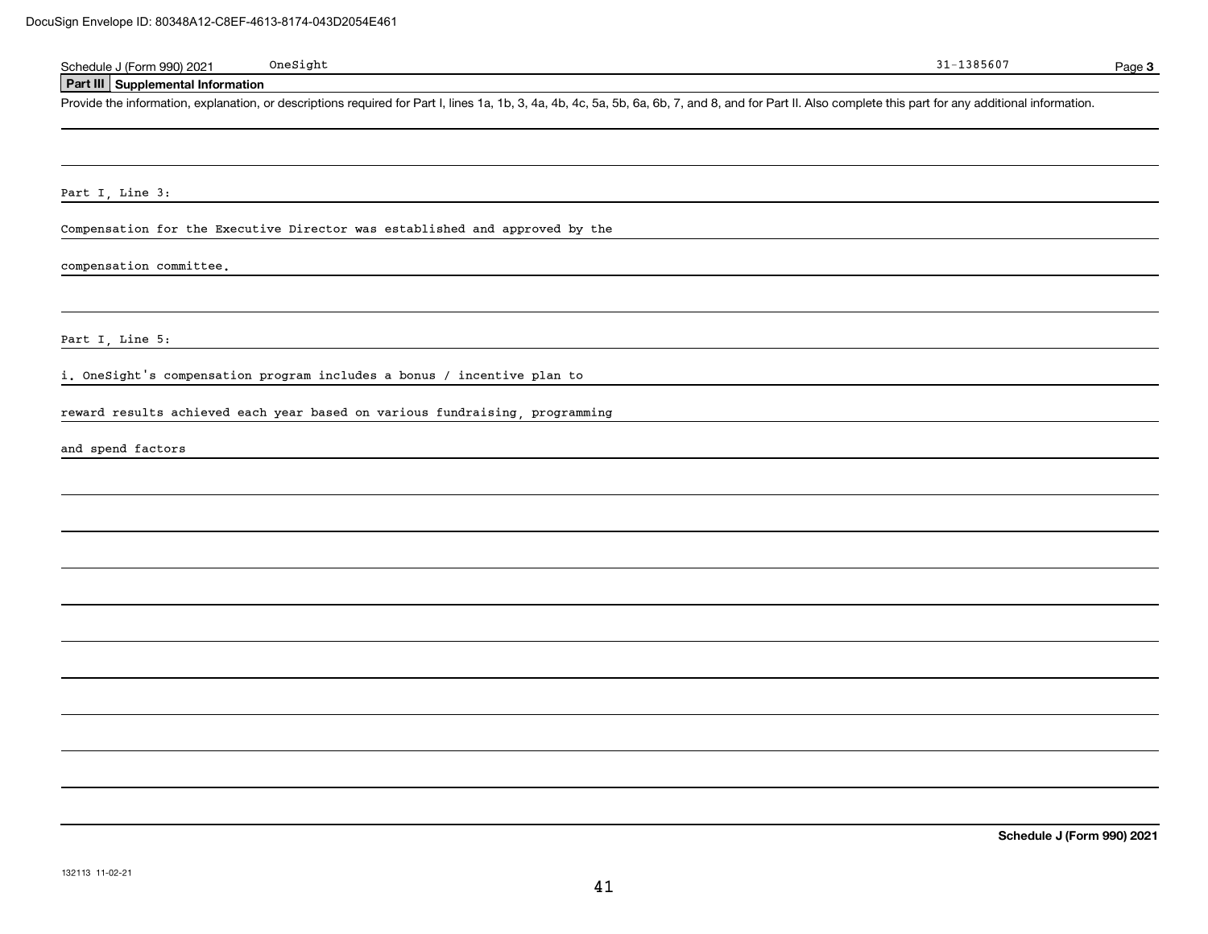Schedule J (Form 990) 2021 OneSight 31-1385607 Page **3**

## Part III Supplemental Information

Provide the information, explanation, or descriptions required for Part I, lines 1a, 1b, 3, 4a, 4b, 4c, 5a, 5b, 6a, 6b, 7, and 8, and for Part II. Also complete this part for any additional information.

Part I, Line 3:

Compensation for the Executive Director was established and approved by the compensation committee.

Part I, Line 5:

i. OneSight's compensation program includes a bonus / incentive plan to reward results achieved each year based on various fundraising, programming and spend factors

**Schedule J (Form 990) 2021**

132113 11-02-21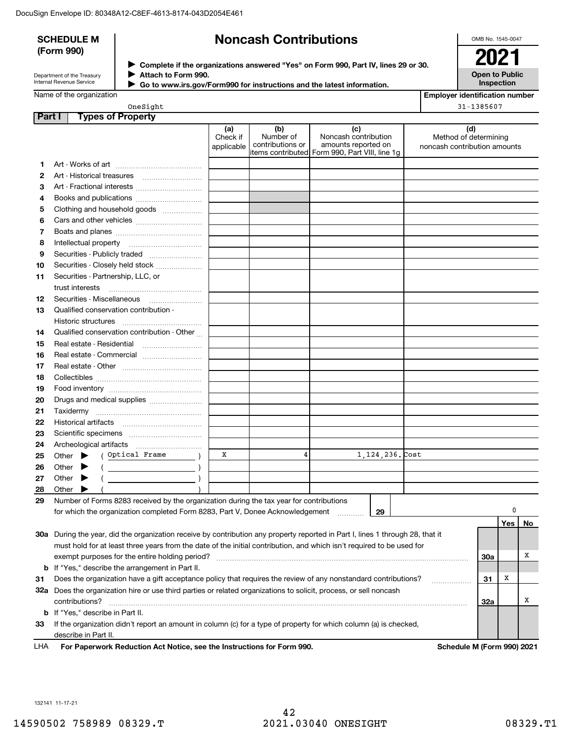DocuSign Envelope ID: 80348A12-C8EF-4613-8174-043D2054E461

**SCHEDULE M (Form 990)**

Department of the Treasury
Internal Revenue Service

# Noncash Contributions

▶ Complete if the organizations answered "Yes" on Form 990, Part IV, lines 29 or 30.
▶ Attach to Form 990.
▶ Go to www.irs.gov/Form990 for instructions and the latest information.

OMB No. 1545-0047

**2021**

**Open to Public Inspection**

Name of the organization: OneSight

Employer identification number: 31-1385607

## Part I Types of Property

| | | (a) Check if applicable | (b) Number of contributions or items contributed | (c) Noncash contribution amounts reported on Form 990, Part VIII, line 1g | (d) Method of determining noncash contribution amounts |
|---|---|---|---|---|---|
| 1 | Art - Works of art | | | | |
| 2 | Art - Historical treasures | | | | |
| 3 | Art - Fractional interests | | | | |
| 4 | Books and publications | | | | |
| 5 | Clothing and household goods | | | | |
| 6 | Cars and other vehicles | | | | |
| 7 | Boats and planes | | | | |
| 8 | Intellectual property | | | | |
| 9 | Securities - Publicly traded | | | | |
| 10 | Securities - Closely held stock | | | | |
| 11 | Securities - Partnership, LLC, or trust interests | | | | |
| 12 | Securities - Miscellaneous | | | | |
| 13 | Qualified conservation contribution - Historic structures | | | | |
| 14 | Qualified conservation contribution - Other | | | | |
| 15 | Real estate - Residential | | | | |
| 16 | Real estate - Commercial | | | | |
| 17 | Real estate - Other | | | | |
| 18 | Collectibles | | | | |
| 19 | Food inventory | | | | |
| 20 | Drugs and medical supplies | | | | |
| 21 | Taxidermy | | | | |
| 22 | Historical artifacts | | | | |
| 23 | Scientific specimens | | | | |
| 24 | Archeological artifacts | | | | |
| 25 | Other ▶ ( Optical Frame ) | X | 4 | 1,124,236. | Cost |
| 26 | Other ▶ ( ) | | | | |
| 27 | Other ▶ ( ) | | | | |
| 28 | Other ▶ ( ) | | | | |

**29** Number of Forms 8283 received by the organization during the tax year for contributions for which the organization completed Form 8283, Part V, Donee Acknowledgement ..... **29** 0

| | | | Yes | No |
|---|---|---|---|---|
| 30a | During the year, did the organization receive by contribution any property reported in Part I, lines 1 through 28, that it must hold for at least three years from the date of the initial contribution, and which isn't required to be used for exempt purposes for the entire holding period? | 30a | | X |
| b | If "Yes," describe the arrangement in Part II. | | | |
| 31 | Does the organization have a gift acceptance policy that requires the review of any nonstandard contributions? | 31 | X | |
| 32a | Does the organization hire or use third parties or related organizations to solicit, process, or sell noncash contributions? | 32a | | X |
| b | If "Yes," describe in Part II. | | | |
| 33 | If the organization didn't report an amount in column (c) for a type of property for which column (a) is checked, describe in Part II. | | | |

LHA **For Paperwork Reduction Act Notice, see the Instructions for Form 990.** **Schedule M (Form 990) 2021**

132141 11-17-21

14590502 758989 08329.T 2021.03040 ONESIGHT 08329.T1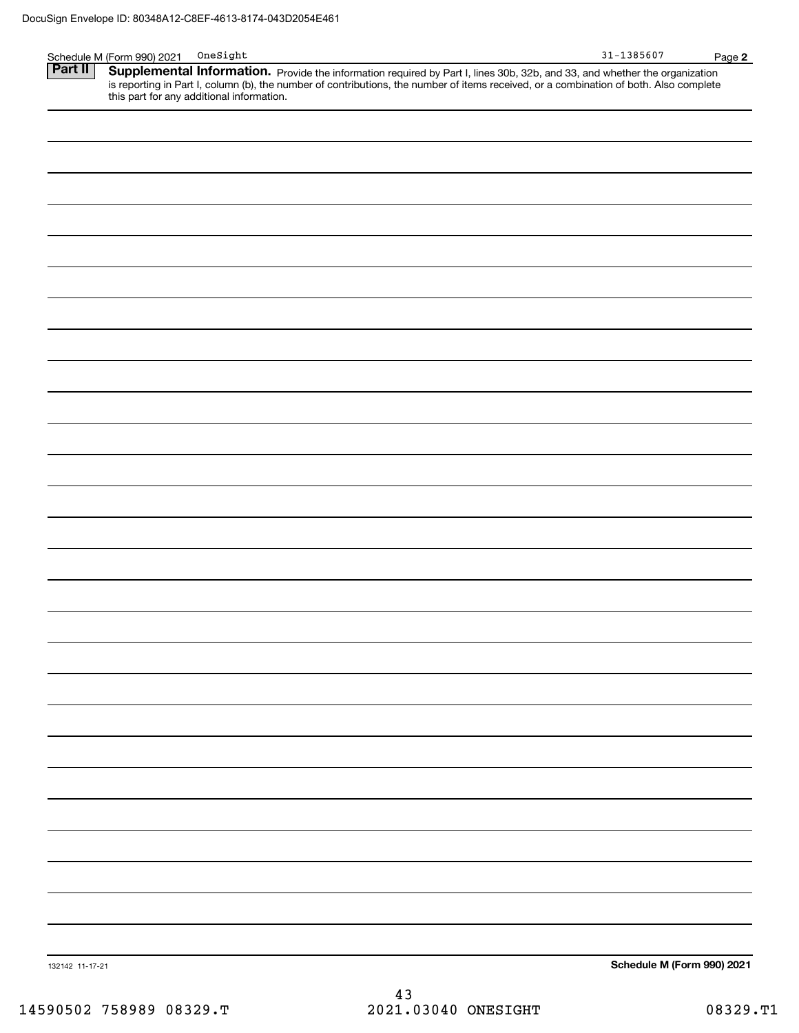Schedule M (Form 990) 2021 OneSight 31-1385607 Page **2**

**Part II** **Supplemental Information.** Provide the information required by Part I, lines 30b, 32b, and 33, and whether the organization is reporting in Part I, column (b), the number of contributions, the number of items received, or a combination of both. Also complete this part for any additional information.

132142 11-17-21 **Schedule M (Form 990) 2021**

14590502 758989 08329.T 2021.03040 ONESIGHT 08329.T1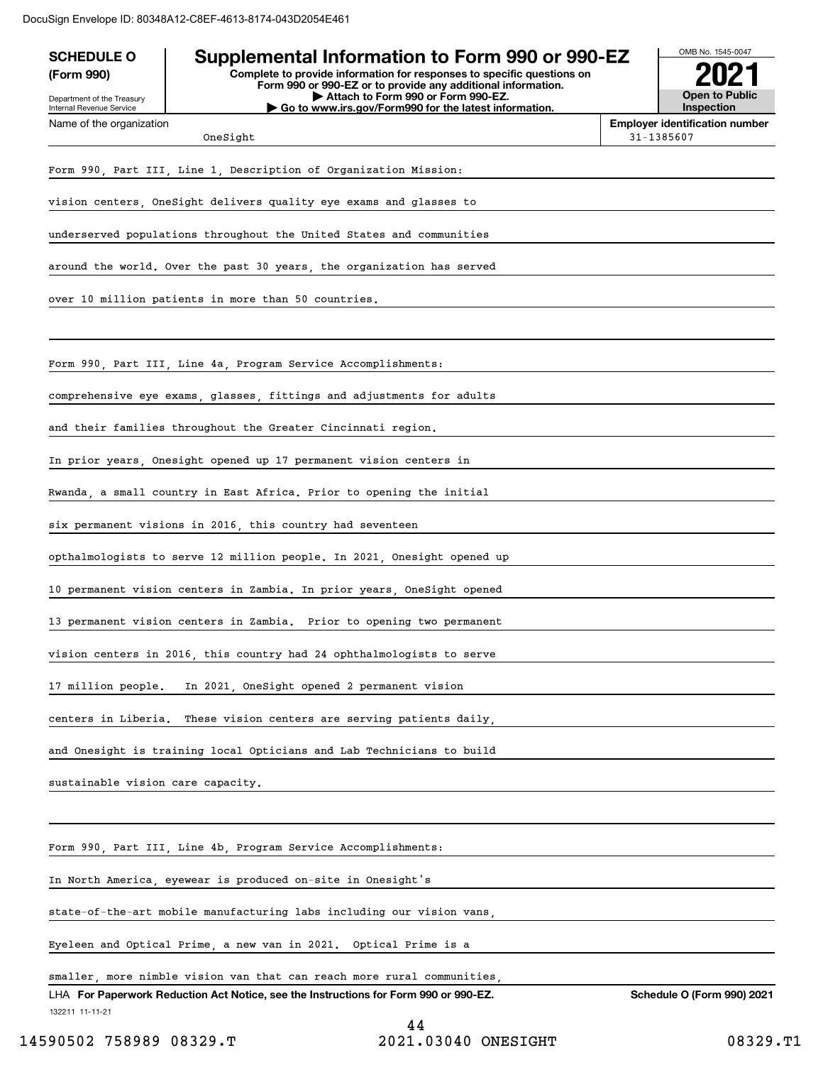DocuSign Envelope ID: 80348A12-C8EF-4613-8174-043D2054E461

**SCHEDULE O**
**(Form 990)**

Department of the Treasury
Internal Revenue Service

# Supplemental Information to Form 990 or 990-EZ

**Complete to provide information for responses to specific questions on Form 990 or 990-EZ or to provide any additional information.**
**▶ Attach to Form 990 or Form 990-EZ.**
**▶ Go to www.irs.gov/Form990 for the latest information.**

OMB No. 1545-0047

**2021**

**Open to Public Inspection**

| Name of the organization | Employer identification number |
|---|---|
| OneSight | 31-1385607 |

Form 990, Part III, Line 1, Description of Organization Mission:

vision centers, OneSight delivers quality eye exams and glasses to underserved populations throughout the United States and communities around the world. Over the past 30 years, the organization has served over 10 million patients in more than 50 countries.

Form 990, Part III, Line 4a, Program Service Accomplishments:

comprehensive eye exams, glasses, fittings and adjustments for adults and their families throughout the Greater Cincinnati region.

In prior years, Onesight opened up 17 permanent vision centers in Rwanda, a small country in East Africa. Prior to opening the initial six permanent visions in 2016, this country had seventeen opthalmologists to serve 12 million people. In 2021, Onesight opened up 10 permanent vision centers in Zambia. In prior years, OneSight opened 13 permanent vision centers in Zambia. Prior to opening two permanent vision centers in 2016, this country had 24 ophthalmologists to serve 17 million people. In 2021, OneSight opened 2 permanent vision centers in Liberia. These vision centers are serving patients daily, and Onesight is training local Opticians and Lab Technicians to build sustainable vision care capacity.

Form 990, Part III, Line 4b, Program Service Accomplishments:

In North America, eyewear is produced on-site in Onesight's state-of-the-art mobile manufacturing labs including our vision vans, Eyeleen and Optical Prime, a new van in 2021. Optical Prime is a smaller, more nimble vision van that can reach more rural communities,

LHA **For Paperwork Reduction Act Notice, see the Instructions for Form 990 or 990-EZ.** **Schedule O (Form 990) 2021**

132211 11-11-21

14590502 758989 08329.T 2021.03040 ONESIGHT 08329.T1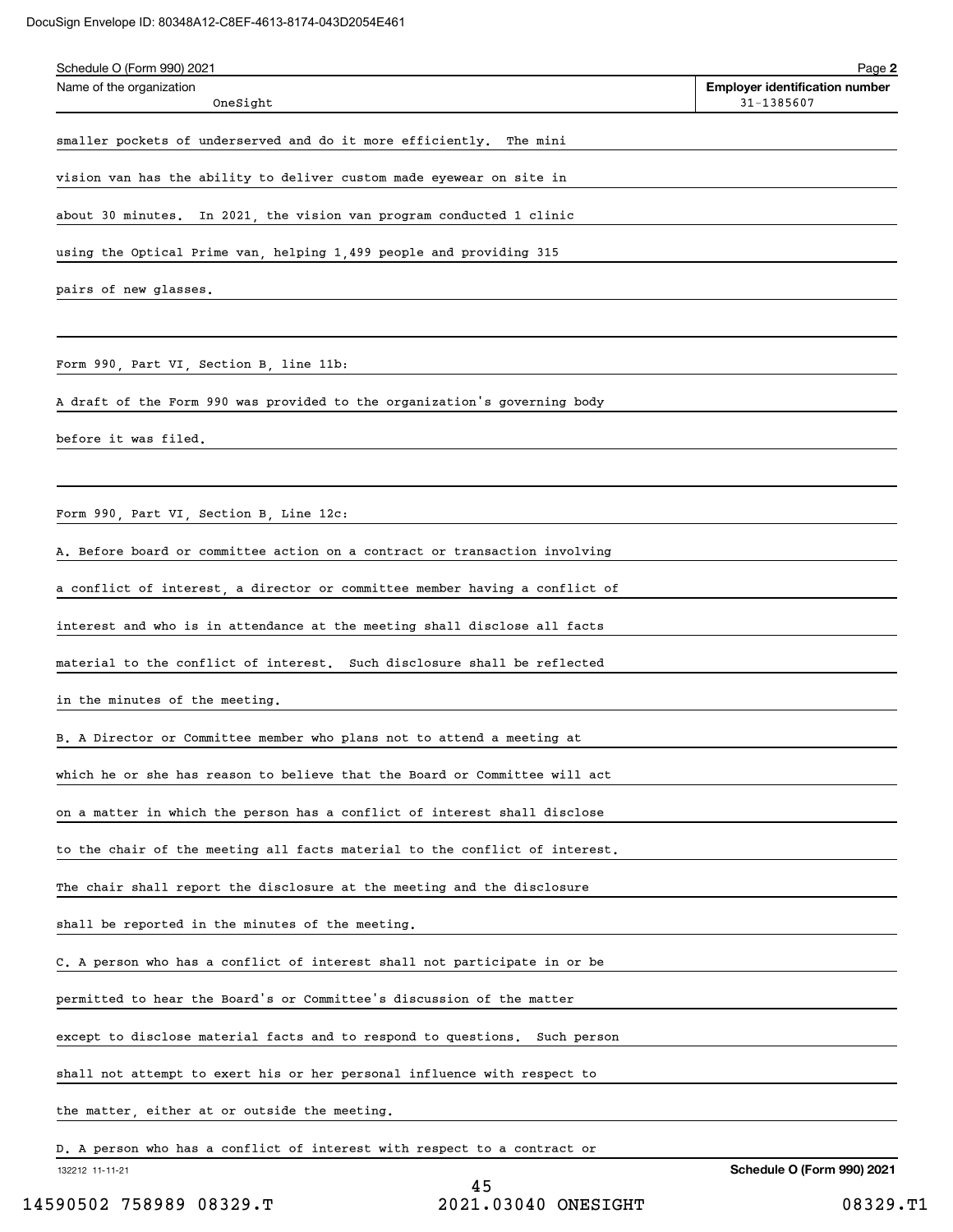Schedule O (Form 990) 2021 Page **2**

| Name of the organization | Employer identification number |
|---|---|
| OneSight | 31-1385607 |

smaller pockets of underserved and do it more efficiently. The mini vision van has the ability to deliver custom made eyewear on site in about 30 minutes. In 2021, the vision van program conducted 1 clinic using the Optical Prime van, helping 1,499 people and providing 315 pairs of new glasses.

Form 990, Part VI, Section B, line 11b:

A draft of the Form 990 was provided to the organization's governing body before it was filed.

Form 990, Part VI, Section B, Line 12c:

A. Before board or committee action on a contract or transaction involving a conflict of interest, a director or committee member having a conflict of interest and who is in attendance at the meeting shall disclose all facts material to the conflict of interest. Such disclosure shall be reflected in the minutes of the meeting.

B. A Director or Committee member who plans not to attend a meeting at which he or she has reason to believe that the Board or Committee will act on a matter in which the person has a conflict of interest shall disclose to the chair of the meeting all facts material to the conflict of interest. The chair shall report the disclosure at the meeting and the disclosure shall be reported in the minutes of the meeting.

C. A person who has a conflict of interest shall not participate in or be permitted to hear the Board's or Committee's discussion of the matter except to disclose material facts and to respond to questions. Such person shall not attempt to exert his or her personal influence with respect to the matter, either at or outside the meeting.

D. A person who has a conflict of interest with respect to a contract or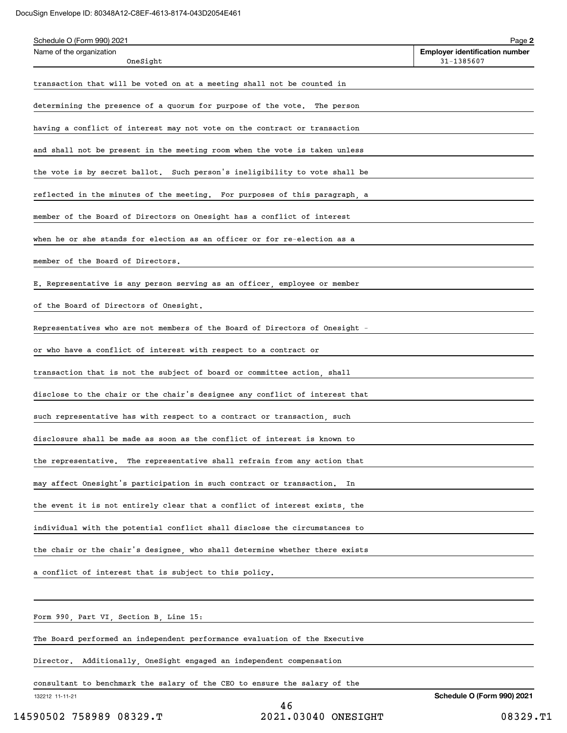Schedule O (Form 990) 2021 Page **2**

| Name of the organization | Employer identification number |
|---|---|
| OneSight | 31-1385607 |

transaction that will be voted on at a meeting shall not be counted in determining the presence of a quorum for purpose of the vote. The person having a conflict of interest may not vote on the contract or transaction and shall not be present in the meeting room when the vote is taken unless the vote is by secret ballot. Such person's ineligibility to vote shall be reflected in the minutes of the meeting. For purposes of this paragraph, a member of the Board of Directors on Onesight has a conflict of interest when he or she stands for election as an officer or for re-election as a member of the Board of Directors.

E. Representative is any person serving as an officer, employee or member of the Board of Directors of Onesight.

Representatives who are not members of the Board of Directors of Onesight - or who have a conflict of interest with respect to a contract or transaction that is not the subject of board or committee action, shall disclose to the chair or the chair's designee any conflict of interest that such representative has with respect to a contract or transaction, such disclosure shall be made as soon as the conflict of interest is known to the representative. The representative shall refrain from any action that may affect Onesight's participation in such contract or transaction. In the event it is not entirely clear that a conflict of interest exists, the individual with the potential conflict shall disclose the circumstances to the chair or the chair's designee, who shall determine whether there exists a conflict of interest that is subject to this policy.

Form 990, Part VI, Section B, Line 15:

The Board performed an independent performance evaluation of the Executive Director. Additionally, OneSight engaged an independent compensation consultant to benchmark the salary of the CEO to ensure the salary of the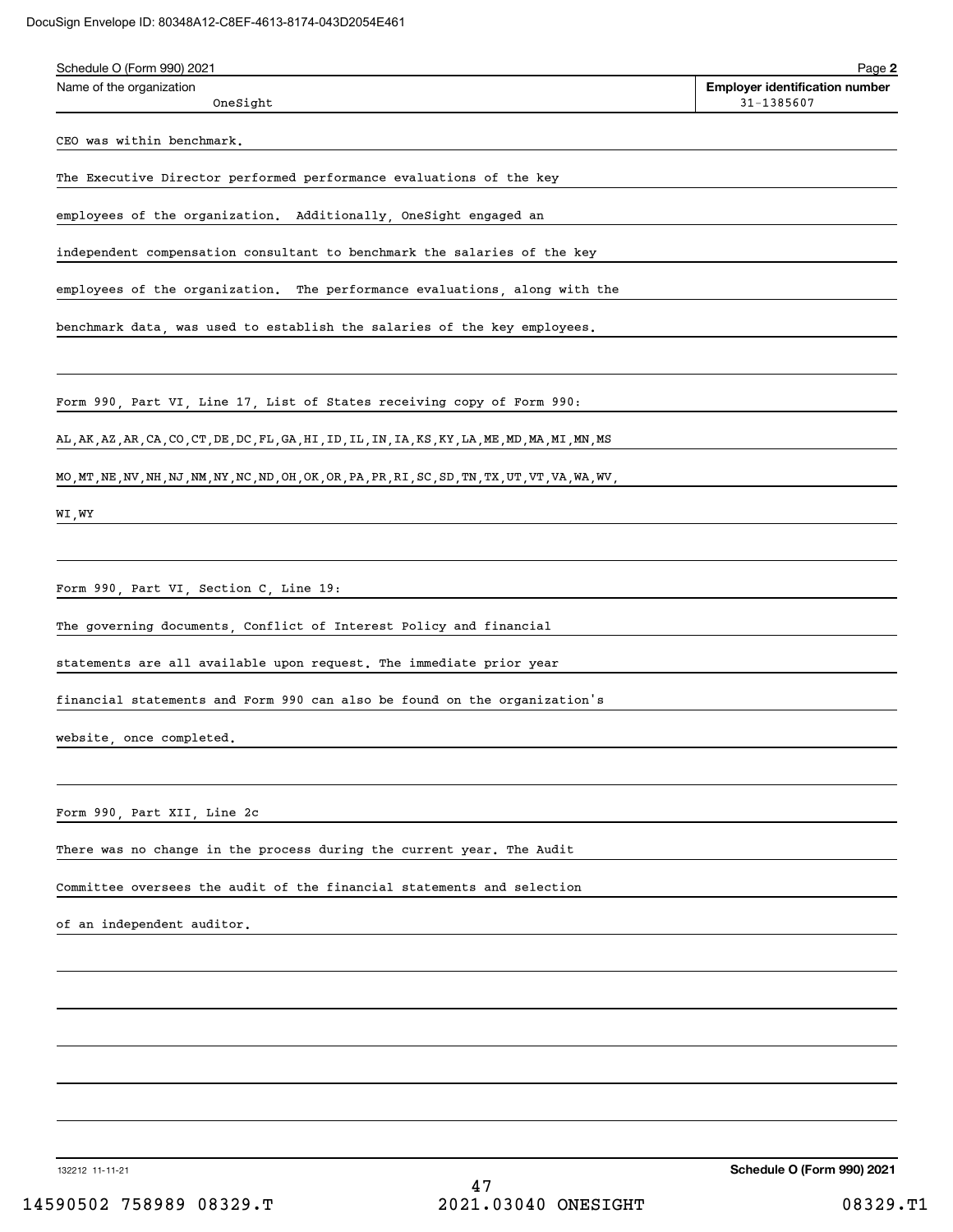Schedule O (Form 990) 2021 Page **2**

Name of the organization: OneSight

**Employer identification number**: 31-1385607

CEO was within benchmark.

The Executive Director performed performance evaluations of the key employees of the organization. Additionally, OneSight engaged an independent compensation consultant to benchmark the salaries of the key employees of the organization. The performance evaluations, along with the benchmark data, was used to establish the salaries of the key employees.

Form 990, Part VI, Line 17, List of States receiving copy of Form 990:

AL,AK,AZ,AR,CA,CO,CT,DE,DC,FL,GA,HI,ID,IL,IN,IA,KS,KY,LA,ME,MD,MA,MI,MN,MS
MO,MT,NE,NV,NH,NJ,NM,NY,NC,ND,OH,OK,OR,PA,PR,RI,SC,SD,TN,TX,UT,VT,VA,WA,WV,
WI,WY

Form 990, Part VI, Section C, Line 19:

The governing documents, Conflict of Interest Policy and financial statements are all available upon request. The immediate prior year financial statements and Form 990 can also be found on the organization's website, once completed.

Form 990, Part XII, Line 2c

There was no change in the process during the current year. The Audit Committee oversees the audit of the financial statements and selection of an independent auditor.

132212 11-11-21 **Schedule O (Form 990) 2021**